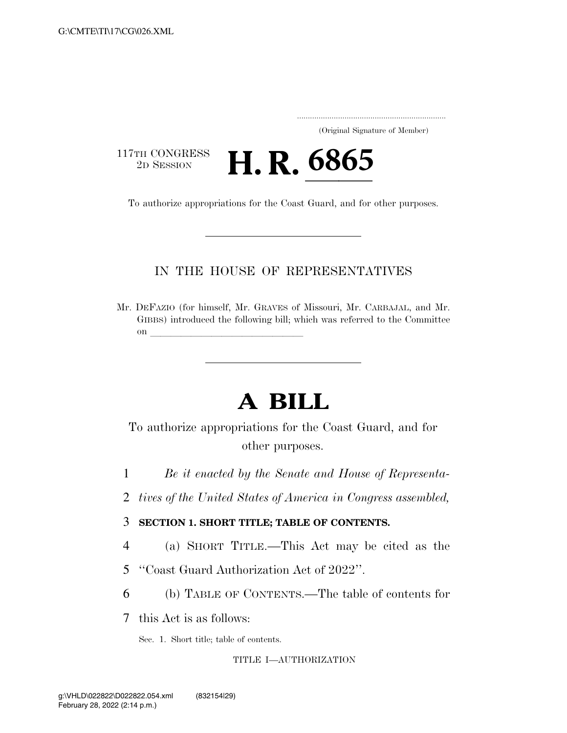(Original Signature of Member)

117TH CONGRESS
2D SESSION

# H. R. 6865

To authorize appropriations for the Coast Guard, and for other purposes.

---

IN THE HOUSE OF REPRESENTATIVES

Mr. DEFAZIO (for himself, Mr. GRAVES of Missouri, Mr. CARBAJAL, and Mr. GIBBS) introduced the following bill; which was referred to the Committee on ______________________________

---

# A BILL

To authorize appropriations for the Coast Guard, and for other purposes.

1 *Be it enacted by the Senate and House of Representa-*

2 *tives of the United States of America in Congress assembled,*

3 **SECTION 1. SHORT TITLE; TABLE OF CONTENTS.**

4 (a) SHORT TITLE.—This Act may be cited as the

5 "Coast Guard Authorization Act of 2022".

6 (b) TABLE OF CONTENTS.—The table of contents for

7 this Act is as follows:

Sec. 1. Short title; table of contents.

TITLE I—AUTHORIZATION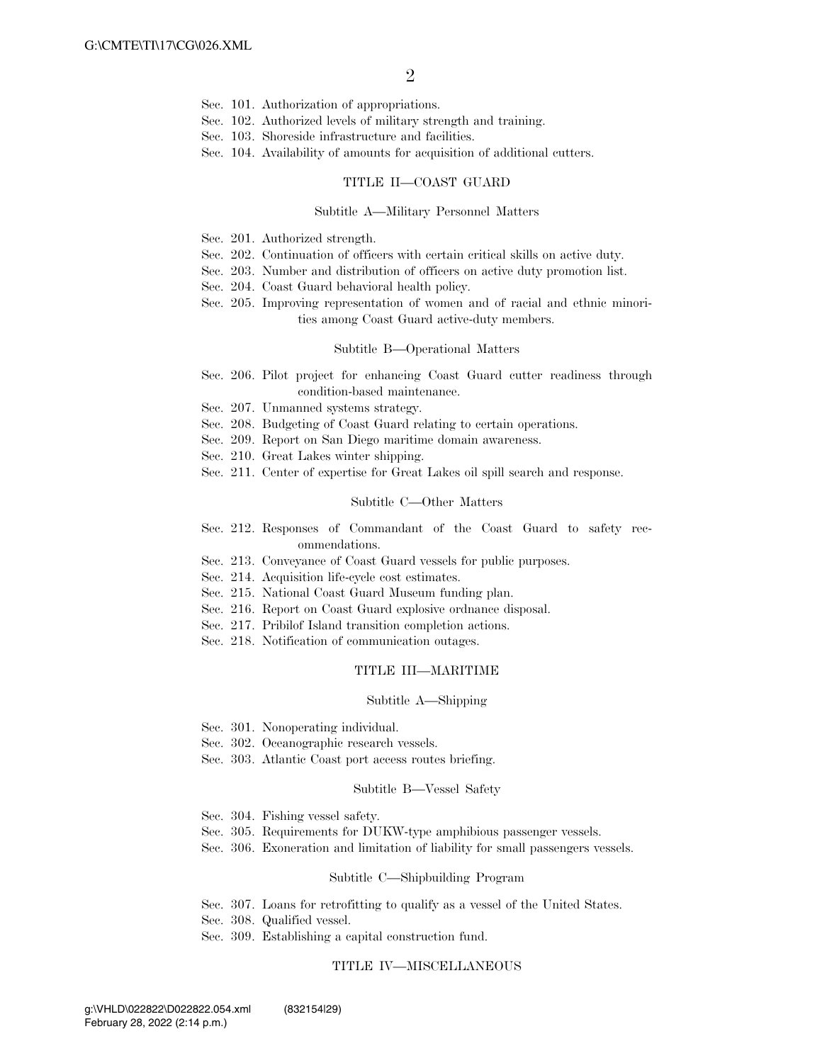Sec. 101. Authorization of appropriations.
Sec. 102. Authorized levels of military strength and training.
Sec. 103. Shoreside infrastructure and facilities.
Sec. 104. Availability of amounts for acquisition of additional cutters.

TITLE II—COAST GUARD

Subtitle A—Military Personnel Matters

Sec. 201. Authorized strength.
Sec. 202. Continuation of officers with certain critical skills on active duty.
Sec. 203. Number and distribution of officers on active duty promotion list.
Sec. 204. Coast Guard behavioral health policy.
Sec. 205. Improving representation of women and of racial and ethnic minorities among Coast Guard active-duty members.

Subtitle B—Operational Matters

Sec. 206. Pilot project for enhancing Coast Guard cutter readiness through condition-based maintenance.
Sec. 207. Unmanned systems strategy.
Sec. 208. Budgeting of Coast Guard relating to certain operations.
Sec. 209. Report on San Diego maritime domain awareness.
Sec. 210. Great Lakes winter shipping.
Sec. 211. Center of expertise for Great Lakes oil spill search and response.

Subtitle C—Other Matters

Sec. 212. Responses of Commandant of the Coast Guard to safety recommendations.
Sec. 213. Conveyance of Coast Guard vessels for public purposes.
Sec. 214. Acquisition life-cycle cost estimates.
Sec. 215. National Coast Guard Museum funding plan.
Sec. 216. Report on Coast Guard explosive ordnance disposal.
Sec. 217. Pribilof Island transition completion actions.
Sec. 218. Notification of communication outages.

TITLE III—MARITIME

Subtitle A—Shipping

Sec. 301. Nonoperating individual.
Sec. 302. Oceanographic research vessels.
Sec. 303. Atlantic Coast port access routes briefing.

Subtitle B—Vessel Safety

Sec. 304. Fishing vessel safety.
Sec. 305. Requirements for DUKW-type amphibious passenger vessels.
Sec. 306. Exoneration and limitation of liability for small passengers vessels.

Subtitle C—Shipbuilding Program

Sec. 307. Loans for retrofitting to qualify as a vessel of the United States.
Sec. 308. Qualified vessel.
Sec. 309. Establishing a capital construction fund.

TITLE IV—MISCELLANEOUS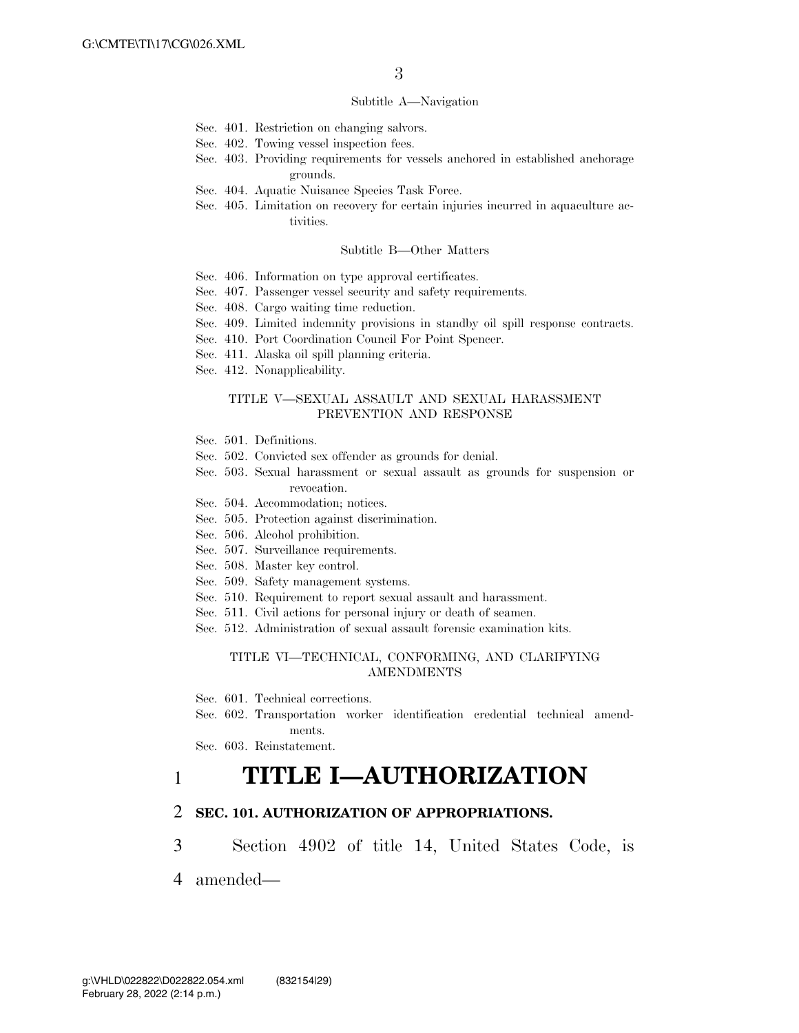Subtitle A—Navigation

Sec. 401. Restriction on changing salvors.
Sec. 402. Towing vessel inspection fees.
Sec. 403. Providing requirements for vessels anchored in established anchorage grounds.
Sec. 404. Aquatic Nuisance Species Task Force.
Sec. 405. Limitation on recovery for certain injuries incurred in aquaculture activities.

Subtitle B—Other Matters

Sec. 406. Information on type approval certificates.
Sec. 407. Passenger vessel security and safety requirements.
Sec. 408. Cargo waiting time reduction.
Sec. 409. Limited indemnity provisions in standby oil spill response contracts.
Sec. 410. Port Coordination Council For Point Spencer.
Sec. 411. Alaska oil spill planning criteria.
Sec. 412. Nonapplicability.

TITLE V—SEXUAL ASSAULT AND SEXUAL HARASSMENT PREVENTION AND RESPONSE

Sec. 501. Definitions.
Sec. 502. Convicted sex offender as grounds for denial.
Sec. 503. Sexual harassment or sexual assault as grounds for suspension or revocation.
Sec. 504. Accommodation; notices.
Sec. 505. Protection against discrimination.
Sec. 506. Alcohol prohibition.
Sec. 507. Surveillance requirements.
Sec. 508. Master key control.
Sec. 509. Safety management systems.
Sec. 510. Requirement to report sexual assault and harassment.
Sec. 511. Civil actions for personal injury or death of seamen.
Sec. 512. Administration of sexual assault forensic examination kits.

TITLE VI—TECHNICAL, CONFORMING, AND CLARIFYING AMENDMENTS

Sec. 601. Technical corrections.
Sec. 602. Transportation worker identification credential technical amendments.
Sec. 603. Reinstatement.

# TITLE I—AUTHORIZATION

## SEC. 101. AUTHORIZATION OF APPROPRIATIONS.

Section 4902 of title 14, United States Code, is amended—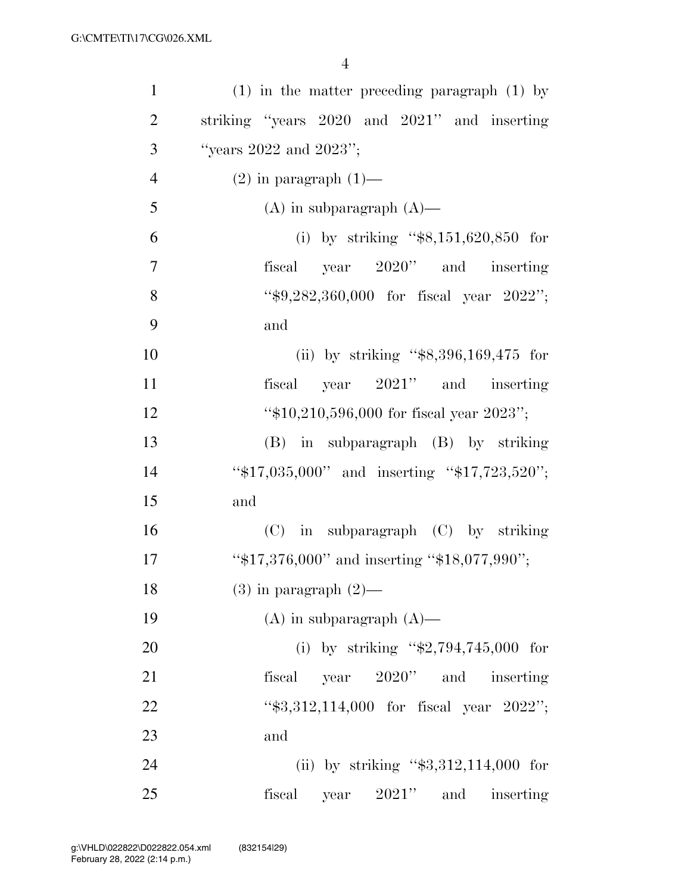(1) in the matter preceding paragraph (1) by striking "years 2020 and 2021" and inserting "years 2022 and 2023";

(2) in paragraph (1)—

(A) in subparagraph (A)—

(i) by striking "$8,151,620,850 for fiscal year 2020" and inserting "$9,282,360,000 for fiscal year 2022"; and

(ii) by striking "$8,396,169,475 for fiscal year 2021" and inserting "$10,210,596,000 for fiscal year 2023";

(B) in subparagraph (B) by striking "$17,035,000" and inserting "$17,723,520"; and

(C) in subparagraph (C) by striking "$17,376,000" and inserting "$18,077,990";

(3) in paragraph (2)—

(A) in subparagraph (A)—

(i) by striking "$2,794,745,000 for fiscal year 2020" and inserting "$3,312,114,000 for fiscal year 2022"; and

(ii) by striking "$3,312,114,000 for fiscal year 2021" and inserting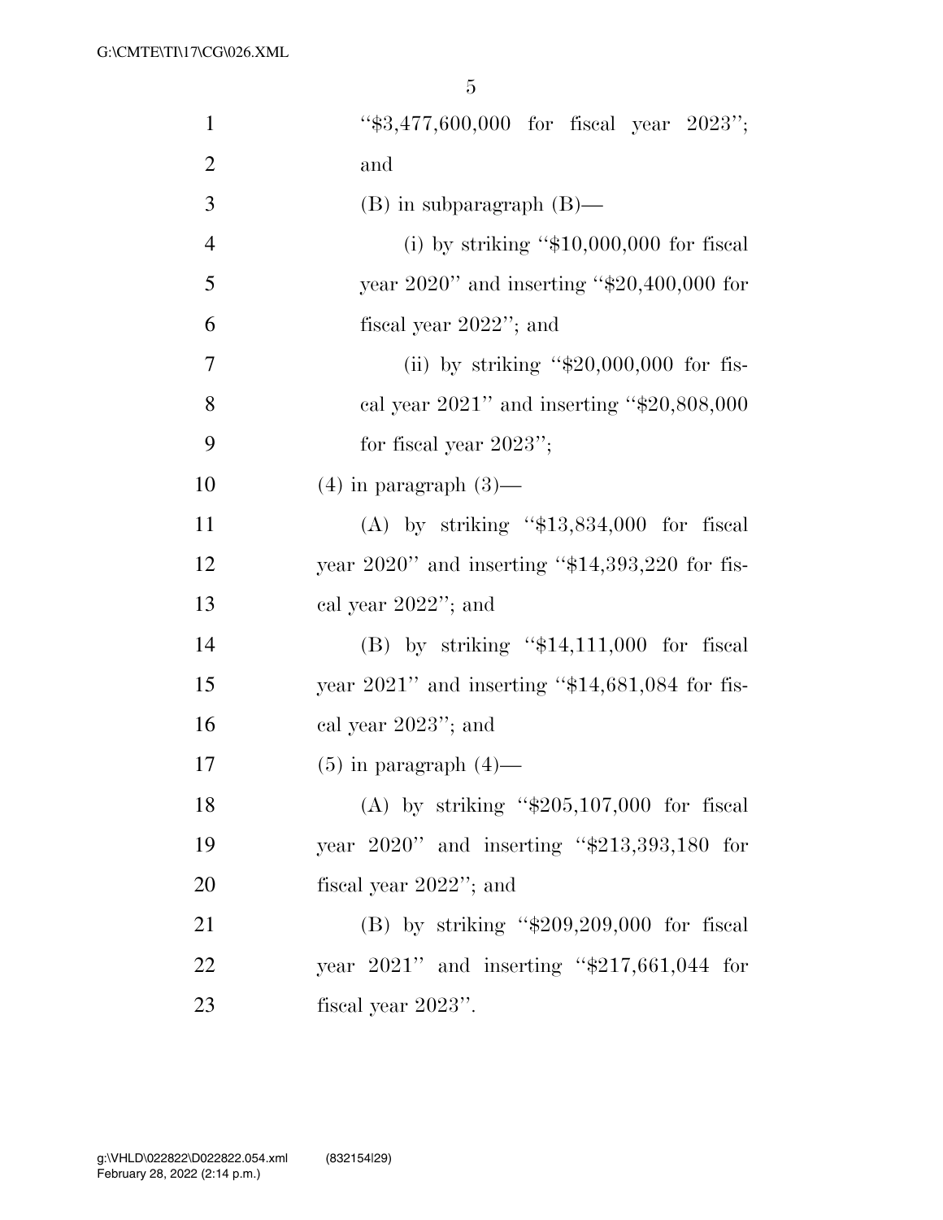"$3,477,600,000 for fiscal year 2023"; and

(B) in subparagraph (B)—

(i) by striking "$10,000,000 for fiscal year 2020" and inserting "$20,400,000 for fiscal year 2022"; and

(ii) by striking "$20,000,000 for fiscal year 2021" and inserting "$20,808,000 for fiscal year 2023";

(4) in paragraph (3)—

(A) by striking "$13,834,000 for fiscal year 2020" and inserting "$14,393,220 for fiscal year 2022"; and

(B) by striking "$14,111,000 for fiscal year 2021" and inserting "$14,681,084 for fiscal year 2023"; and

(5) in paragraph (4)—

(A) by striking "$205,107,000 for fiscal year 2020" and inserting "$213,393,180 for fiscal year 2022"; and

(B) by striking "$209,209,000 for fiscal year 2021" and inserting "$217,661,044 for fiscal year 2023".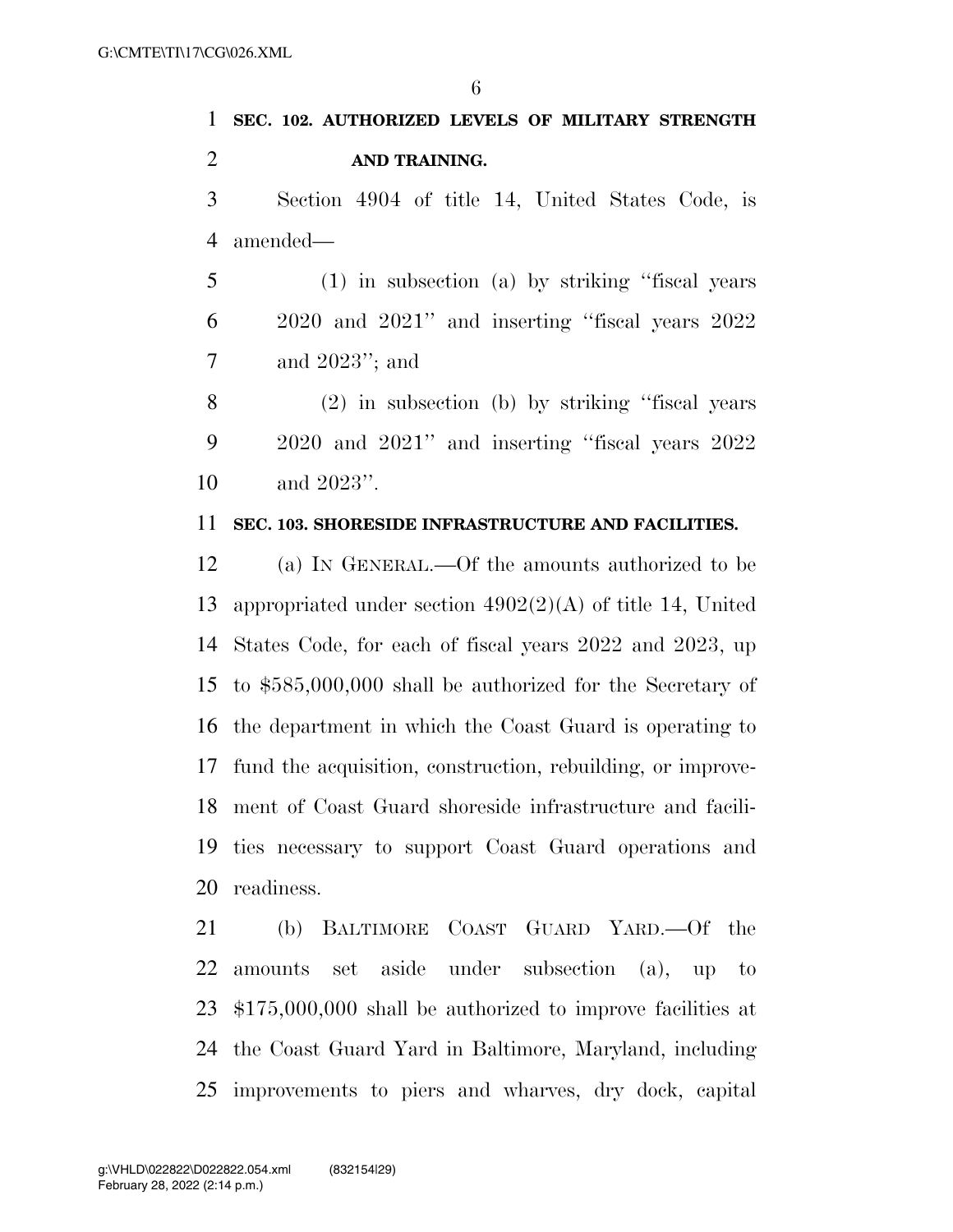**SEC. 102. AUTHORIZED LEVELS OF MILITARY STRENGTH AND TRAINING.**

Section 4904 of title 14, United States Code, is amended—

(1) in subsection (a) by striking "fiscal years 2020 and 2021" and inserting "fiscal years 2022 and 2023"; and

(2) in subsection (b) by striking "fiscal years 2020 and 2021" and inserting "fiscal years 2022 and 2023".

**SEC. 103. SHORESIDE INFRASTRUCTURE AND FACILITIES.**

(a) IN GENERAL.—Of the amounts authorized to be appropriated under section 4902(2)(A) of title 14, United States Code, for each of fiscal years 2022 and 2023, up to $585,000,000 shall be authorized for the Secretary of the department in which the Coast Guard is operating to fund the acquisition, construction, rebuilding, or improvement of Coast Guard shoreside infrastructure and facilities necessary to support Coast Guard operations and readiness.

(b) BALTIMORE COAST GUARD YARD.—Of the amounts set aside under subsection (a), up to $175,000,000 shall be authorized to improve facilities at the Coast Guard Yard in Baltimore, Maryland, including improvements to piers and wharves, dry dock, capital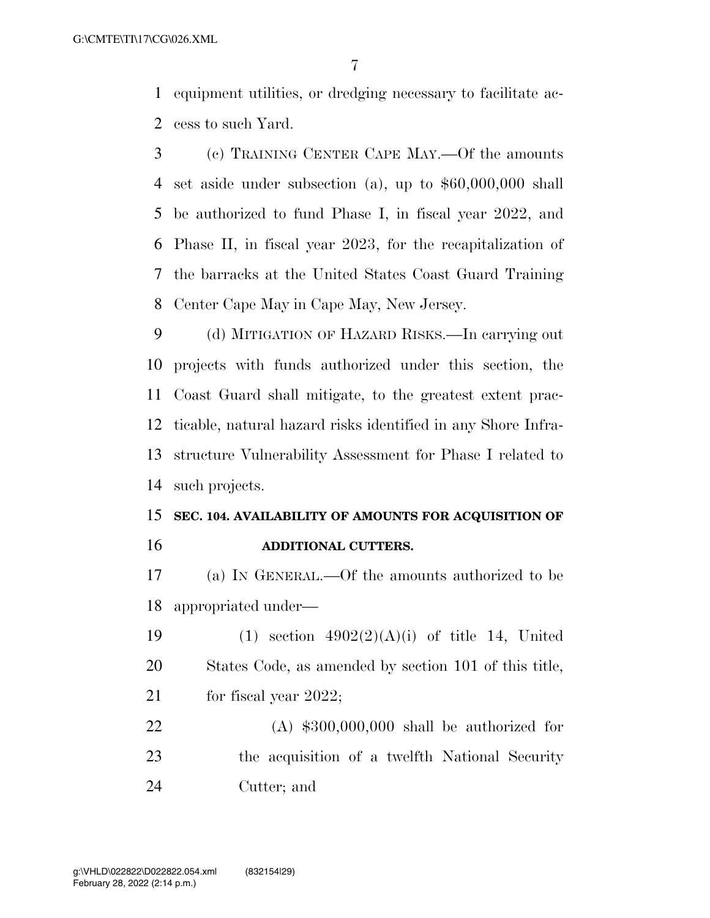equipment utilities, or dredging necessary to facilitate access to such Yard.

(c) TRAINING CENTER CAPE MAY.—Of the amounts set aside under subsection (a), up to $60,000,000 shall be authorized to fund Phase I, in fiscal year 2022, and Phase II, in fiscal year 2023, for the recapitalization of the barracks at the United States Coast Guard Training Center Cape May in Cape May, New Jersey.

(d) MITIGATION OF HAZARD RISKS.—In carrying out projects with funds authorized under this section, the Coast Guard shall mitigate, to the greatest extent practicable, natural hazard risks identified in any Shore Infrastructure Vulnerability Assessment for Phase I related to such projects.

**SEC. 104. AVAILABILITY OF AMOUNTS FOR ACQUISITION OF ADDITIONAL CUTTERS.**

(a) IN GENERAL.—Of the amounts authorized to be appropriated under—

(1) section 4902(2)(A)(i) of title 14, United States Code, as amended by section 101 of this title, for fiscal year 2022;

(A) $300,000,000 shall be authorized for the acquisition of a twelfth National Security Cutter; and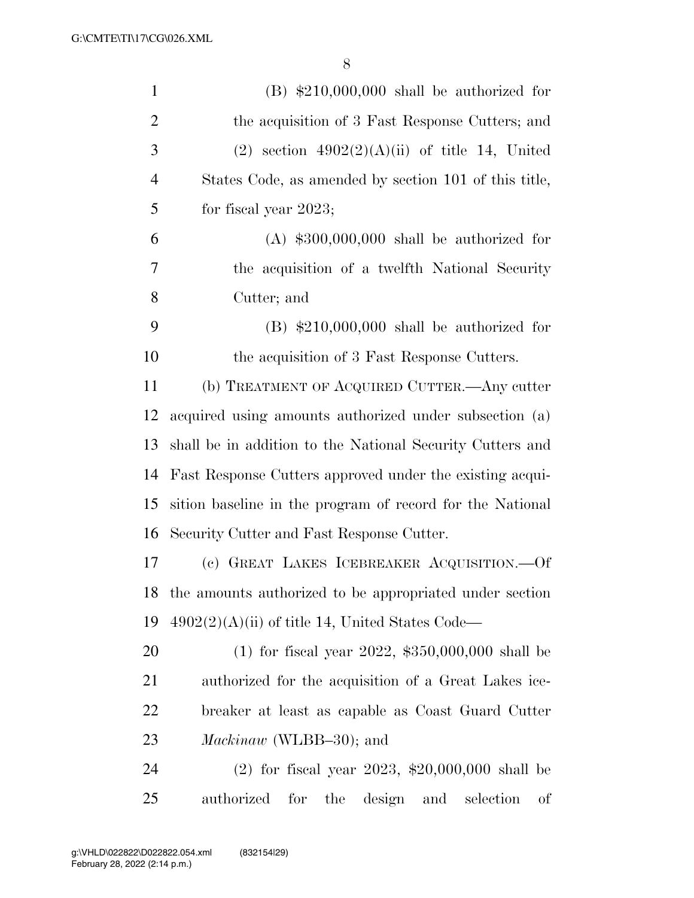(B) $210,000,000 shall be authorized for the acquisition of 3 Fast Response Cutters; and

(2) section 4902(2)(A)(ii) of title 14, United States Code, as amended by section 101 of this title, for fiscal year 2023;

(A) $300,000,000 shall be authorized for the acquisition of a twelfth National Security Cutter; and

(B) $210,000,000 shall be authorized for the acquisition of 3 Fast Response Cutters.

(b) TREATMENT OF ACQUIRED CUTTER.—Any cutter acquired using amounts authorized under subsection (a) shall be in addition to the National Security Cutters and Fast Response Cutters approved under the existing acquisition baseline in the program of record for the National Security Cutter and Fast Response Cutter.

(c) GREAT LAKES ICEBREAKER ACQUISITION.—Of the amounts authorized to be appropriated under section 4902(2)(A)(ii) of title 14, United States Code—

(1) for fiscal year 2022, $350,000,000 shall be authorized for the acquisition of a Great Lakes icebreaker at least as capable as Coast Guard Cutter *Mackinaw* (WLBB–30); and

(2) for fiscal year 2023, $20,000,000 shall be authorized for the design and selection of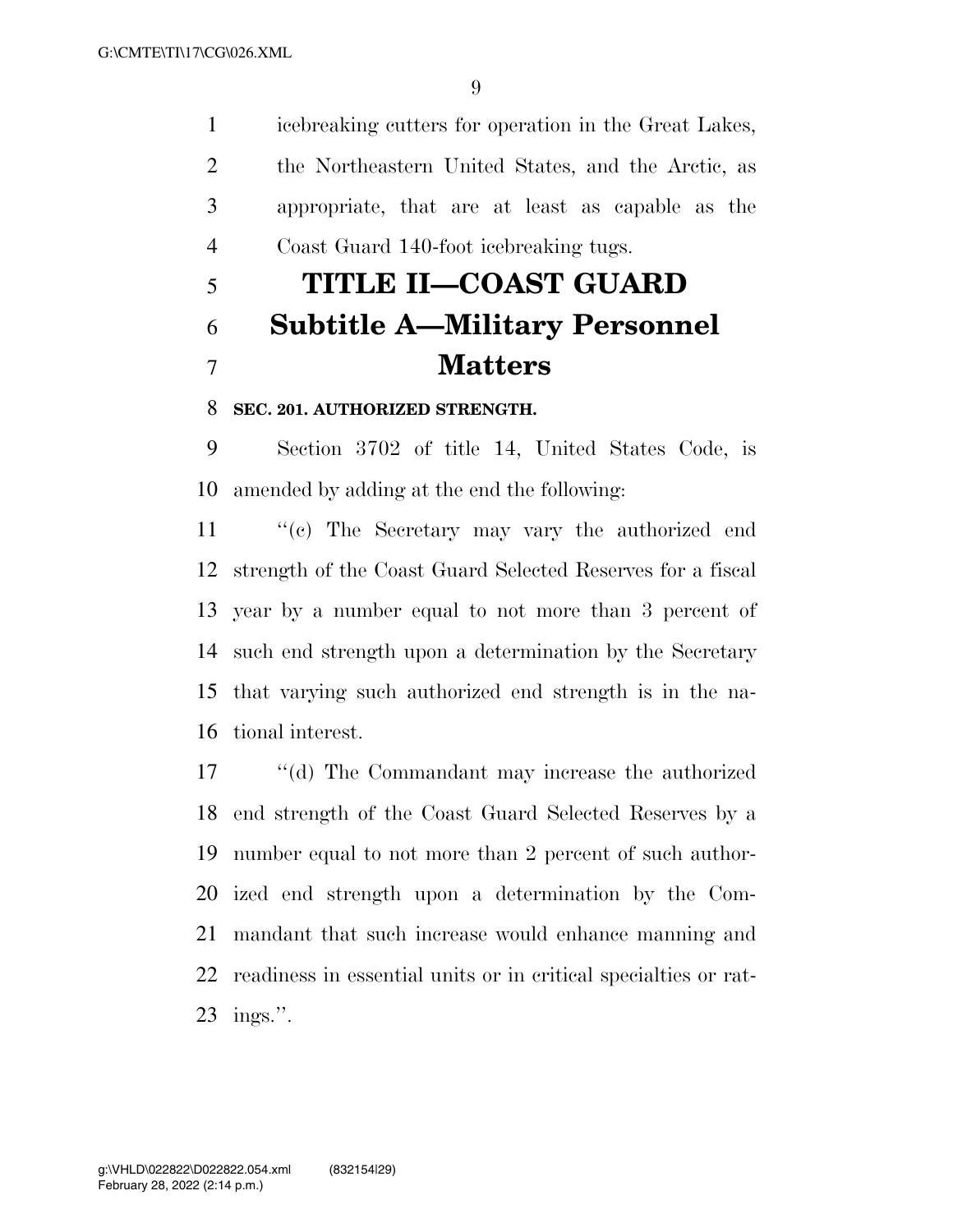icebreaking cutters for operation in the Great Lakes, the Northeastern United States, and the Arctic, as appropriate, that are at least as capable as the Coast Guard 140-foot icebreaking tugs.

# TITLE II—COAST GUARD

## Subtitle A—Military Personnel Matters

### SEC. 201. AUTHORIZED STRENGTH.

Section 3702 of title 14, United States Code, is amended by adding at the end the following:

''(c) The Secretary may vary the authorized end strength of the Coast Guard Selected Reserves for a fiscal year by a number equal to not more than 3 percent of such end strength upon a determination by the Secretary that varying such authorized end strength is in the national interest.

''(d) The Commandant may increase the authorized end strength of the Coast Guard Selected Reserves by a number equal to not more than 2 percent of such authorized end strength upon a determination by the Commandant that such increase would enhance manning and readiness in essential units or in critical specialties or ratings.''.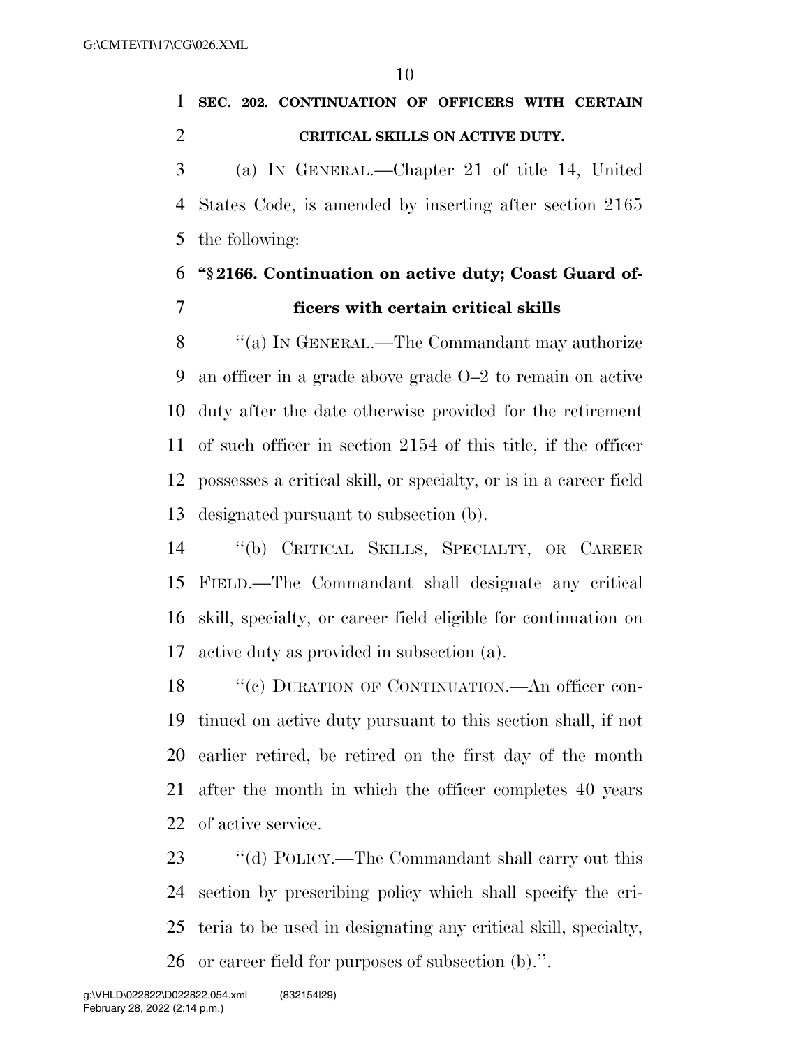**SEC. 202. CONTINUATION OF OFFICERS WITH CERTAIN CRITICAL SKILLS ON ACTIVE DUTY.**

(a) IN GENERAL.—Chapter 21 of title 14, United States Code, is amended by inserting after section 2165 the following:

**"§ 2166. Continuation on active duty; Coast Guard officers with certain critical skills**

"(a) IN GENERAL.—The Commandant may authorize an officer in a grade above grade O–2 to remain on active duty after the date otherwise provided for the retirement of such officer in section 2154 of this title, if the officer possesses a critical skill, or specialty, or is in a career field designated pursuant to subsection (b).

"(b) CRITICAL SKILLS, SPECIALTY, OR CAREER FIELD.—The Commandant shall designate any critical skill, specialty, or career field eligible for continuation on active duty as provided in subsection (a).

"(c) DURATION OF CONTINUATION.—An officer continued on active duty pursuant to this section shall, if not earlier retired, be retired on the first day of the month after the month in which the officer completes 40 years of active service.

"(d) POLICY.—The Commandant shall carry out this section by prescribing policy which shall specify the criteria to be used in designating any critical skill, specialty, or career field for purposes of subsection (b).".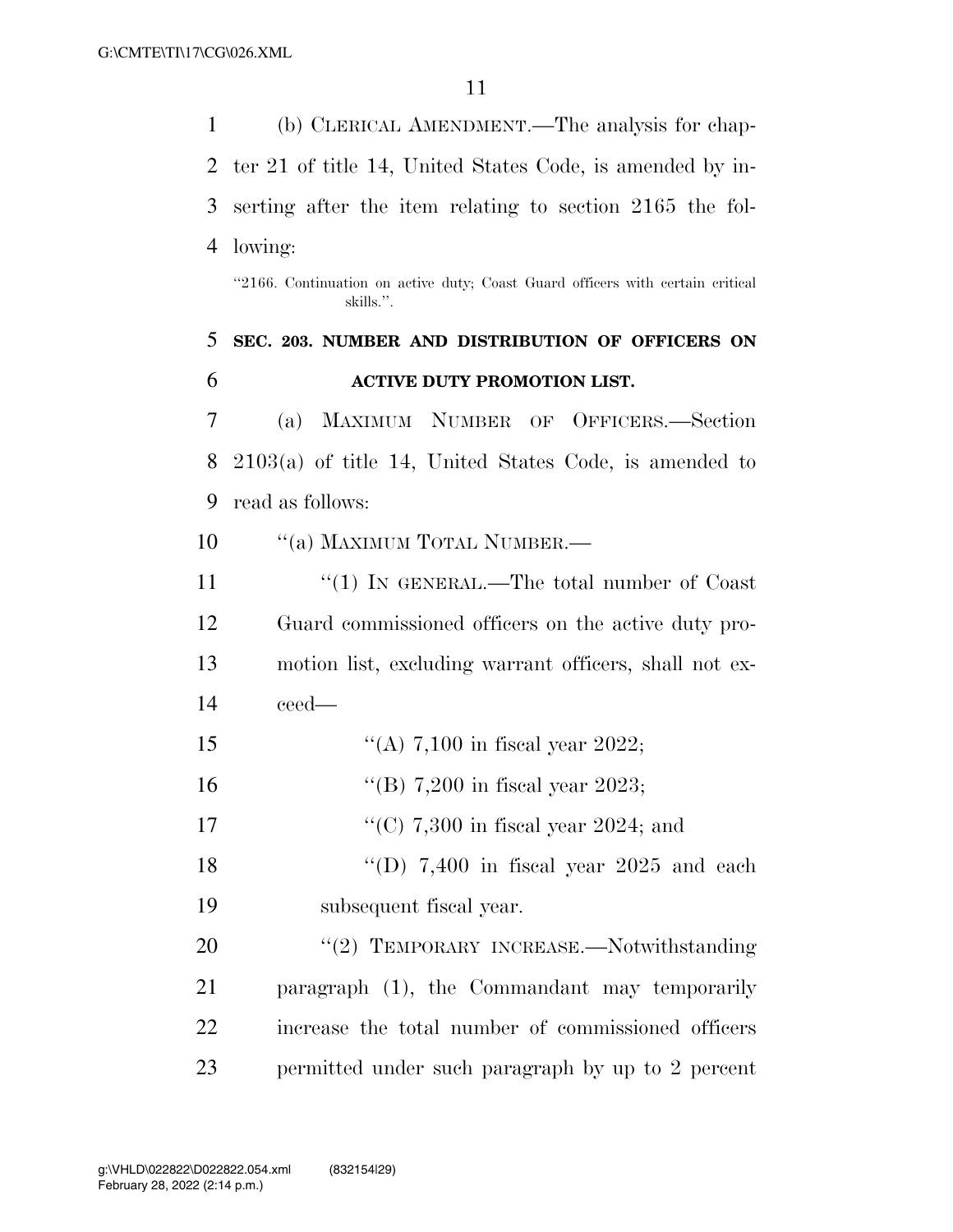(b) CLERICAL AMENDMENT.—The analysis for chapter 21 of title 14, United States Code, is amended by inserting after the item relating to section 2165 the following:

"2166. Continuation on active duty; Coast Guard officers with certain critical skills.".

**SEC. 203. NUMBER AND DISTRIBUTION OF OFFICERS ON ACTIVE DUTY PROMOTION LIST.**

(a) MAXIMUM NUMBER OF OFFICERS.—Section 2103(a) of title 14, United States Code, is amended to read as follows:

"(a) MAXIMUM TOTAL NUMBER.—

"(1) IN GENERAL.—The total number of Coast Guard commissioned officers on the active duty promotion list, excluding warrant officers, shall not exceed—

"(A) 7,100 in fiscal year 2022;

"(B) 7,200 in fiscal year 2023;

"(C) 7,300 in fiscal year 2024; and

"(D) 7,400 in fiscal year 2025 and each subsequent fiscal year.

"(2) TEMPORARY INCREASE.—Notwithstanding paragraph (1), the Commandant may temporarily increase the total number of commissioned officers permitted under such paragraph by up to 2 percent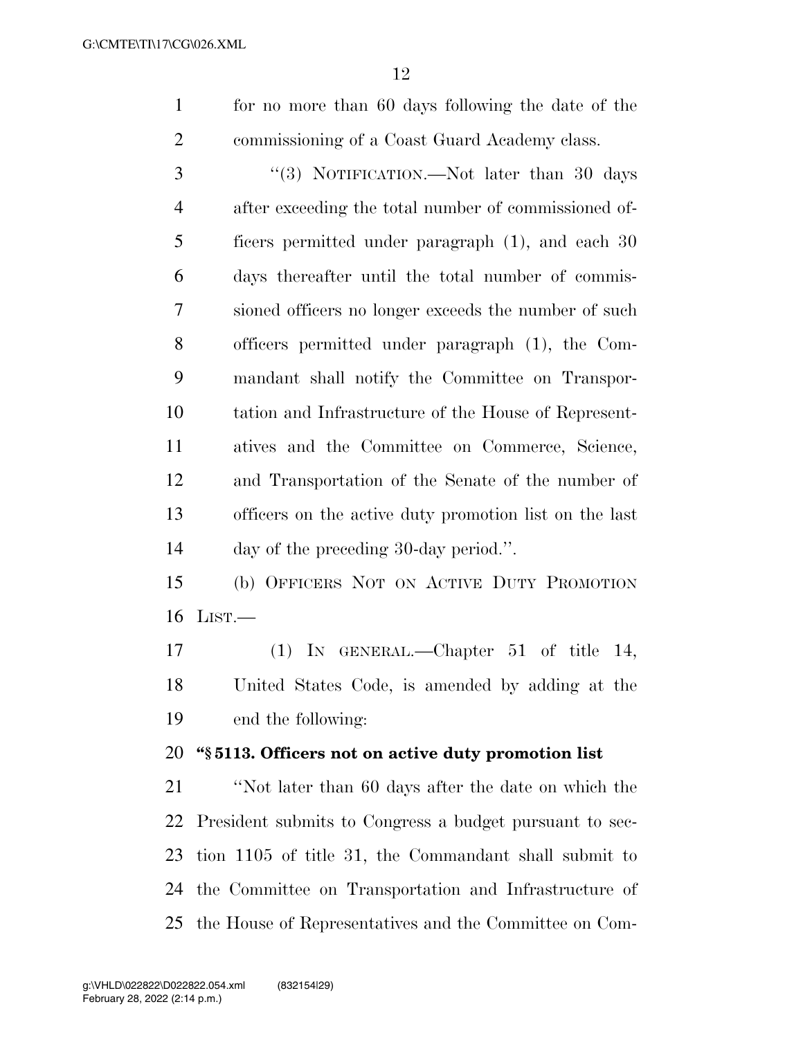for no more than 60 days following the date of the commissioning of a Coast Guard Academy class.

"(3) NOTIFICATION.—Not later than 30 days after exceeding the total number of commissioned officers permitted under paragraph (1), and each 30 days thereafter until the total number of commissioned officers no longer exceeds the number of such officers permitted under paragraph (1), the Commandant shall notify the Committee on Transportation and Infrastructure of the House of Representatives and the Committee on Commerce, Science, and Transportation of the Senate of the number of officers on the active duty promotion list on the last day of the preceding 30-day period.".

(b) OFFICERS NOT ON ACTIVE DUTY PROMOTION LIST.—

(1) IN GENERAL.—Chapter 51 of title 14, United States Code, is amended by adding at the end the following:

**"§ 5113. Officers not on active duty promotion list**

"Not later than 60 days after the date on which the President submits to Congress a budget pursuant to section 1105 of title 31, the Commandant shall submit to the Committee on Transportation and Infrastructure of the House of Representatives and the Committee on Com-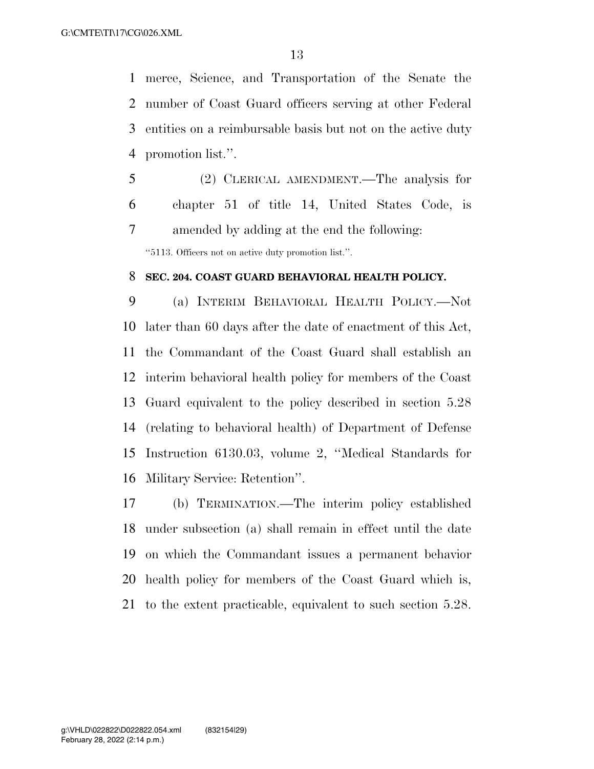merce, Science, and Transportation of the Senate the number of Coast Guard officers serving at other Federal entities on a reimbursable basis but not on the active duty promotion list.''.

(2) CLERICAL AMENDMENT.—The analysis for chapter 51 of title 14, United States Code, is amended by adding at the end the following:

''5113. Officers not on active duty promotion list.''.

**SEC. 204. COAST GUARD BEHAVIORAL HEALTH POLICY.**

(a) INTERIM BEHAVIORAL HEALTH POLICY.—Not later than 60 days after the date of enactment of this Act, the Commandant of the Coast Guard shall establish an interim behavioral health policy for members of the Coast Guard equivalent to the policy described in section 5.28 (relating to behavioral health) of Department of Defense Instruction 6130.03, volume 2, ''Medical Standards for Military Service: Retention''.

(b) TERMINATION.—The interim policy established under subsection (a) shall remain in effect until the date on which the Commandant issues a permanent behavior health policy for members of the Coast Guard which is, to the extent practicable, equivalent to such section 5.28.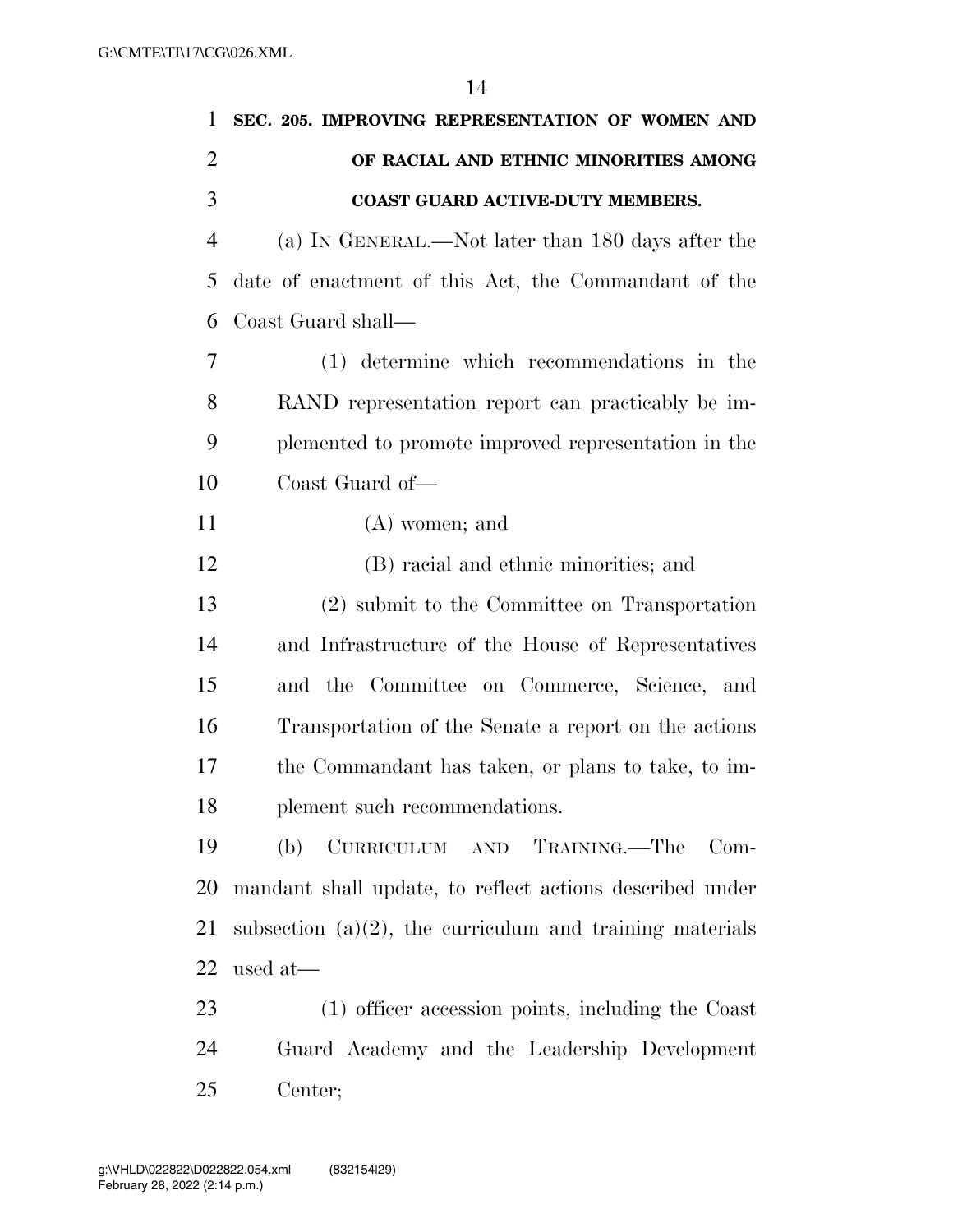**SEC. 205. IMPROVING REPRESENTATION OF WOMEN AND OF RACIAL AND ETHNIC MINORITIES AMONG COAST GUARD ACTIVE-DUTY MEMBERS.**

(a) IN GENERAL.—Not later than 180 days after the date of enactment of this Act, the Commandant of the Coast Guard shall—

(1) determine which recommendations in the RAND representation report can practicably be implemented to promote improved representation in the Coast Guard of—

(A) women; and

(B) racial and ethnic minorities; and

(2) submit to the Committee on Transportation and Infrastructure of the House of Representatives and the Committee on Commerce, Science, and Transportation of the Senate a report on the actions the Commandant has taken, or plans to take, to implement such recommendations.

(b) CURRICULUM AND TRAINING.—The Commandant shall update, to reflect actions described under subsection (a)(2), the curriculum and training materials used at—

(1) officer accession points, including the Coast Guard Academy and the Leadership Development Center;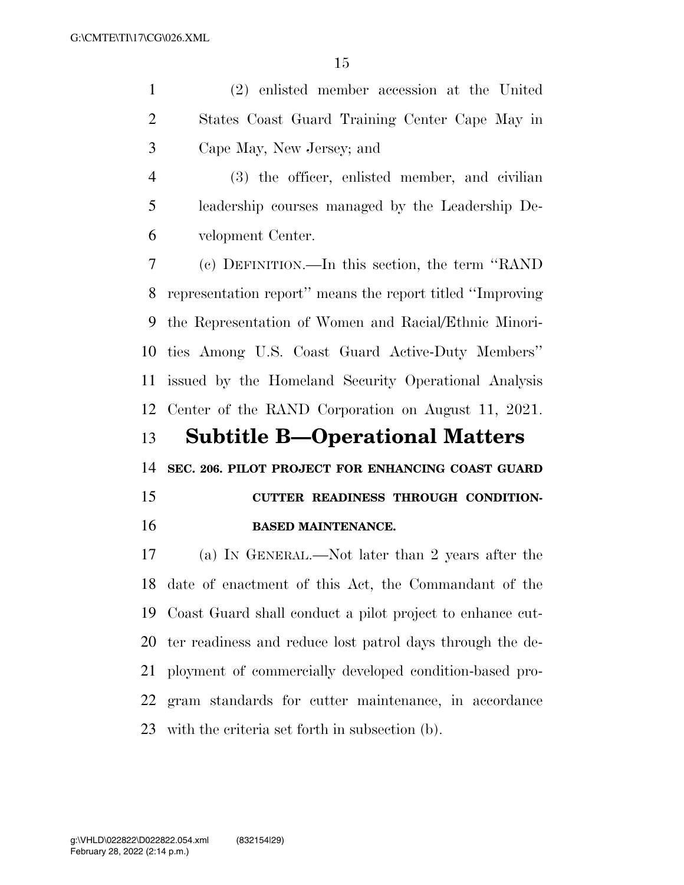(2) enlisted member accession at the United States Coast Guard Training Center Cape May in Cape May, New Jersey; and

(3) the officer, enlisted member, and civilian leadership courses managed by the Leadership Development Center.

(c) DEFINITION.—In this section, the term ''RAND representation report'' means the report titled ''Improving the Representation of Women and Racial/Ethnic Minorities Among U.S. Coast Guard Active-Duty Members'' issued by the Homeland Security Operational Analysis Center of the RAND Corporation on August 11, 2021.

## Subtitle B—Operational Matters

### SEC. 206. PILOT PROJECT FOR ENHANCING COAST GUARD CUTTER READINESS THROUGH CONDITION-BASED MAINTENANCE.

(a) IN GENERAL.—Not later than 2 years after the date of enactment of this Act, the Commandant of the Coast Guard shall conduct a pilot project to enhance cutter readiness and reduce lost patrol days through the deployment of commercially developed condition-based program standards for cutter maintenance, in accordance with the criteria set forth in subsection (b).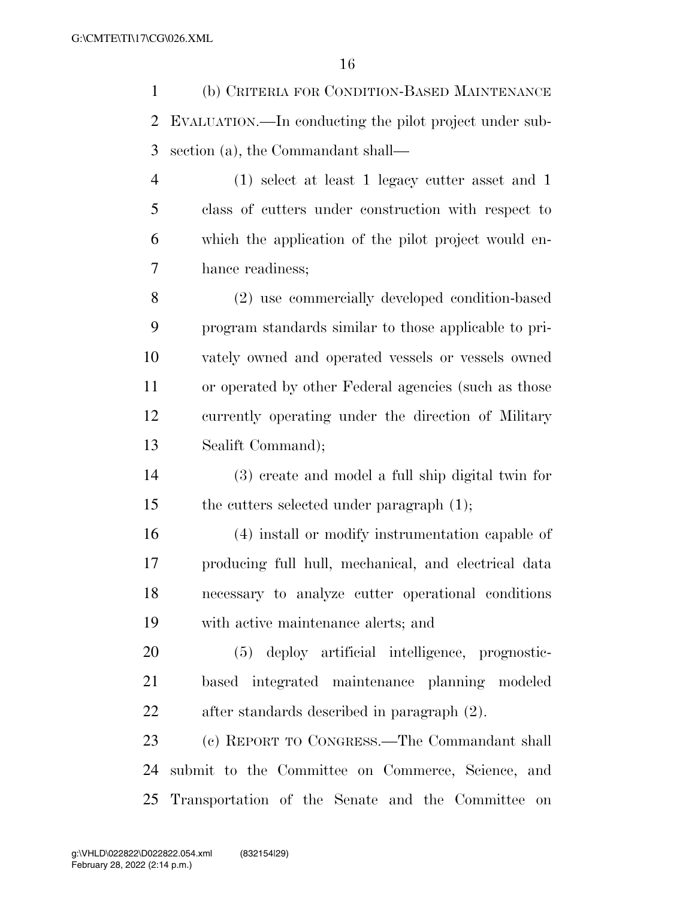(b) CRITERIA FOR CONDITION-BASED MAINTENANCE EVALUATION.—In conducting the pilot project under subsection (a), the Commandant shall—

(1) select at least 1 legacy cutter asset and 1 class of cutters under construction with respect to which the application of the pilot project would enhance readiness;

(2) use commercially developed condition-based program standards similar to those applicable to privately owned and operated vessels or vessels owned or operated by other Federal agencies (such as those currently operating under the direction of Military Sealift Command);

(3) create and model a full ship digital twin for the cutters selected under paragraph (1);

(4) install or modify instrumentation capable of producing full hull, mechanical, and electrical data necessary to analyze cutter operational conditions with active maintenance alerts; and

(5) deploy artificial intelligence, prognostic-based integrated maintenance planning modeled after standards described in paragraph (2).

(c) REPORT TO CONGRESS.—The Commandant shall submit to the Committee on Commerce, Science, and Transportation of the Senate and the Committee on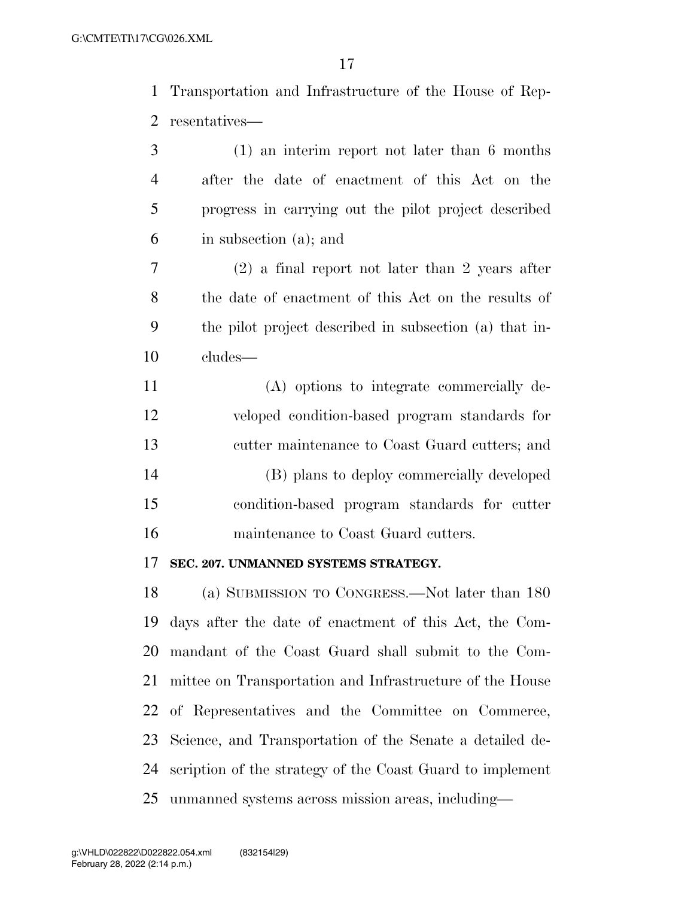Transportation and Infrastructure of the House of Representatives—

(1) an interim report not later than 6 months after the date of enactment of this Act on the progress in carrying out the pilot project described in subsection (a); and

(2) a final report not later than 2 years after the date of enactment of this Act on the results of the pilot project described in subsection (a) that includes—

(A) options to integrate commercially developed condition-based program standards for cutter maintenance to Coast Guard cutters; and

(B) plans to deploy commercially developed condition-based program standards for cutter maintenance to Coast Guard cutters.

**SEC. 207. UNMANNED SYSTEMS STRATEGY.**

(a) SUBMISSION TO CONGRESS.—Not later than 180 days after the date of enactment of this Act, the Commandant of the Coast Guard shall submit to the Committee on Transportation and Infrastructure of the House of Representatives and the Committee on Commerce, Science, and Transportation of the Senate a detailed description of the strategy of the Coast Guard to implement unmanned systems across mission areas, including—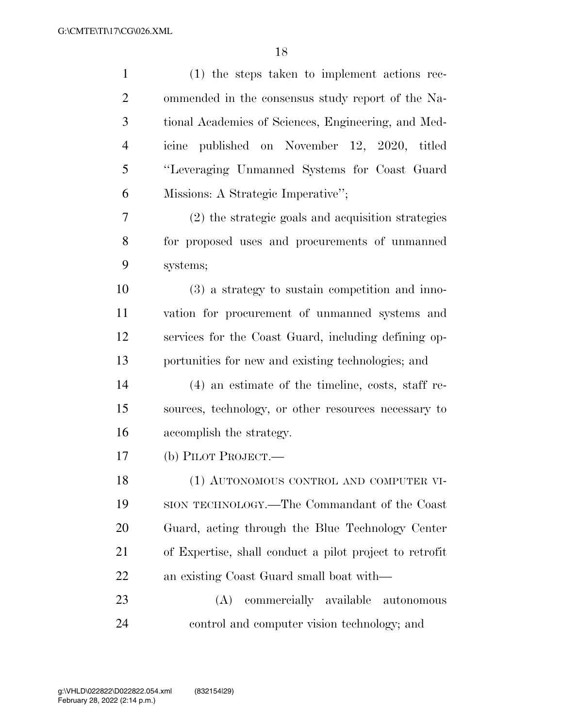(1) the steps taken to implement actions recommended in the consensus study report of the National Academies of Sciences, Engineering, and Medicine published on November 12, 2020, titled "Leveraging Unmanned Systems for Coast Guard Missions: A Strategic Imperative";

(2) the strategic goals and acquisition strategies for proposed uses and procurements of unmanned systems;

(3) a strategy to sustain competition and innovation for procurement of unmanned systems and services for the Coast Guard, including defining opportunities for new and existing technologies; and

(4) an estimate of the timeline, costs, staff resources, technology, or other resources necessary to accomplish the strategy.

(b) PILOT PROJECT.—

(1) AUTONOMOUS CONTROL AND COMPUTER VISION TECHNOLOGY.—The Commandant of the Coast Guard, acting through the Blue Technology Center of Expertise, shall conduct a pilot project to retrofit an existing Coast Guard small boat with—

(A) commercially available autonomous control and computer vision technology; and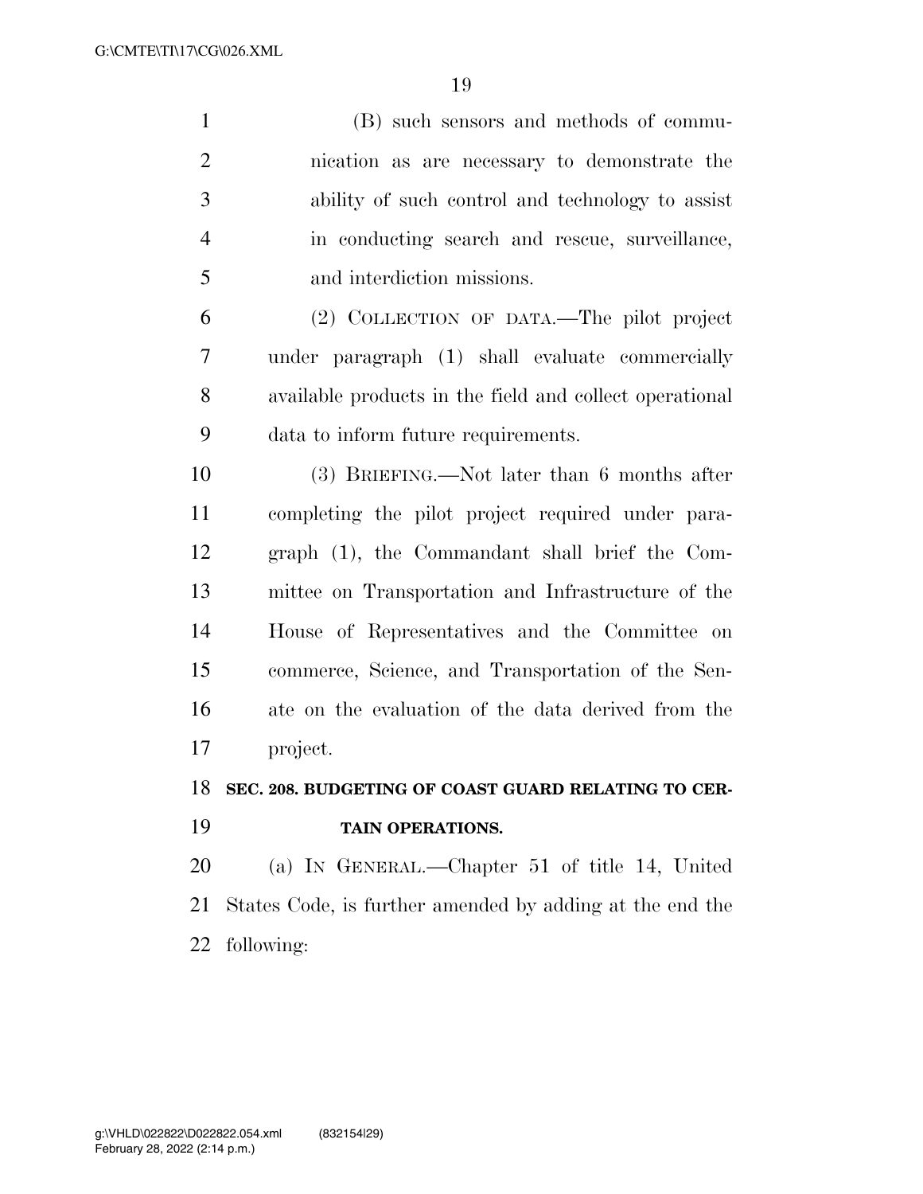(B) such sensors and methods of communication as are necessary to demonstrate the ability of such control and technology to assist in conducting search and rescue, surveillance, and interdiction missions.

(2) COLLECTION OF DATA.—The pilot project under paragraph (1) shall evaluate commercially available products in the field and collect operational data to inform future requirements.

(3) BRIEFING.—Not later than 6 months after completing the pilot project required under paragraph (1), the Commandant shall brief the Committee on Transportation and Infrastructure of the House of Representatives and the Committee on commerce, Science, and Transportation of the Senate on the evaluation of the data derived from the project.

**SEC. 208. BUDGETING OF COAST GUARD RELATING TO CERTAIN OPERATIONS.**

(a) IN GENERAL.—Chapter 51 of title 14, United States Code, is further amended by adding at the end the following: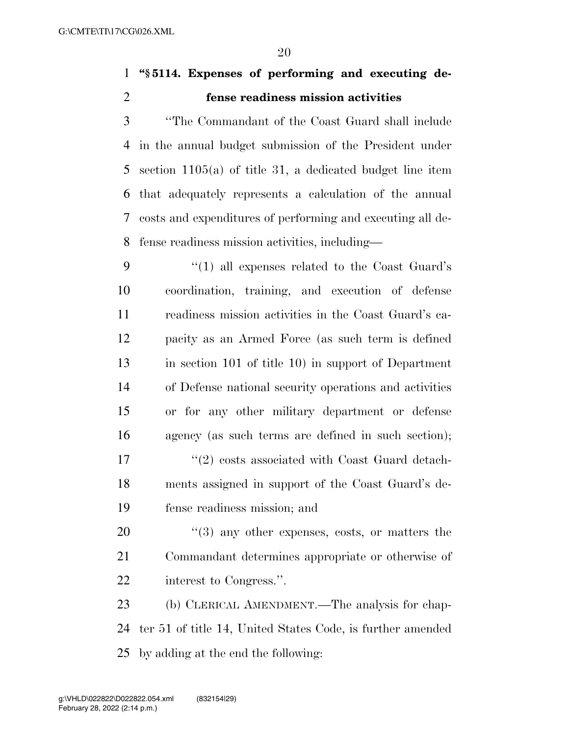**"§ 5114. Expenses of performing and executing defense readiness mission activities**

"The Commandant of the Coast Guard shall include in the annual budget submission of the President under section 1105(a) of title 31, a dedicated budget line item that adequately represents a calculation of the annual costs and expenditures of performing and executing all defense readiness mission activities, including—

"(1) all expenses related to the Coast Guard's coordination, training, and execution of defense readiness mission activities in the Coast Guard's capacity as an Armed Force (as such term is defined in section 101 of title 10) in support of Department of Defense national security operations and activities or for any other military department or defense agency (as such terms are defined in such section);

"(2) costs associated with Coast Guard detachments assigned in support of the Coast Guard's defense readiness mission; and

"(3) any other expenses, costs, or matters the Commandant determines appropriate or otherwise of interest to Congress.".

(b) CLERICAL AMENDMENT.—The analysis for chapter 51 of title 14, United States Code, is further amended by adding at the end the following: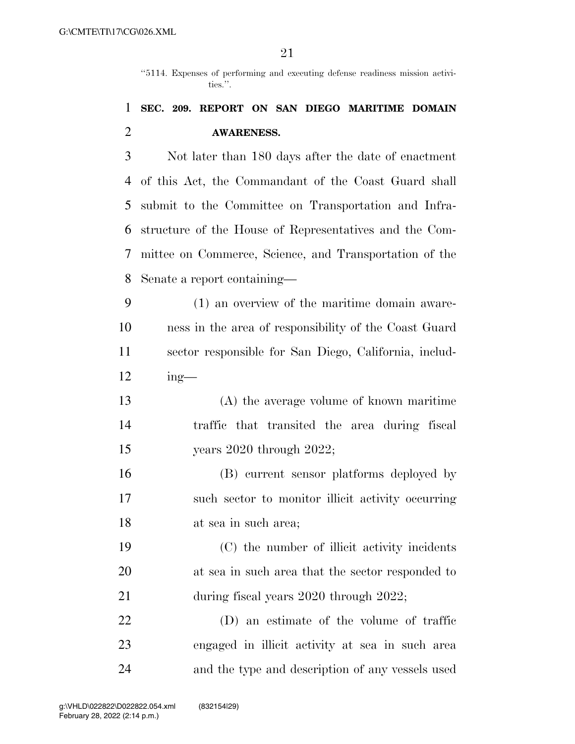"5114. Expenses of performing and executing defense readiness mission activities.".

**SEC. 209. REPORT ON SAN DIEGO MARITIME DOMAIN AWARENESS.**

Not later than 180 days after the date of enactment of this Act, the Commandant of the Coast Guard shall submit to the Committee on Transportation and Infrastructure of the House of Representatives and the Committee on Commerce, Science, and Transportation of the Senate a report containing—

(1) an overview of the maritime domain awareness in the area of responsibility of the Coast Guard sector responsible for San Diego, California, including—

(A) the average volume of known maritime traffic that transited the area during fiscal years 2020 through 2022;

(B) current sensor platforms deployed by such sector to monitor illicit activity occurring at sea in such area;

(C) the number of illicit activity incidents at sea in such area that the sector responded to during fiscal years 2020 through 2022;

(D) an estimate of the volume of traffic engaged in illicit activity at sea in such area and the type and description of any vessels used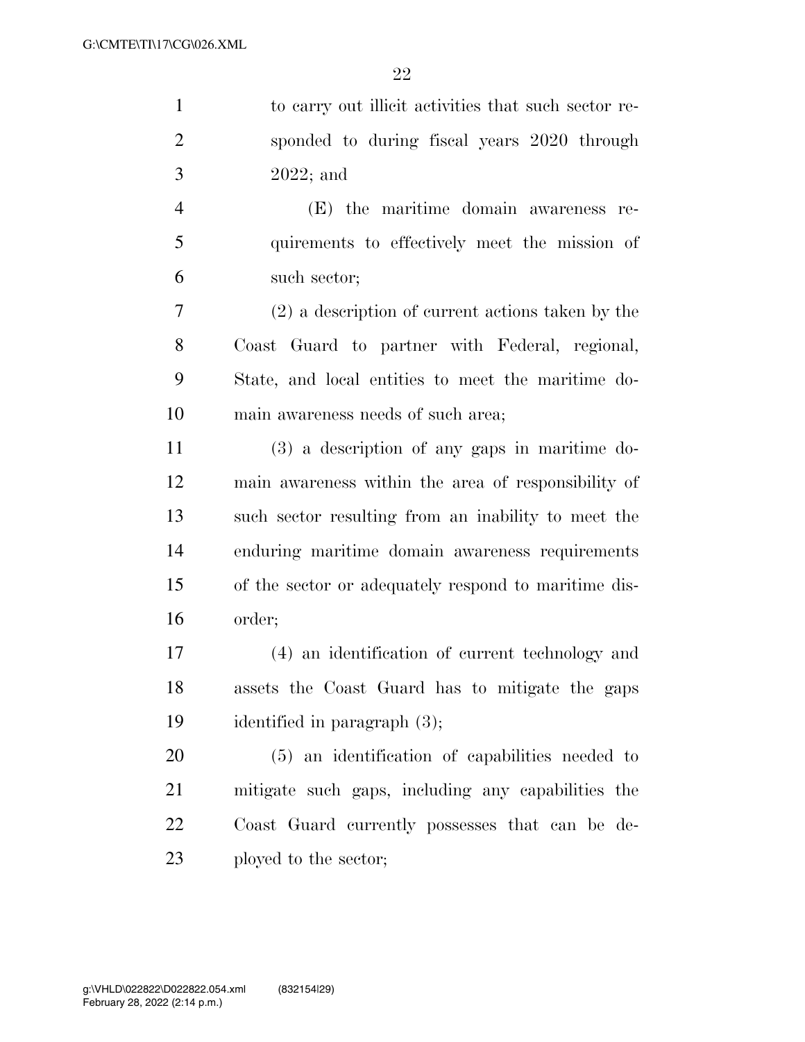to carry out illicit activities that such sector responded to during fiscal years 2020 through 2022; and

(E) the maritime domain awareness requirements to effectively meet the mission of such sector;

(2) a description of current actions taken by the Coast Guard to partner with Federal, regional, State, and local entities to meet the maritime domain awareness needs of such area;

(3) a description of any gaps in maritime domain awareness within the area of responsibility of such sector resulting from an inability to meet the enduring maritime domain awareness requirements of the sector or adequately respond to maritime disorder;

(4) an identification of current technology and assets the Coast Guard has to mitigate the gaps identified in paragraph (3);

(5) an identification of capabilities needed to mitigate such gaps, including any capabilities the Coast Guard currently possesses that can be deployed to the sector;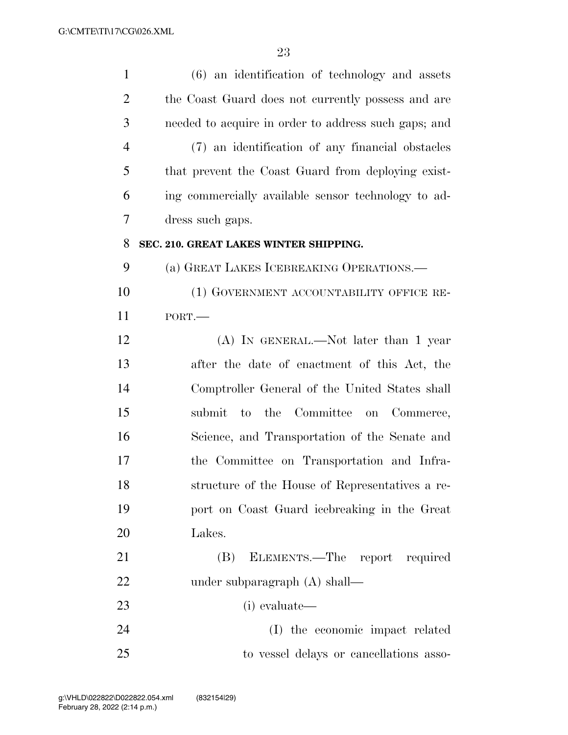(6) an identification of technology and assets the Coast Guard does not currently possess and are needed to acquire in order to address such gaps; and

(7) an identification of any financial obstacles that prevent the Coast Guard from deploying existing commercially available sensor technology to address such gaps.

**SEC. 210. GREAT LAKES WINTER SHIPPING.**

(a) GREAT LAKES ICEBREAKING OPERATIONS.—

(1) GOVERNMENT ACCOUNTABILITY OFFICE REPORT.—

(A) IN GENERAL.—Not later than 1 year after the date of enactment of this Act, the Comptroller General of the United States shall submit to the Committee on Commerce, Science, and Transportation of the Senate and the Committee on Transportation and Infrastructure of the House of Representatives a report on Coast Guard icebreaking in the Great Lakes.

(B) ELEMENTS.—The report required under subparagraph (A) shall—

(i) evaluate—

(I) the economic impact related to vessel delays or cancellations asso-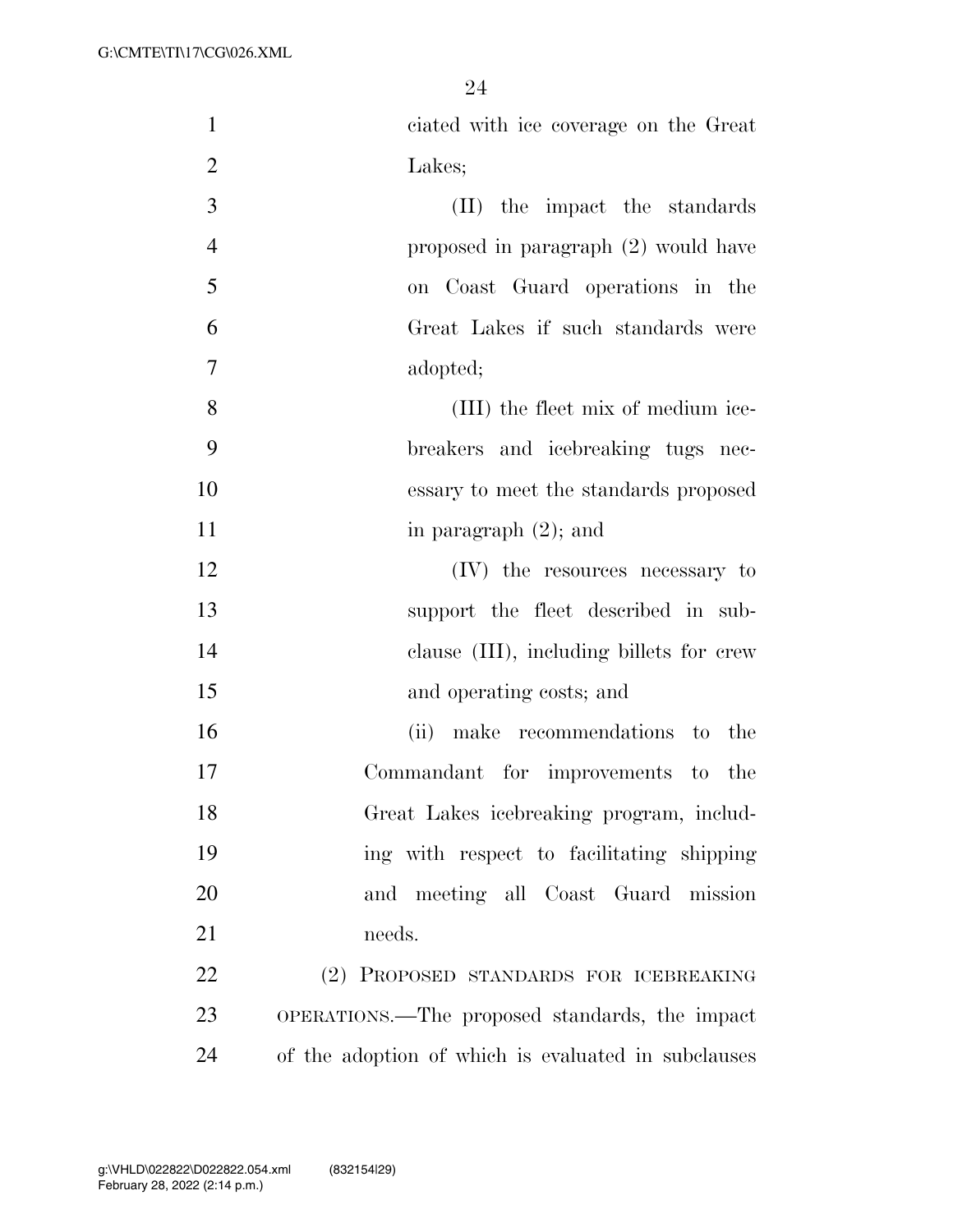ciated with ice coverage on the Great Lakes;

(II) the impact the standards proposed in paragraph (2) would have on Coast Guard operations in the Great Lakes if such standards were adopted;

(III) the fleet mix of medium icebreakers and icebreaking tugs necessary to meet the standards proposed in paragraph (2); and

(IV) the resources necessary to support the fleet described in subclause (III), including billets for crew and operating costs; and

(ii) make recommendations to the Commandant for improvements to the Great Lakes icebreaking program, including with respect to facilitating shipping and meeting all Coast Guard mission needs.

(2) PROPOSED STANDARDS FOR ICEBREAKING OPERATIONS.—The proposed standards, the impact of the adoption of which is evaluated in subclauses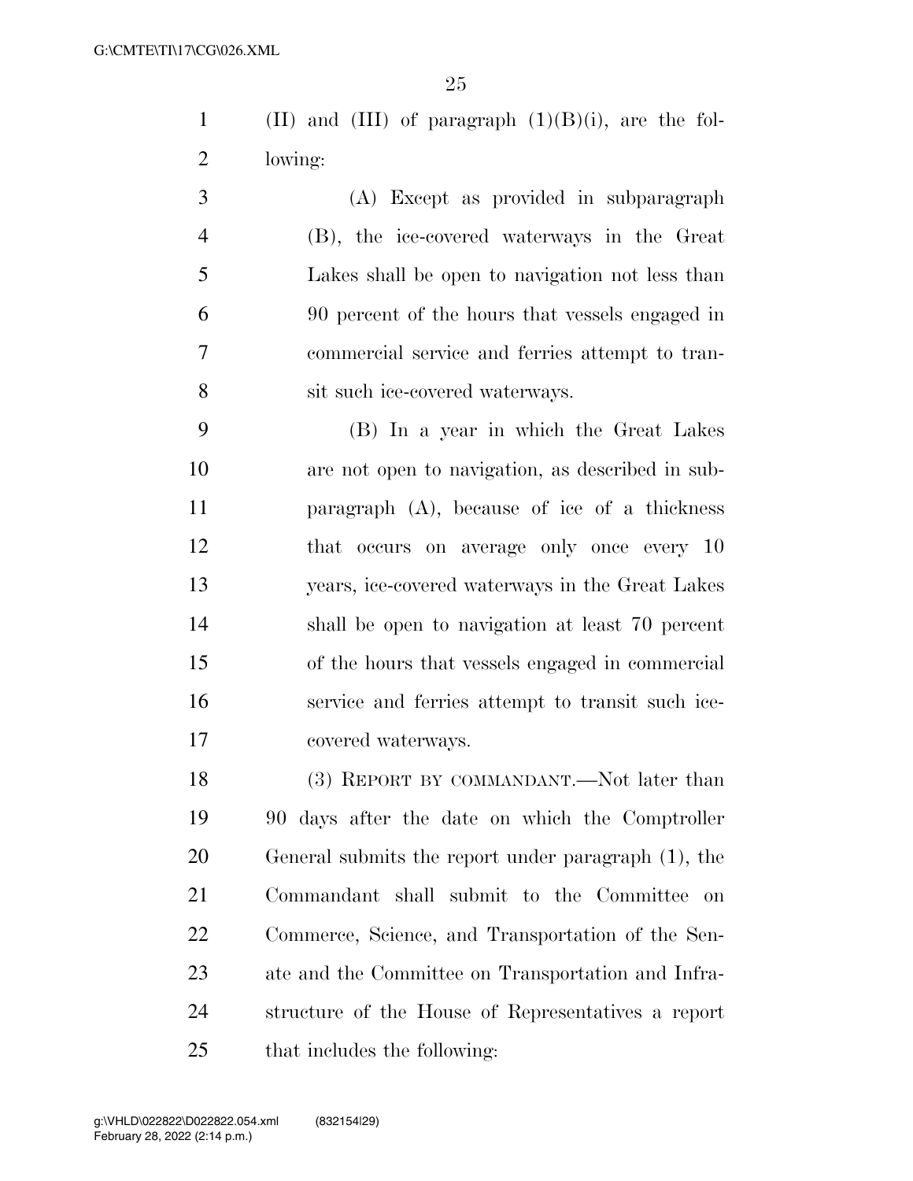(II) and (III) of paragraph (1)(B)(i), are the following:

(A) Except as provided in subparagraph (B), the ice-covered waterways in the Great Lakes shall be open to navigation not less than 90 percent of the hours that vessels engaged in commercial service and ferries attempt to transit such ice-covered waterways.

(B) In a year in which the Great Lakes are not open to navigation, as described in subparagraph (A), because of ice of a thickness that occurs on average only once every 10 years, ice-covered waterways in the Great Lakes shall be open to navigation at least 70 percent of the hours that vessels engaged in commercial service and ferries attempt to transit such ice-covered waterways.

(3) REPORT BY COMMANDANT.—Not later than 90 days after the date on which the Comptroller General submits the report under paragraph (1), the Commandant shall submit to the Committee on Commerce, Science, and Transportation of the Senate and the Committee on Transportation and Infrastructure of the House of Representatives a report that includes the following: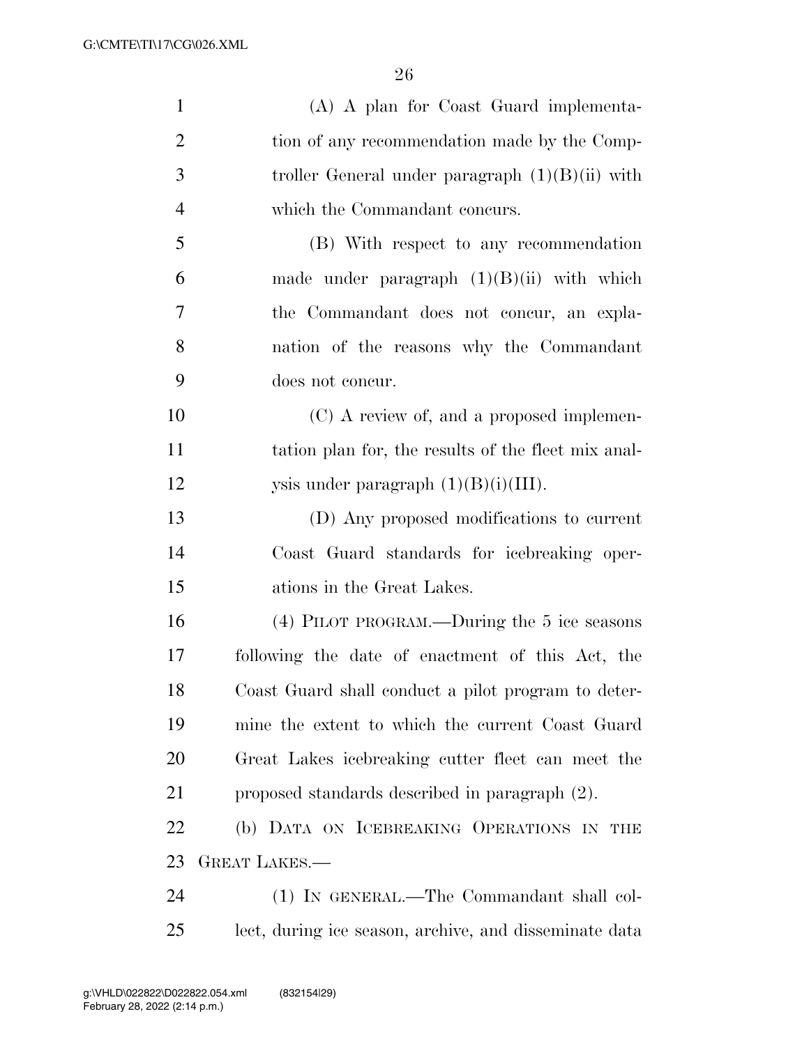(A) A plan for Coast Guard implementation of any recommendation made by the Comptroller General under paragraph (1)(B)(ii) with which the Commandant concurs.

(B) With respect to any recommendation made under paragraph (1)(B)(ii) with which the Commandant does not concur, an explanation of the reasons why the Commandant does not concur.

(C) A review of, and a proposed implementation plan for, the results of the fleet mix analysis under paragraph (1)(B)(i)(III).

(D) Any proposed modifications to current Coast Guard standards for icebreaking operations in the Great Lakes.

(4) PILOT PROGRAM.—During the 5 ice seasons following the date of enactment of this Act, the Coast Guard shall conduct a pilot program to determine the extent to which the current Coast Guard Great Lakes icebreaking cutter fleet can meet the proposed standards described in paragraph (2).

(b) DATA ON ICEBREAKING OPERATIONS IN THE GREAT LAKES.—

(1) IN GENERAL.—The Commandant shall collect, during ice season, archive, and disseminate data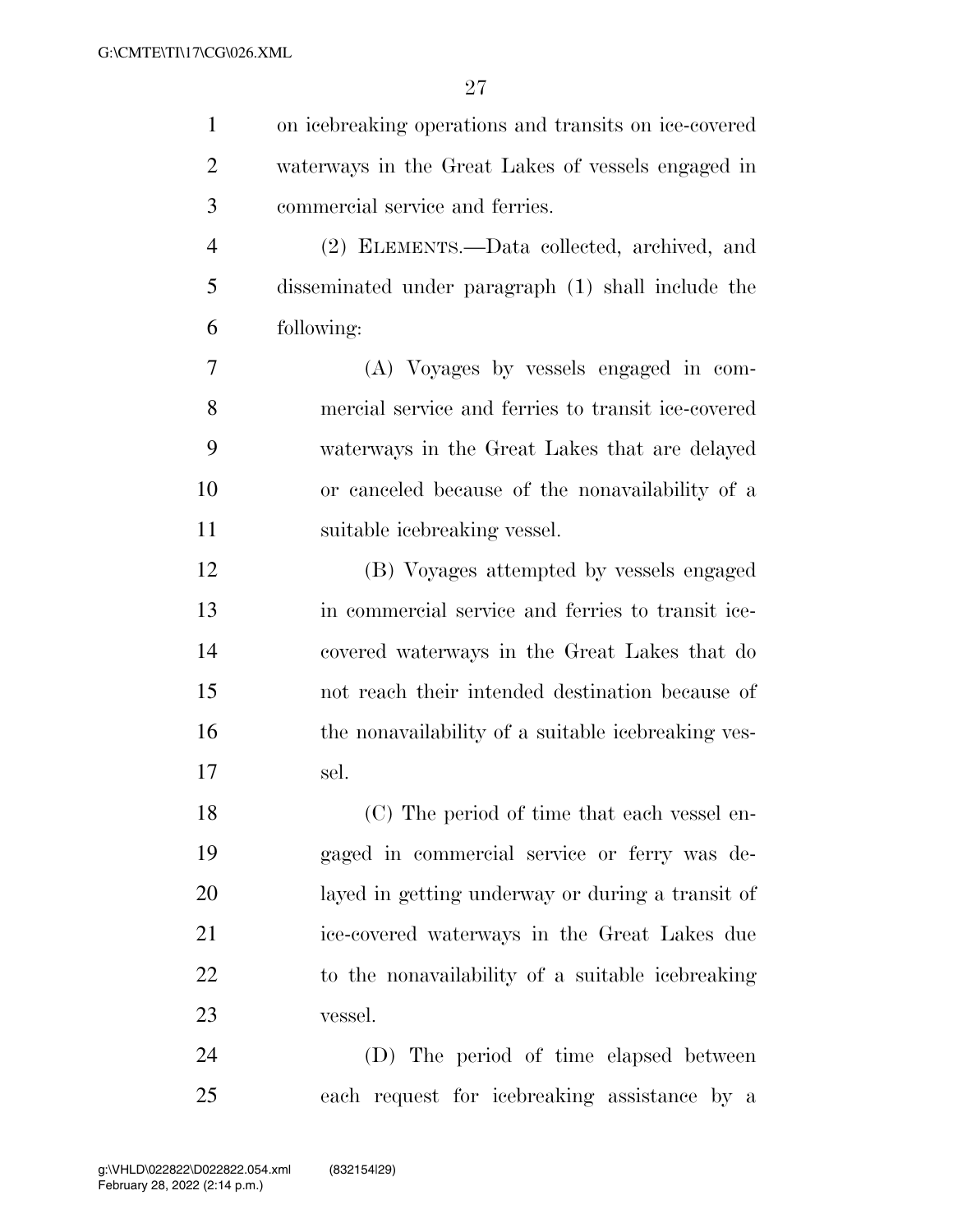on icebreaking operations and transits on ice-covered waterways in the Great Lakes of vessels engaged in commercial service and ferries.

(2) ELEMENTS.—Data collected, archived, and disseminated under paragraph (1) shall include the following:

(A) Voyages by vessels engaged in commercial service and ferries to transit ice-covered waterways in the Great Lakes that are delayed or canceled because of the nonavailability of a suitable icebreaking vessel.

(B) Voyages attempted by vessels engaged in commercial service and ferries to transit ice-covered waterways in the Great Lakes that do not reach their intended destination because of the nonavailability of a suitable icebreaking vessel.

(C) The period of time that each vessel engaged in commercial service or ferry was delayed in getting underway or during a transit of ice-covered waterways in the Great Lakes due to the nonavailability of a suitable icebreaking vessel.

(D) The period of time elapsed between each request for icebreaking assistance by a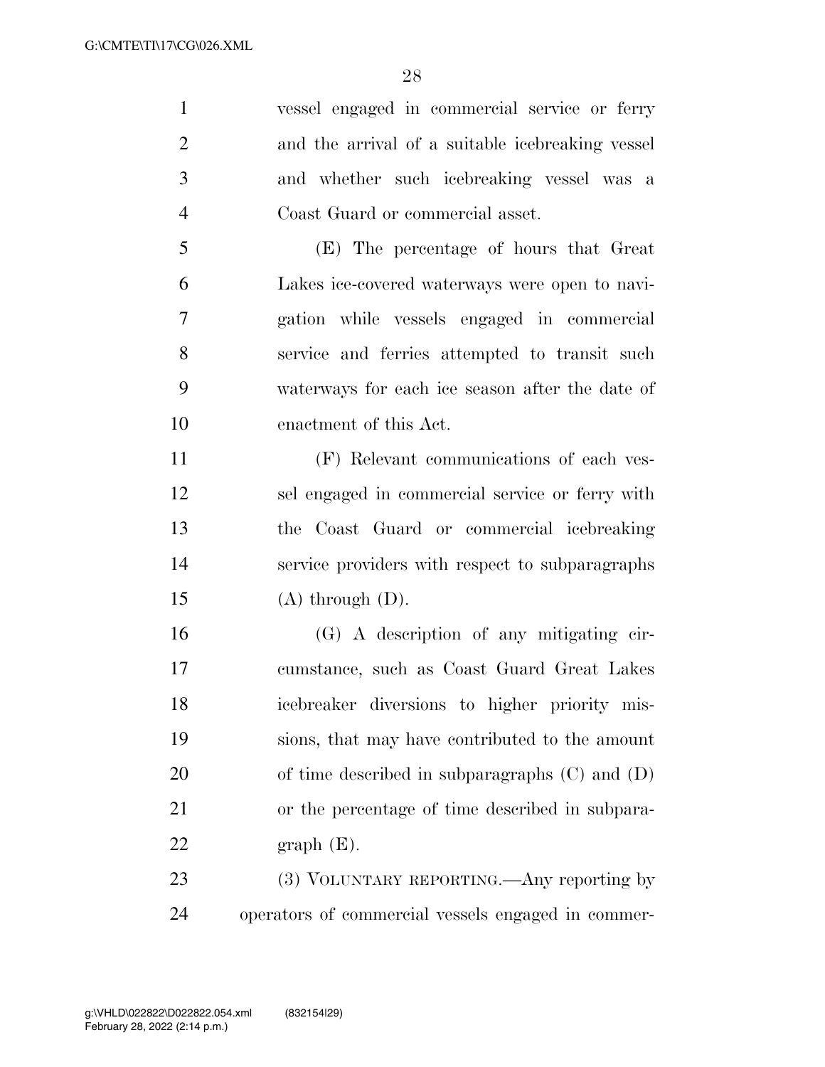vessel engaged in commercial service or ferry and the arrival of a suitable icebreaking vessel and whether such icebreaking vessel was a Coast Guard or commercial asset.

(E) The percentage of hours that Great Lakes ice-covered waterways were open to navigation while vessels engaged in commercial service and ferries attempted to transit such waterways for each ice season after the date of enactment of this Act.

(F) Relevant communications of each vessel engaged in commercial service or ferry with the Coast Guard or commercial icebreaking service providers with respect to subparagraphs (A) through (D).

(G) A description of any mitigating circumstance, such as Coast Guard Great Lakes icebreaker diversions to higher priority missions, that may have contributed to the amount of time described in subparagraphs (C) and (D) or the percentage of time described in subparagraph (E).

(3) VOLUNTARY REPORTING.—Any reporting by operators of commercial vessels engaged in commer-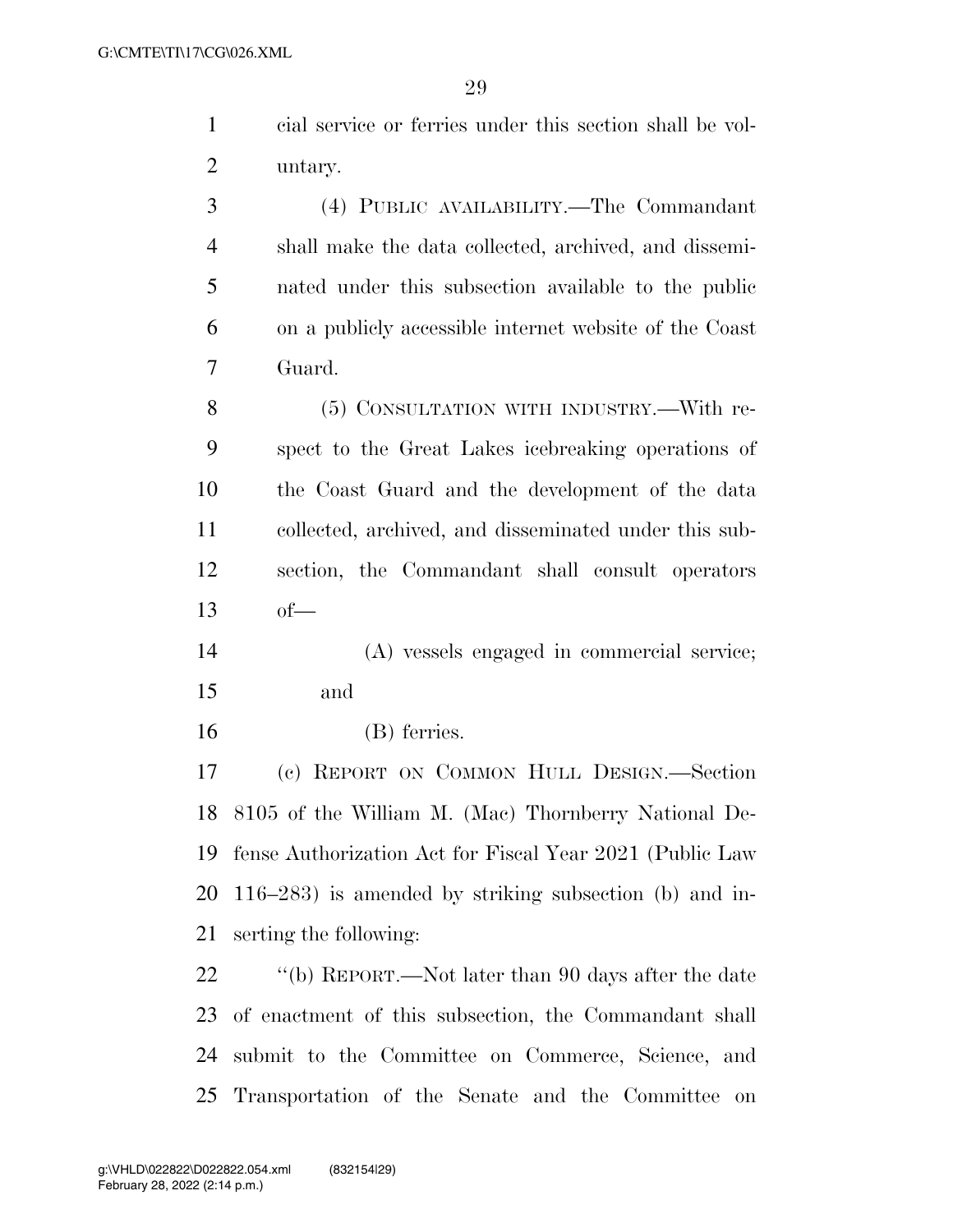cial service or ferries under this section shall be voluntary.

(4) PUBLIC AVAILABILITY.—The Commandant shall make the data collected, archived, and disseminated under this subsection available to the public on a publicly accessible internet website of the Coast Guard.

(5) CONSULTATION WITH INDUSTRY.—With respect to the Great Lakes icebreaking operations of the Coast Guard and the development of the data collected, archived, and disseminated under this subsection, the Commandant shall consult operators of—

(A) vessels engaged in commercial service; and

(B) ferries.

(c) REPORT ON COMMON HULL DESIGN.—Section 8105 of the William M. (Mac) Thornberry National Defense Authorization Act for Fiscal Year 2021 (Public Law 116–283) is amended by striking subsection (b) and inserting the following:

"(b) REPORT.—Not later than 90 days after the date of enactment of this subsection, the Commandant shall submit to the Committee on Commerce, Science, and Transportation of the Senate and the Committee on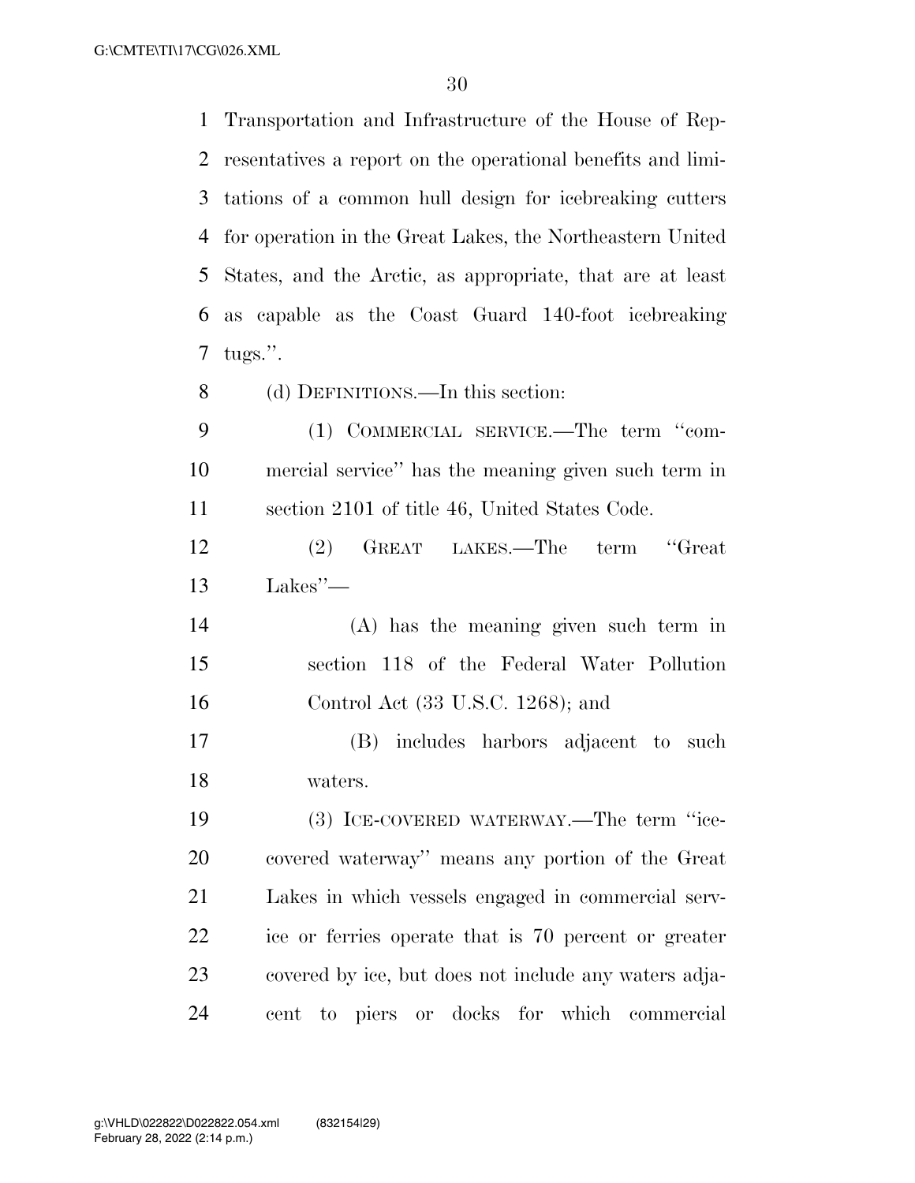Transportation and Infrastructure of the House of Representatives a report on the operational benefits and limitations of a common hull design for icebreaking cutters for operation in the Great Lakes, the Northeastern United States, and the Arctic, as appropriate, that are at least as capable as the Coast Guard 140-foot icebreaking tugs.''.

(d) DEFINITIONS.—In this section:

(1) COMMERCIAL SERVICE.—The term ''commercial service'' has the meaning given such term in section 2101 of title 46, United States Code.

(2) GREAT LAKES.—The term ''Great Lakes''—

(A) has the meaning given such term in section 118 of the Federal Water Pollution Control Act (33 U.S.C. 1268); and

(B) includes harbors adjacent to such waters.

(3) ICE-COVERED WATERWAY.—The term ''ice-covered waterway'' means any portion of the Great Lakes in which vessels engaged in commercial service or ferries operate that is 70 percent or greater covered by ice, but does not include any waters adjacent to piers or docks for which commercial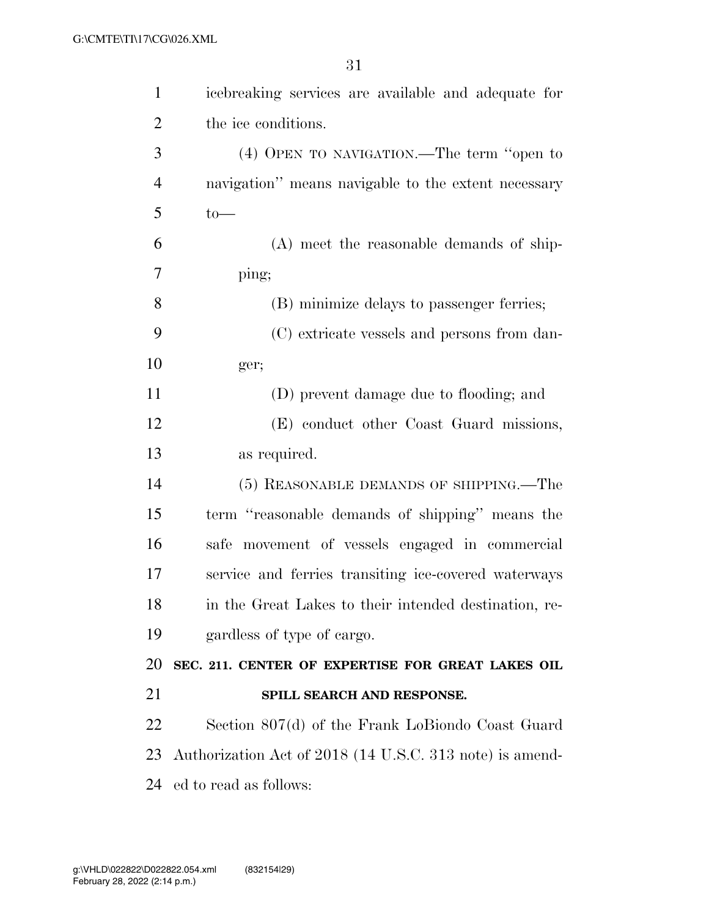icebreaking services are available and adequate for the ice conditions.

(4) OPEN TO NAVIGATION.—The term ''open to navigation'' means navigable to the extent necessary to—

(A) meet the reasonable demands of shipping;

(B) minimize delays to passenger ferries;

(C) extricate vessels and persons from danger;

(D) prevent damage due to flooding; and

(E) conduct other Coast Guard missions, as required.

(5) REASONABLE DEMANDS OF SHIPPING.—The term ''reasonable demands of shipping'' means the safe movement of vessels engaged in commercial service and ferries transiting ice-covered waterways in the Great Lakes to their intended destination, regardless of type of cargo.

**SEC. 211. CENTER OF EXPERTISE FOR GREAT LAKES OIL SPILL SEARCH AND RESPONSE.**

Section 807(d) of the Frank LoBiondo Coast Guard Authorization Act of 2018 (14 U.S.C. 313 note) is amended to read as follows: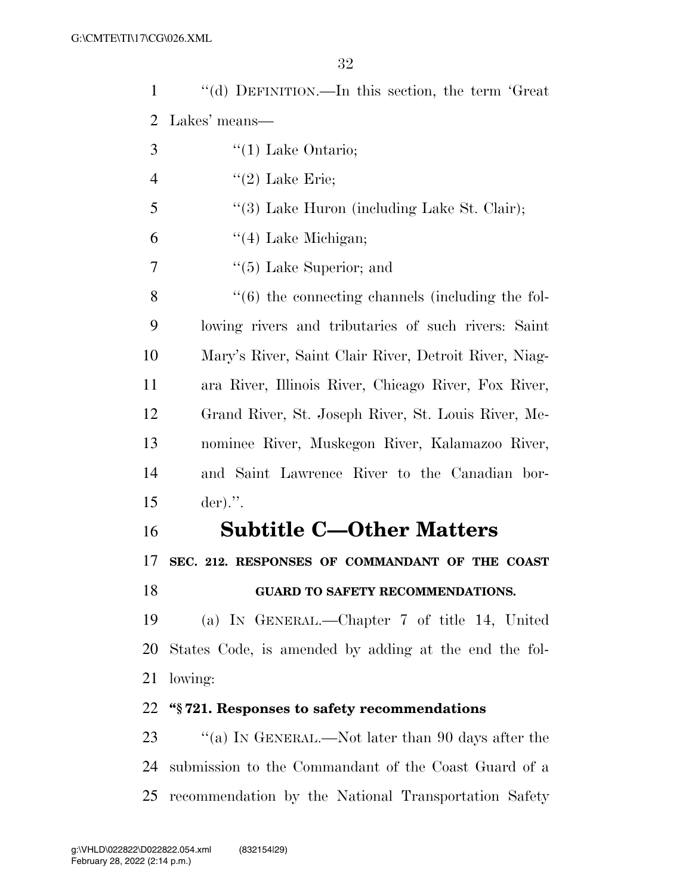"(d) DEFINITION.—In this section, the term 'Great Lakes' means—

"(1) Lake Ontario;

"(2) Lake Erie;

"(3) Lake Huron (including Lake St. Clair);

"(4) Lake Michigan;

"(5) Lake Superior; and

"(6) the connecting channels (including the following rivers and tributaries of such rivers: Saint Mary's River, Saint Clair River, Detroit River, Niagara River, Illinois River, Chicago River, Fox River, Grand River, St. Joseph River, St. Louis River, Menominee River, Muskegon River, Kalamazoo River, and Saint Lawrence River to the Canadian border).".

## Subtitle C—Other Matters

### SEC. 212. RESPONSES OF COMMANDANT OF THE COAST GUARD TO SAFETY RECOMMENDATIONS.

(a) IN GENERAL.—Chapter 7 of title 14, United States Code, is amended by adding at the end the following:

**"§ 721. Responses to safety recommendations**

"(a) IN GENERAL.—Not later than 90 days after the submission to the Commandant of the Coast Guard of a recommendation by the National Transportation Safety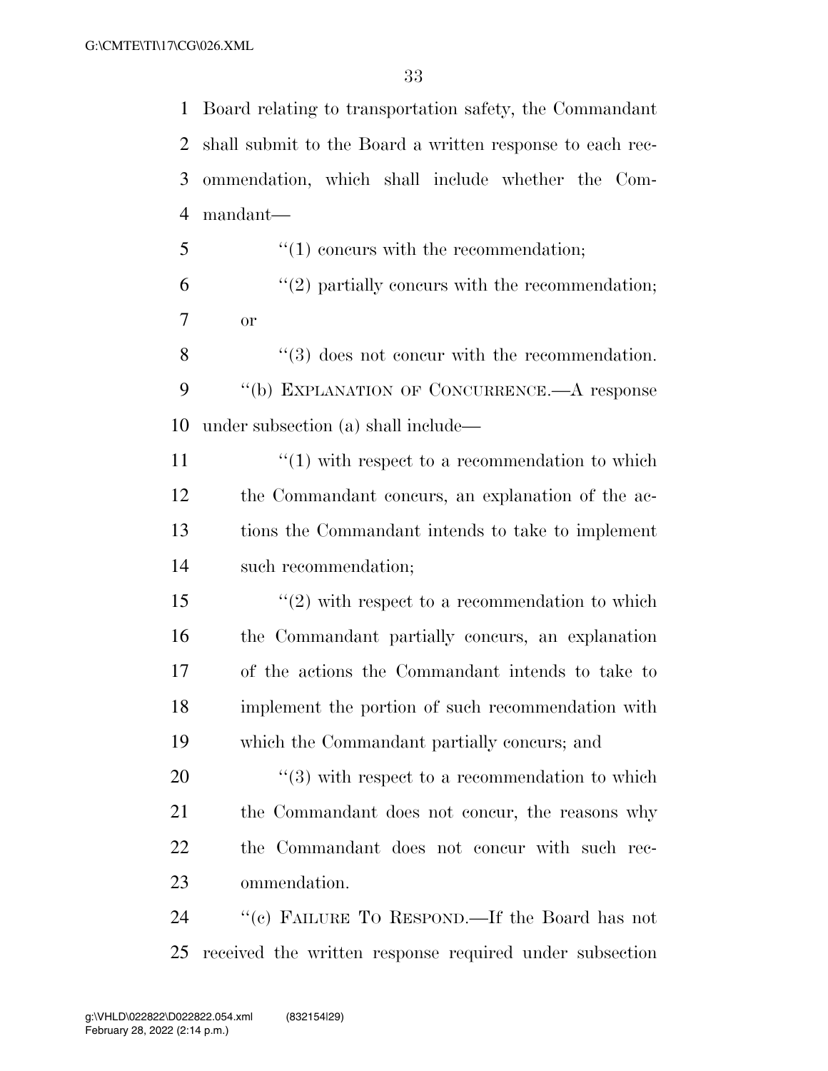Board relating to transportation safety, the Commandant shall submit to the Board a written response to each recommendation, which shall include whether the Commandant—

''(1) concurs with the recommendation;

''(2) partially concurs with the recommendation; or

''(3) does not concur with the recommendation.

''(b) EXPLANATION OF CONCURRENCE.—A response under subsection (a) shall include—

''(1) with respect to a recommendation to which the Commandant concurs, an explanation of the actions the Commandant intends to take to implement such recommendation;

''(2) with respect to a recommendation to which the Commandant partially concurs, an explanation of the actions the Commandant intends to take to implement the portion of such recommendation with which the Commandant partially concurs; and

''(3) with respect to a recommendation to which the Commandant does not concur, the reasons why the Commandant does not concur with such recommendation.

''(c) FAILURE TO RESPOND.—If the Board has not received the written response required under subsection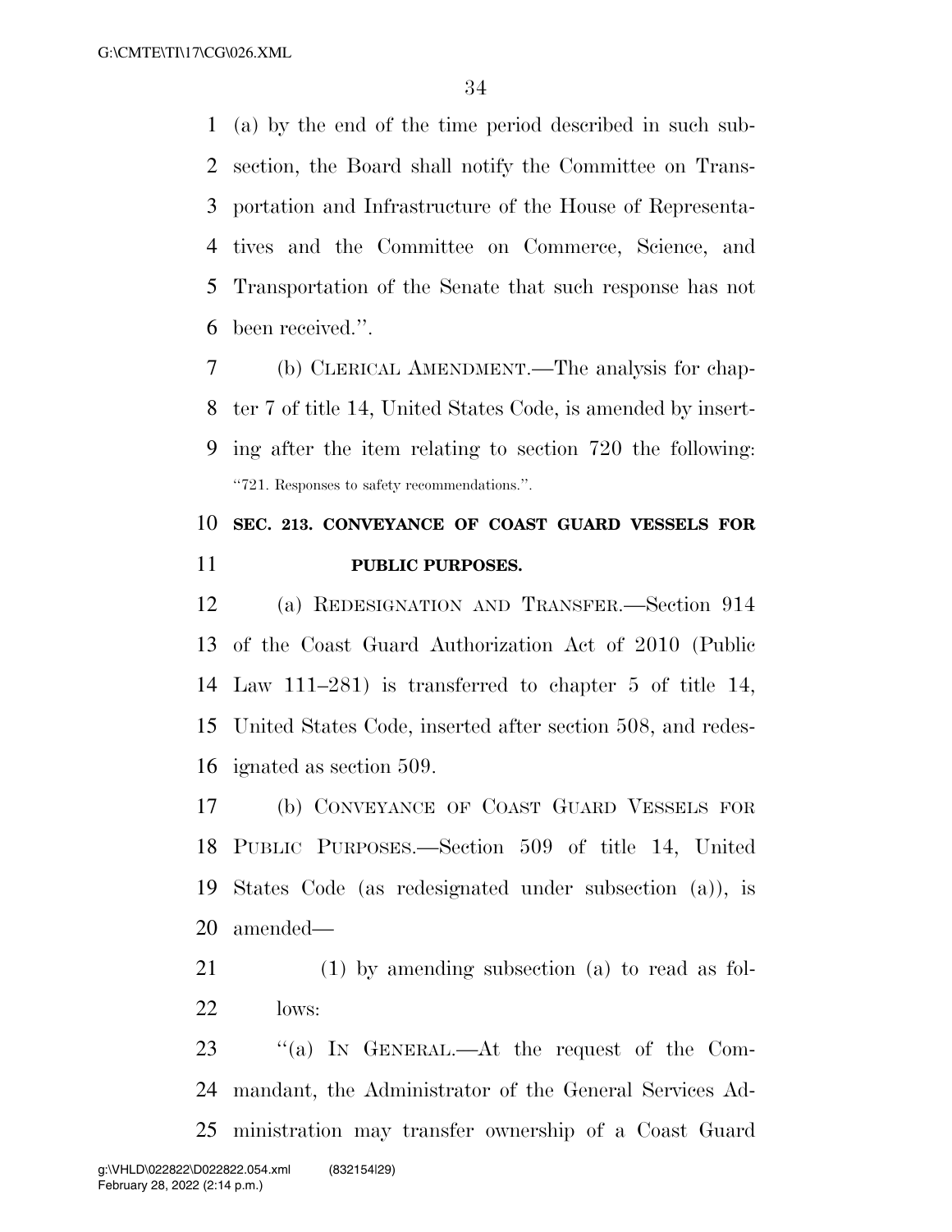(a) by the end of the time period described in such subsection, the Board shall notify the Committee on Transportation and Infrastructure of the House of Representatives and the Committee on Commerce, Science, and Transportation of the Senate that such response has not been received.".

(b) CLERICAL AMENDMENT.—The analysis for chapter 7 of title 14, United States Code, is amended by inserting after the item relating to section 720 the following:

"721. Responses to safety recommendations.".

**SEC. 213. CONVEYANCE OF COAST GUARD VESSELS FOR PUBLIC PURPOSES.**

(a) REDESIGNATION AND TRANSFER.—Section 914 of the Coast Guard Authorization Act of 2010 (Public Law 111–281) is transferred to chapter 5 of title 14, United States Code, inserted after section 508, and redesignated as section 509.

(b) CONVEYANCE OF COAST GUARD VESSELS FOR PUBLIC PURPOSES.—Section 509 of title 14, United States Code (as redesignated under subsection (a)), is amended—

(1) by amending subsection (a) to read as follows:

"(a) IN GENERAL.—At the request of the Commandant, the Administrator of the General Services Administration may transfer ownership of a Coast Guard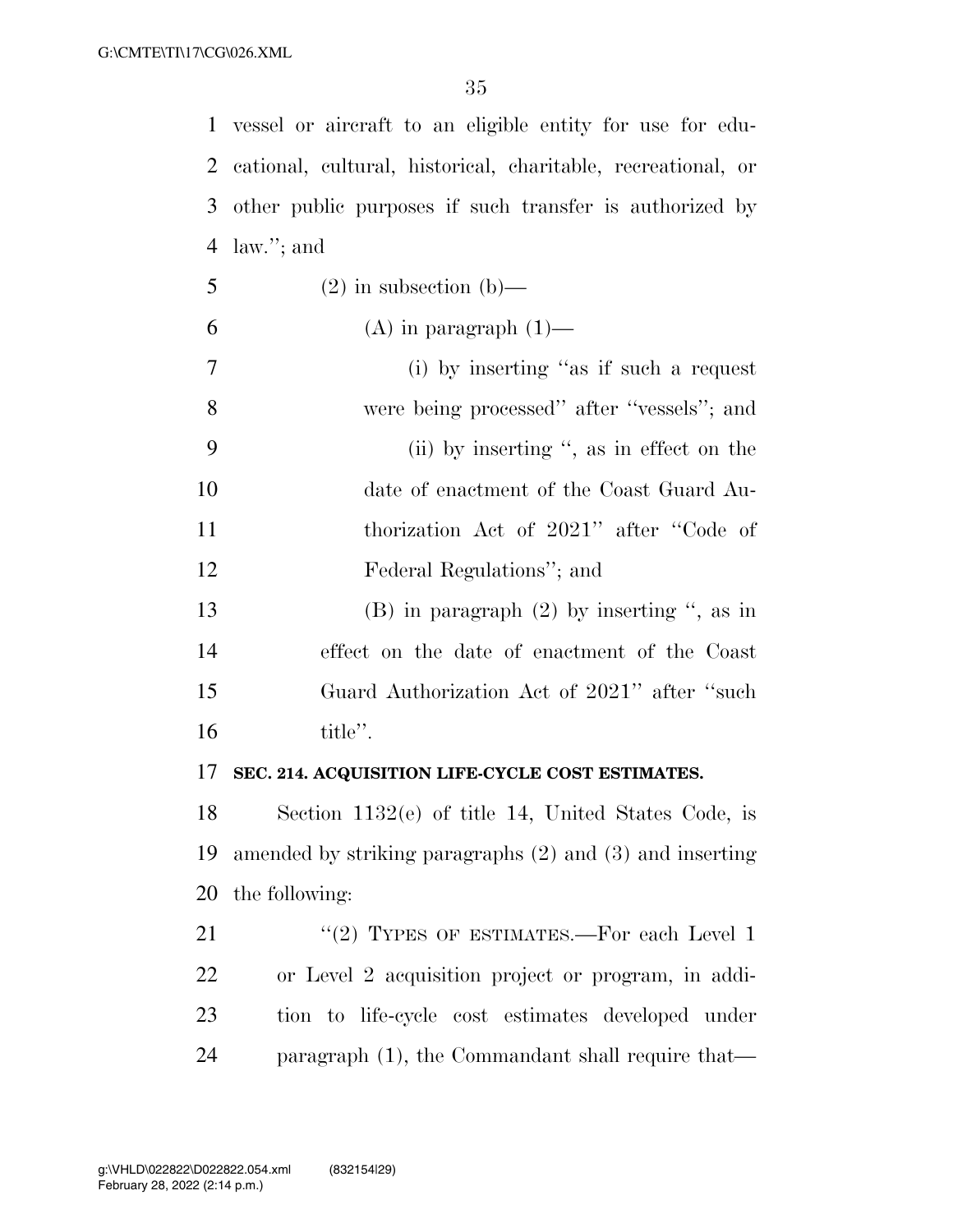vessel or aircraft to an eligible entity for use for educational, cultural, historical, charitable, recreational, or other public purposes if such transfer is authorized by law.''; and

(2) in subsection (b)—

(A) in paragraph (1)—

(i) by inserting ''as if such a request were being processed'' after ''vessels''; and

(ii) by inserting '', as in effect on the date of enactment of the Coast Guard Authorization Act of 2021'' after ''Code of Federal Regulations''; and

(B) in paragraph (2) by inserting '', as in effect on the date of enactment of the Coast Guard Authorization Act of 2021'' after ''such title''.

**SEC. 214. ACQUISITION LIFE-CYCLE COST ESTIMATES.**

Section 1132(e) of title 14, United States Code, is amended by striking paragraphs (2) and (3) and inserting the following:

''(2) TYPES OF ESTIMATES.—For each Level 1 or Level 2 acquisition project or program, in addition to life-cycle cost estimates developed under paragraph (1), the Commandant shall require that—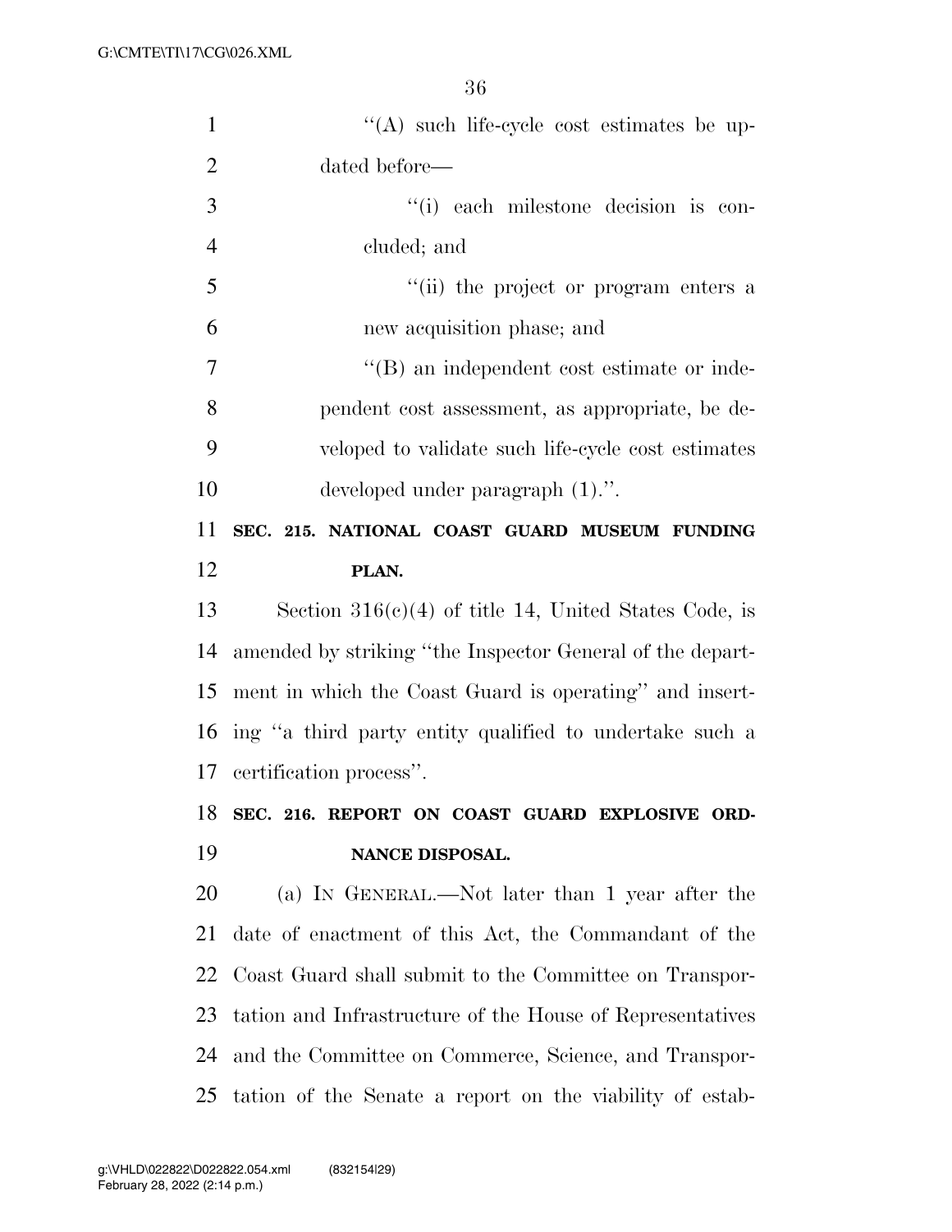''(A) such life-cycle cost estimates be updated before—

''(i) each milestone decision is concluded; and

''(ii) the project or program enters a new acquisition phase; and

''(B) an independent cost estimate or independent cost assessment, as appropriate, be developed to validate such life-cycle cost estimates developed under paragraph (1).''.

**SEC. 215. NATIONAL COAST GUARD MUSEUM FUNDING PLAN.**

Section 316(c)(4) of title 14, United States Code, is amended by striking ''the Inspector General of the department in which the Coast Guard is operating'' and inserting ''a third party entity qualified to undertake such a certification process''.

**SEC. 216. REPORT ON COAST GUARD EXPLOSIVE ORDNANCE DISPOSAL.**

(a) IN GENERAL.—Not later than 1 year after the date of enactment of this Act, the Commandant of the Coast Guard shall submit to the Committee on Transportation and Infrastructure of the House of Representatives and the Committee on Commerce, Science, and Transportation of the Senate a report on the viability of estab-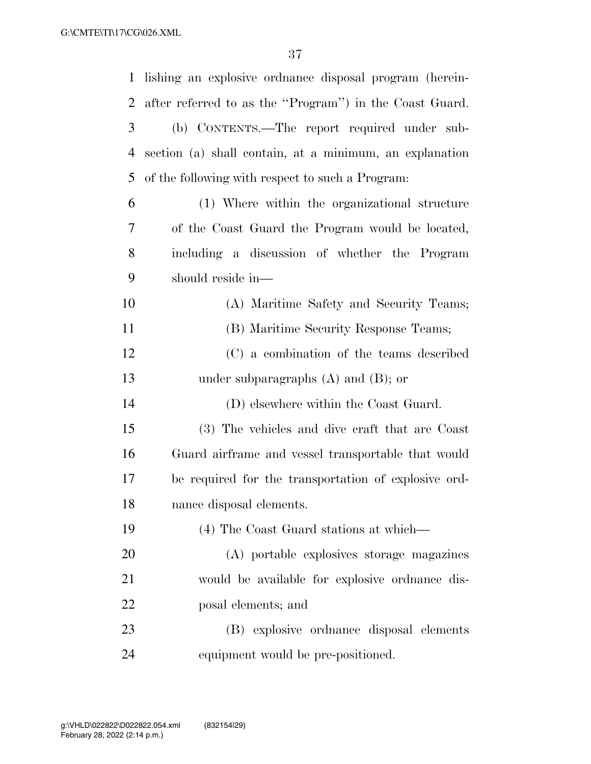lishing an explosive ordnance disposal program (hereinafter referred to as the ''Program'') in the Coast Guard.

(b) CONTENTS.—The report required under subsection (a) shall contain, at a minimum, an explanation of the following with respect to such a Program:

(1) Where within the organizational structure of the Coast Guard the Program would be located, including a discussion of whether the Program should reside in—

(A) Maritime Safety and Security Teams;

(B) Maritime Security Response Teams;

(C) a combination of the teams described under subparagraphs (A) and (B); or

(D) elsewhere within the Coast Guard.

(3) The vehicles and dive craft that are Coast Guard airframe and vessel transportable that would be required for the transportation of explosive ordnance disposal elements.

(4) The Coast Guard stations at which—

(A) portable explosives storage magazines would be available for explosive ordnance disposal elements; and

(B) explosive ordnance disposal elements equipment would be pre-positioned.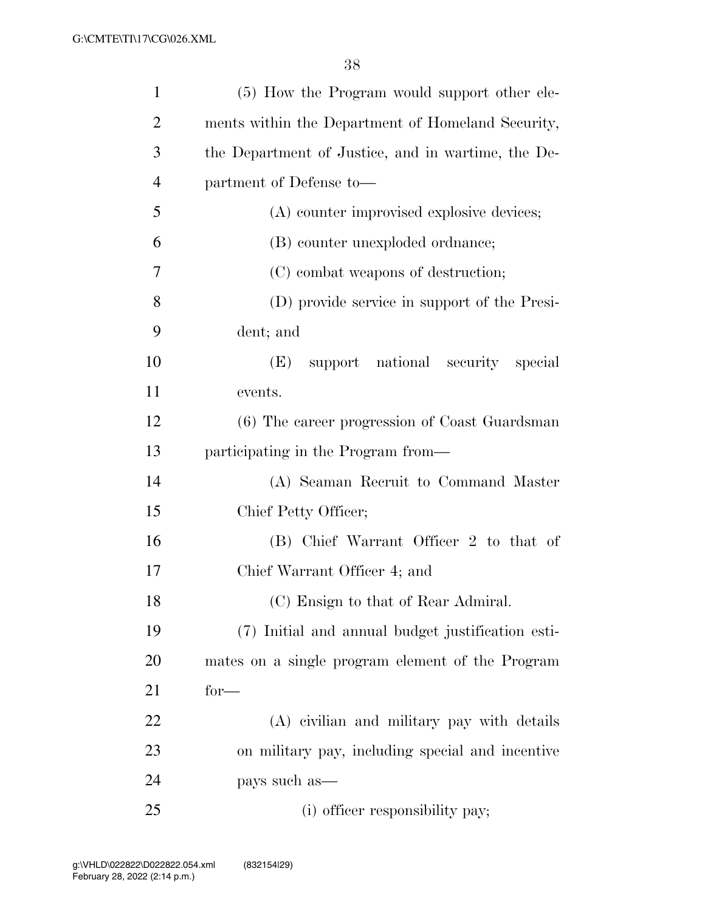(5) How the Program would support other elements within the Department of Homeland Security, the Department of Justice, and in wartime, the Department of Defense to—

(A) counter improvised explosive devices;

(B) counter unexploded ordnance;

(C) combat weapons of destruction;

(D) provide service in support of the President; and

(E) support national security special events.

(6) The career progression of Coast Guardsman participating in the Program from—

(A) Seaman Recruit to Command Master Chief Petty Officer;

(B) Chief Warrant Officer 2 to that of Chief Warrant Officer 4; and

(C) Ensign to that of Rear Admiral.

(7) Initial and annual budget justification estimates on a single program element of the Program for—

(A) civilian and military pay with details on military pay, including special and incentive pays such as—

(i) officer responsibility pay;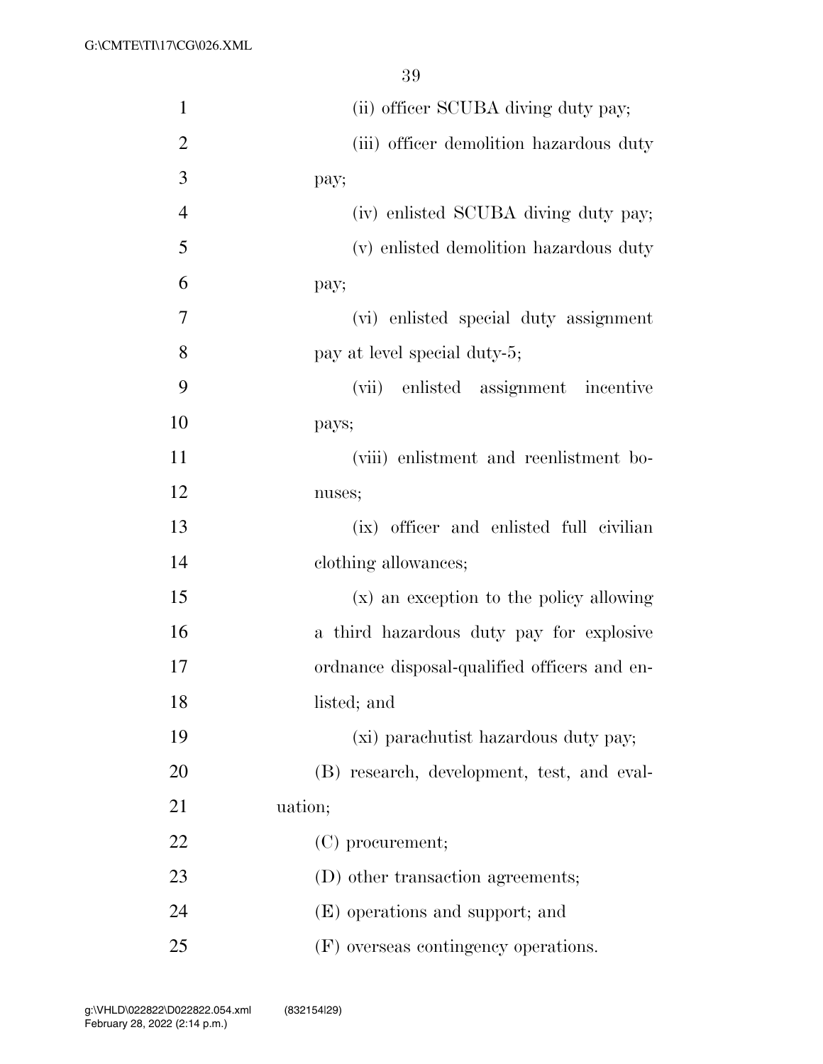(ii) officer SCUBA diving duty pay;

(iii) officer demolition hazardous duty pay;

(iv) enlisted SCUBA diving duty pay;

(v) enlisted demolition hazardous duty pay;

(vi) enlisted special duty assignment pay at level special duty-5;

(vii) enlisted assignment incentive pays;

(viii) enlistment and reenlistment bonuses;

(ix) officer and enlisted full civilian clothing allowances;

(x) an exception to the policy allowing a third hazardous duty pay for explosive ordnance disposal-qualified officers and enlisted; and

(xi) parachutist hazardous duty pay;

(B) research, development, test, and evaluation;

(C) procurement;

(D) other transaction agreements;

(E) operations and support; and

(F) overseas contingency operations.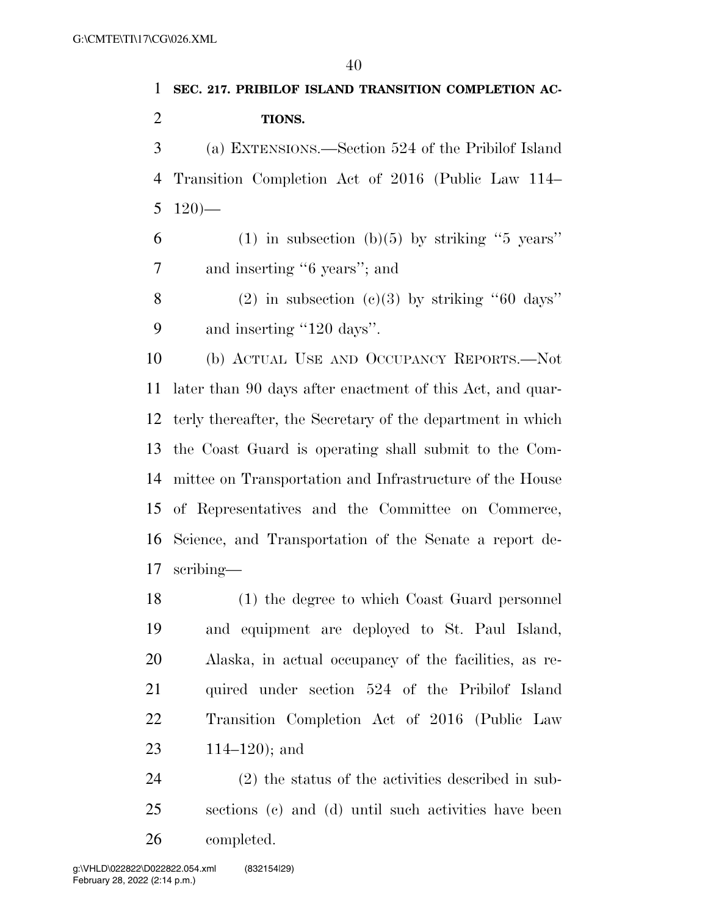**SEC. 217. PRIBILOF ISLAND TRANSITION COMPLETION ACTIONS.**

(a) EXTENSIONS.—Section 524 of the Pribilof Island Transition Completion Act of 2016 (Public Law 114–120)—

(1) in subsection (b)(5) by striking "5 years" and inserting "6 years"; and

(2) in subsection (c)(3) by striking "60 days" and inserting "120 days".

(b) ACTUAL USE AND OCCUPANCY REPORTS.—Not later than 90 days after enactment of this Act, and quarterly thereafter, the Secretary of the department in which the Coast Guard is operating shall submit to the Committee on Transportation and Infrastructure of the House of Representatives and the Committee on Commerce, Science, and Transportation of the Senate a report describing—

(1) the degree to which Coast Guard personnel and equipment are deployed to St. Paul Island, Alaska, in actual occupancy of the facilities, as required under section 524 of the Pribilof Island Transition Completion Act of 2016 (Public Law 114–120); and

(2) the status of the activities described in subsections (c) and (d) until such activities have been completed.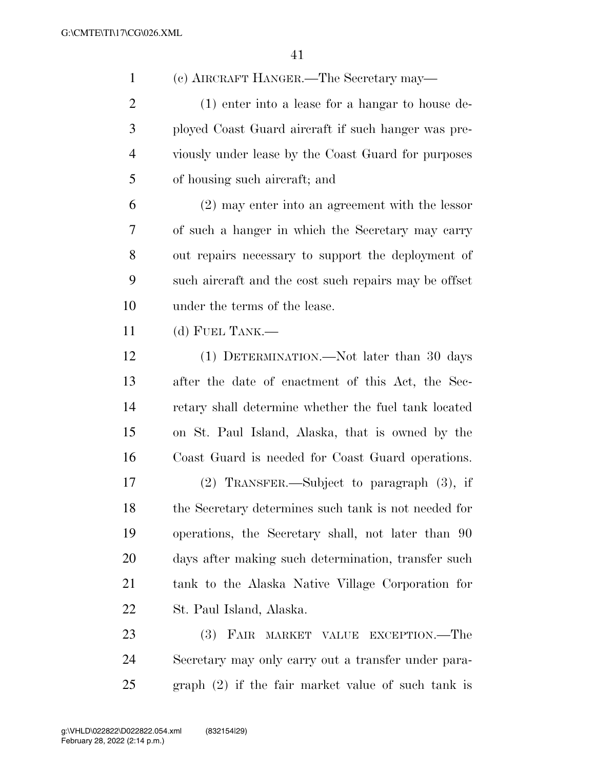(c) AIRCRAFT HANGER.—The Secretary may—

(1) enter into a lease for a hangar to house deployed Coast Guard aircraft if such hanger was previously under lease by the Coast Guard for purposes of housing such aircraft; and

(2) may enter into an agreement with the lessor of such a hanger in which the Secretary may carry out repairs necessary to support the deployment of such aircraft and the cost such repairs may be offset under the terms of the lease.

(d) FUEL TANK.—

(1) DETERMINATION.—Not later than 30 days after the date of enactment of this Act, the Secretary shall determine whether the fuel tank located on St. Paul Island, Alaska, that is owned by the Coast Guard is needed for Coast Guard operations.

(2) TRANSFER.—Subject to paragraph (3), if the Secretary determines such tank is not needed for operations, the Secretary shall, not later than 90 days after making such determination, transfer such tank to the Alaska Native Village Corporation for St. Paul Island, Alaska.

(3) FAIR MARKET VALUE EXCEPTION.—The Secretary may only carry out a transfer under paragraph (2) if the fair market value of such tank is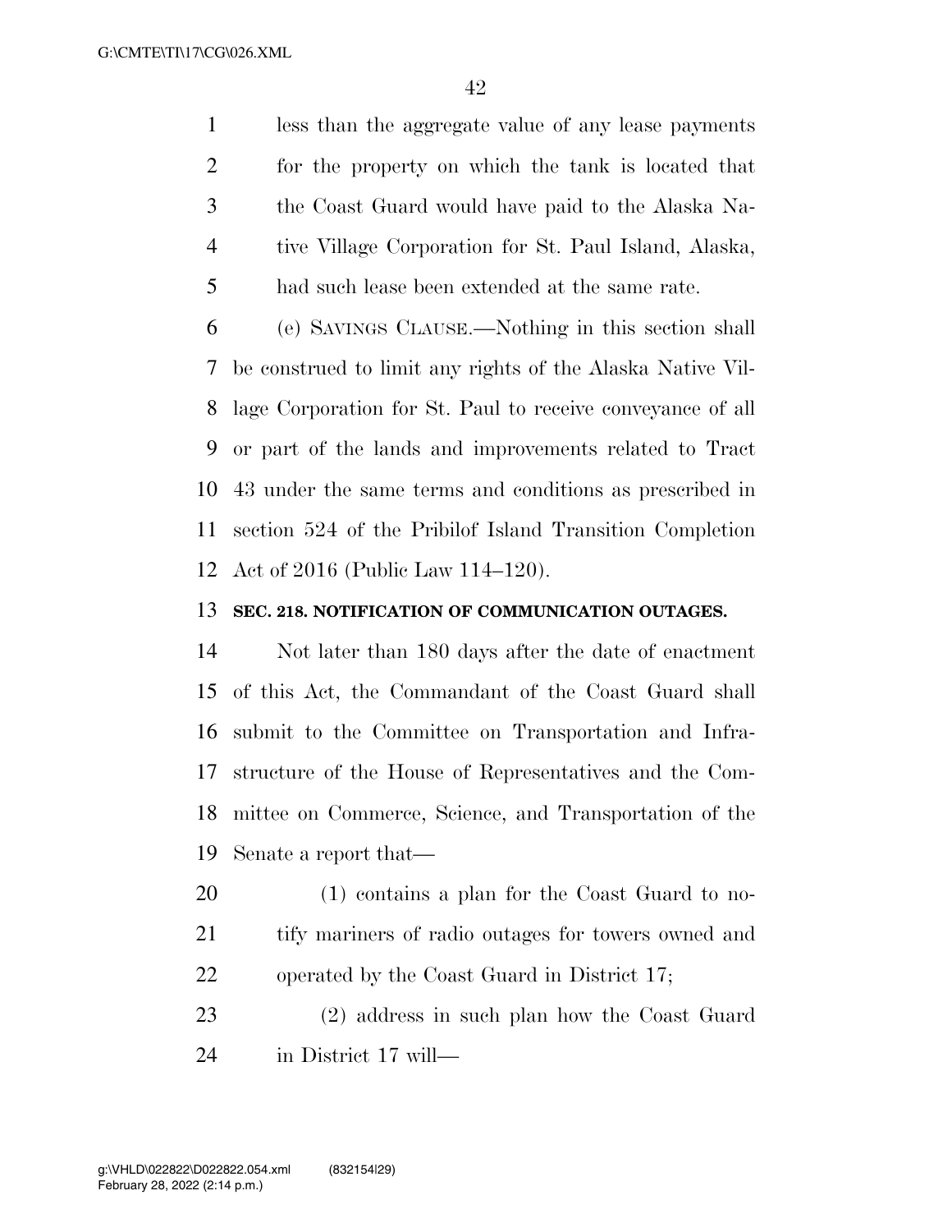less than the aggregate value of any lease payments for the property on which the tank is located that the Coast Guard would have paid to the Alaska Native Village Corporation for St. Paul Island, Alaska, had such lease been extended at the same rate.

(e) SAVINGS CLAUSE.—Nothing in this section shall be construed to limit any rights of the Alaska Native Village Corporation for St. Paul to receive conveyance of all or part of the lands and improvements related to Tract 43 under the same terms and conditions as prescribed in section 524 of the Pribilof Island Transition Completion Act of 2016 (Public Law 114–120).

**SEC. 218. NOTIFICATION OF COMMUNICATION OUTAGES.**

Not later than 180 days after the date of enactment of this Act, the Commandant of the Coast Guard shall submit to the Committee on Transportation and Infrastructure of the House of Representatives and the Committee on Commerce, Science, and Transportation of the Senate a report that—

(1) contains a plan for the Coast Guard to notify mariners of radio outages for towers owned and operated by the Coast Guard in District 17;

(2) address in such plan how the Coast Guard in District 17 will—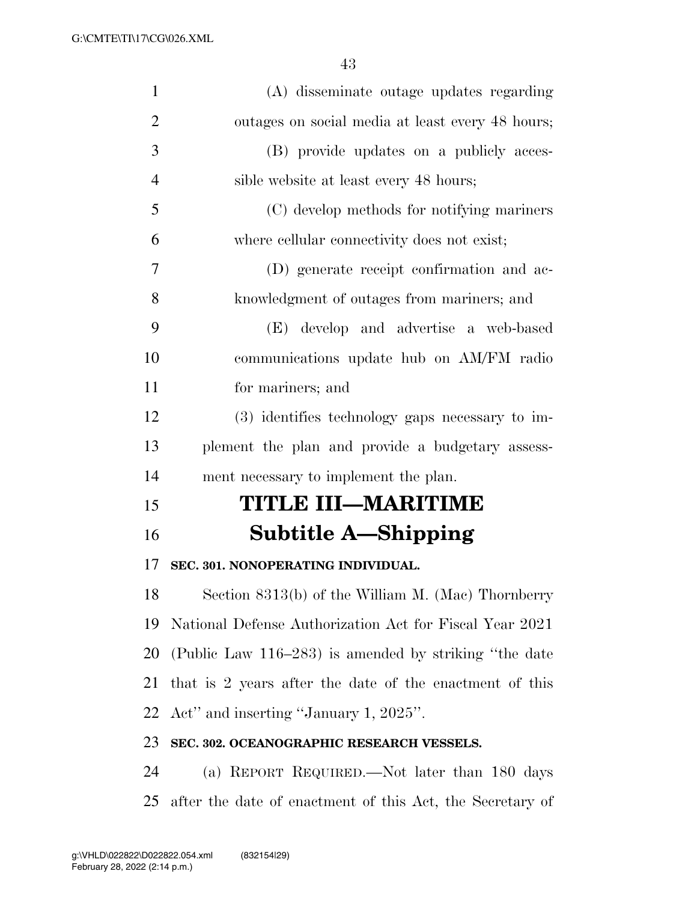(A) disseminate outage updates regarding outages on social media at least every 48 hours;

(B) provide updates on a publicly accessible website at least every 48 hours;

(C) develop methods for notifying mariners where cellular connectivity does not exist;

(D) generate receipt confirmation and acknowledgment of outages from mariners; and

(E) develop and advertise a web-based communications update hub on AM/FM radio for mariners; and

(3) identifies technology gaps necessary to implement the plan and provide a budgetary assessment necessary to implement the plan.

# TITLE III—MARITIME

## Subtitle A—Shipping

### SEC. 301. NONOPERATING INDIVIDUAL.

Section 8313(b) of the William M. (Mac) Thornberry National Defense Authorization Act for Fiscal Year 2021 (Public Law 116–283) is amended by striking ''the date that is 2 years after the date of the enactment of this Act'' and inserting ''January 1, 2025''.

### SEC. 302. OCEANOGRAPHIC RESEARCH VESSELS.

(a) REPORT REQUIRED.—Not later than 180 days after the date of enactment of this Act, the Secretary of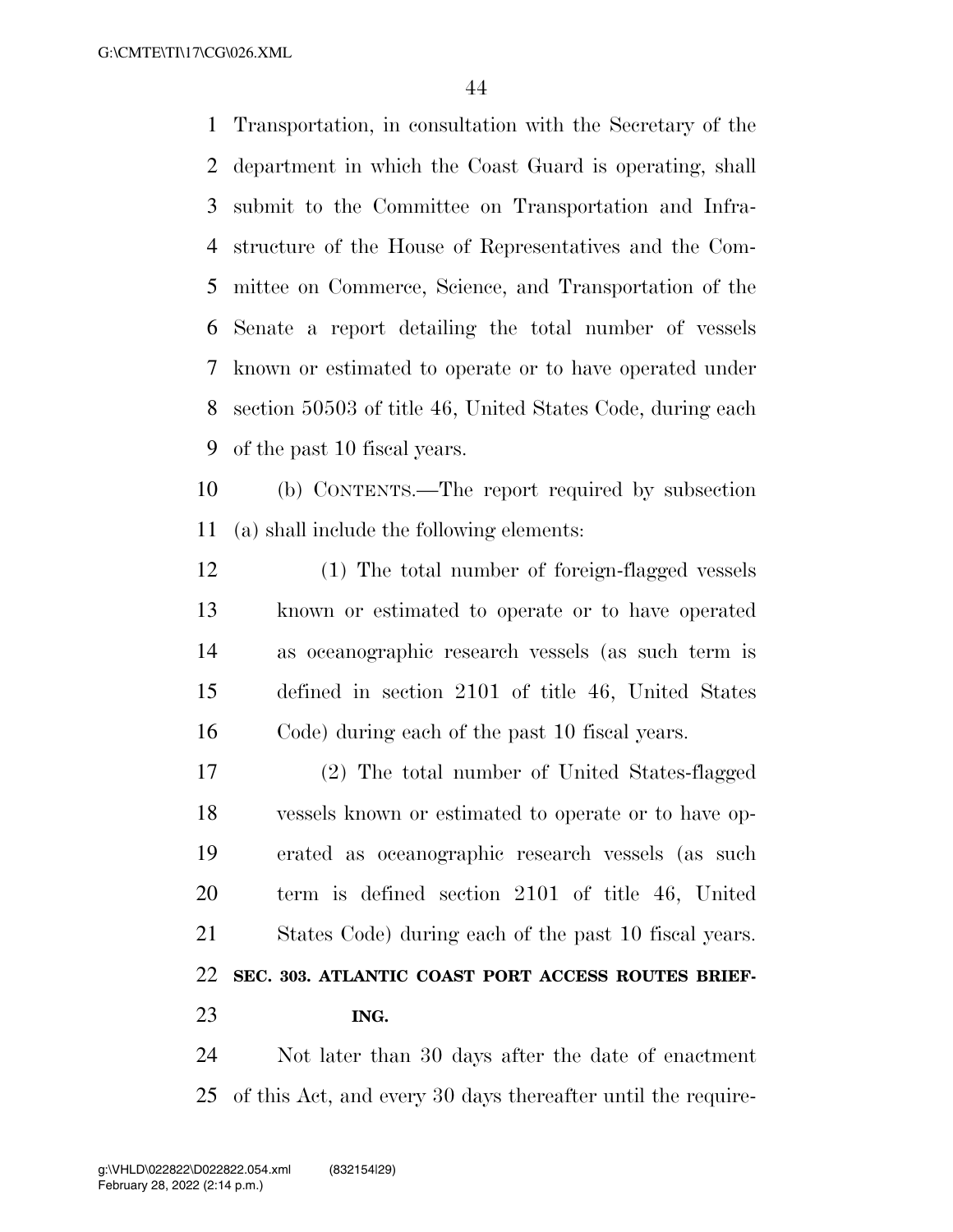Transportation, in consultation with the Secretary of the department in which the Coast Guard is operating, shall submit to the Committee on Transportation and Infrastructure of the House of Representatives and the Committee on Commerce, Science, and Transportation of the Senate a report detailing the total number of vessels known or estimated to operate or to have operated under section 50503 of title 46, United States Code, during each of the past 10 fiscal years.

(b) CONTENTS.—The report required by subsection (a) shall include the following elements:

(1) The total number of foreign-flagged vessels known or estimated to operate or to have operated as oceanographic research vessels (as such term is defined in section 2101 of title 46, United States Code) during each of the past 10 fiscal years.

(2) The total number of United States-flagged vessels known or estimated to operate or to have operated as oceanographic research vessels (as such term is defined section 2101 of title 46, United States Code) during each of the past 10 fiscal years.

**SEC. 303. ATLANTIC COAST PORT ACCESS ROUTES BRIEFING.**

Not later than 30 days after the date of enactment of this Act, and every 30 days thereafter until the require-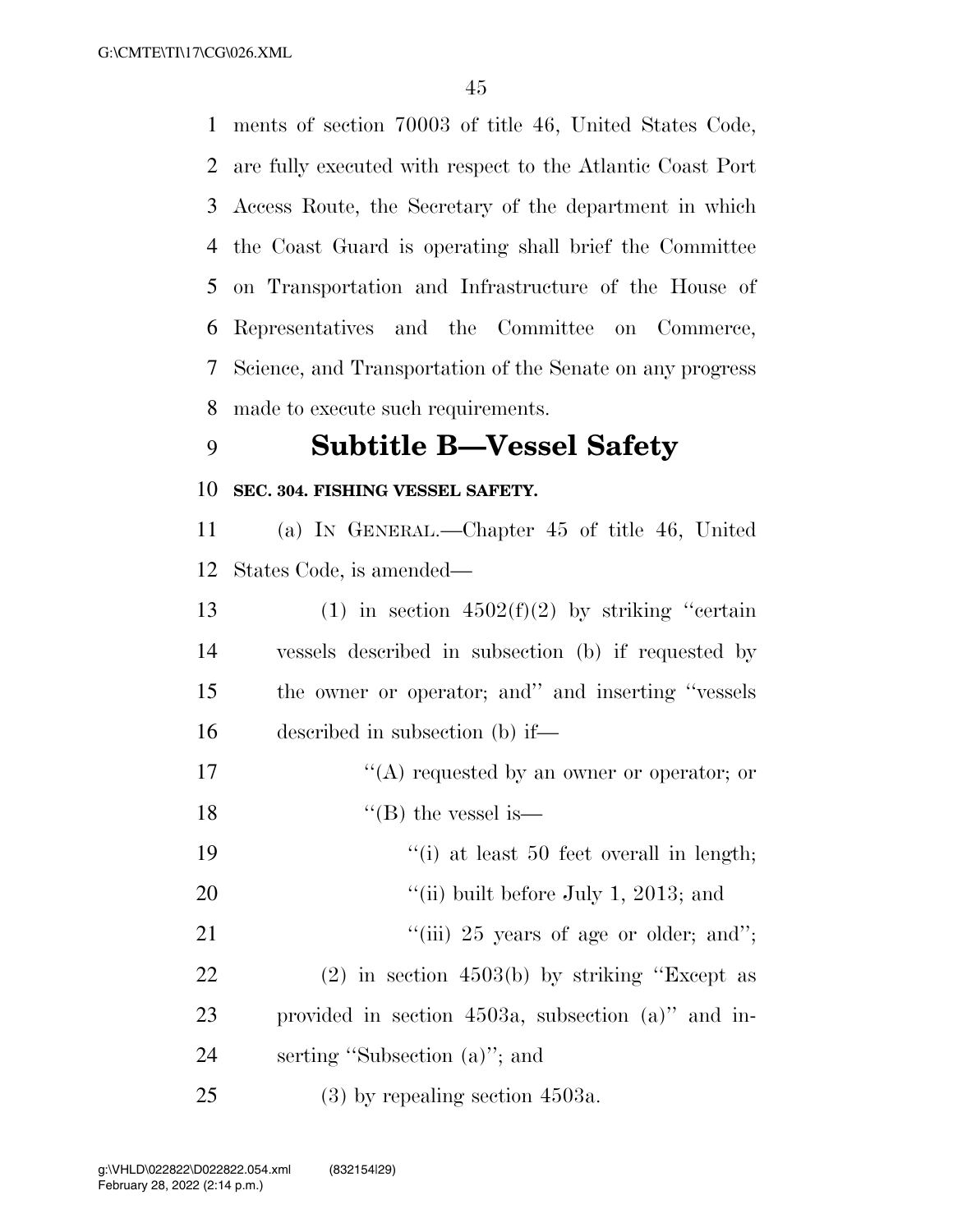ments of section 70003 of title 46, United States Code, are fully executed with respect to the Atlantic Coast Port Access Route, the Secretary of the department in which the Coast Guard is operating shall brief the Committee on Transportation and Infrastructure of the House of Representatives and the Committee on Commerce, Science, and Transportation of the Senate on any progress made to execute such requirements.

## Subtitle B—Vessel Safety

**SEC. 304. FISHING VESSEL SAFETY.**

(a) IN GENERAL.—Chapter 45 of title 46, United States Code, is amended—

(1) in section 4502(f)(2) by striking "certain vessels described in subsection (b) if requested by the owner or operator; and" and inserting "vessels described in subsection (b) if—

"(A) requested by an owner or operator; or

"(B) the vessel is—

"(i) at least 50 feet overall in length;

"(ii) built before July 1, 2013; and

"(iii) 25 years of age or older; and";

(2) in section 4503(b) by striking "Except as provided in section 4503a, subsection (a)" and inserting "Subsection (a)"; and

(3) by repealing section 4503a.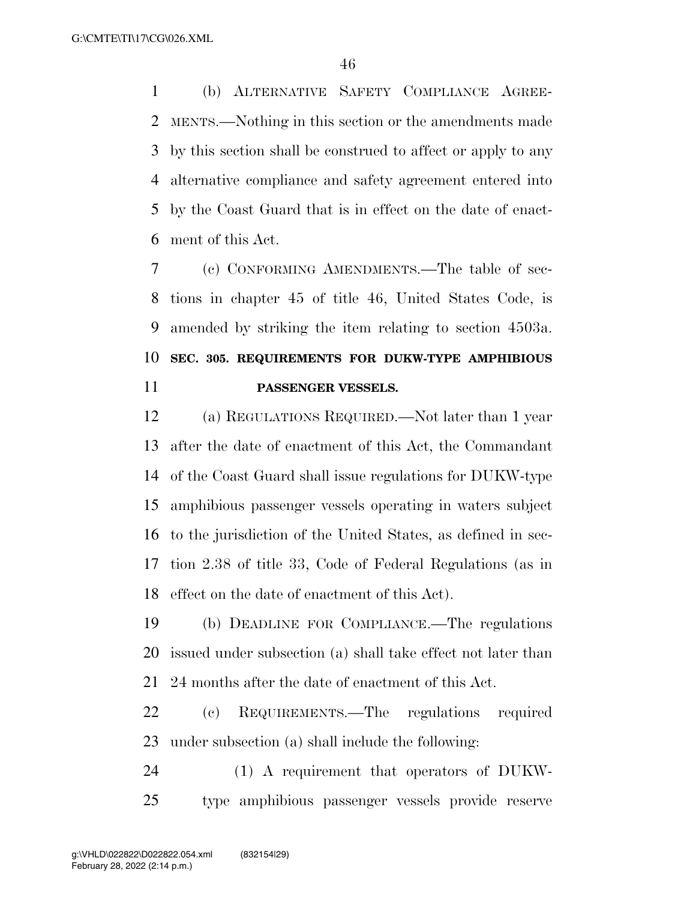(b) ALTERNATIVE SAFETY COMPLIANCE AGREEMENTS.—Nothing in this section or the amendments made by this section shall be construed to affect or apply to any alternative compliance and safety agreement entered into by the Coast Guard that is in effect on the date of enactment of this Act.

(c) CONFORMING AMENDMENTS.—The table of sections in chapter 45 of title 46, United States Code, is amended by striking the item relating to section 4503a.

**SEC. 305. REQUIREMENTS FOR DUKW-TYPE AMPHIBIOUS PASSENGER VESSELS.**

(a) REGULATIONS REQUIRED.—Not later than 1 year after the date of enactment of this Act, the Commandant of the Coast Guard shall issue regulations for DUKW-type amphibious passenger vessels operating in waters subject to the jurisdiction of the United States, as defined in section 2.38 of title 33, Code of Federal Regulations (as in effect on the date of enactment of this Act).

(b) DEADLINE FOR COMPLIANCE.—The regulations issued under subsection (a) shall take effect not later than 24 months after the date of enactment of this Act.

(c) REQUIREMENTS.—The regulations required under subsection (a) shall include the following:

(1) A requirement that operators of DUKW-type amphibious passenger vessels provide reserve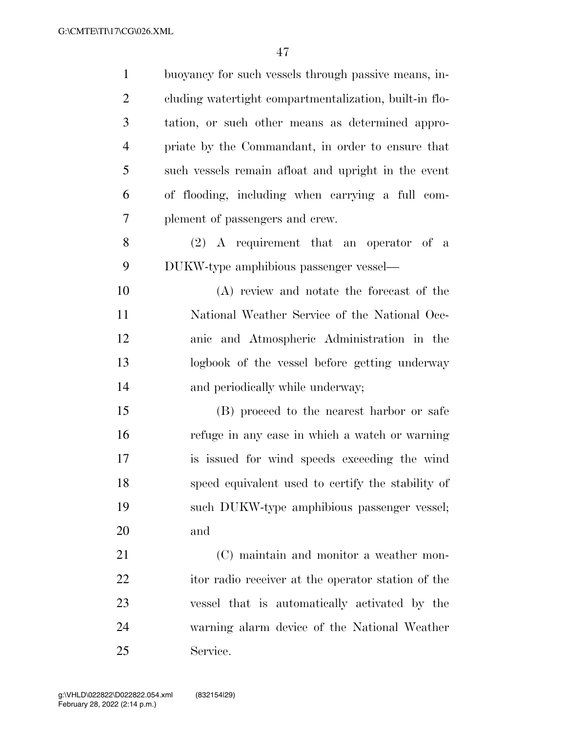buoyancy for such vessels through passive means, including watertight compartmentalization, built-in flotation, or such other means as determined appropriate by the Commandant, in order to ensure that such vessels remain afloat and upright in the event of flooding, including when carrying a full complement of passengers and crew.

(2) A requirement that an operator of a DUKW-type amphibious passenger vessel—

(A) review and notate the forecast of the National Weather Service of the National Oceanic and Atmospheric Administration in the logbook of the vessel before getting underway and periodically while underway;

(B) proceed to the nearest harbor or safe refuge in any case in which a watch or warning is issued for wind speeds exceeding the wind speed equivalent used to certify the stability of such DUKW-type amphibious passenger vessel; and

(C) maintain and monitor a weather monitor radio receiver at the operator station of the vessel that is automatically activated by the warning alarm device of the National Weather Service.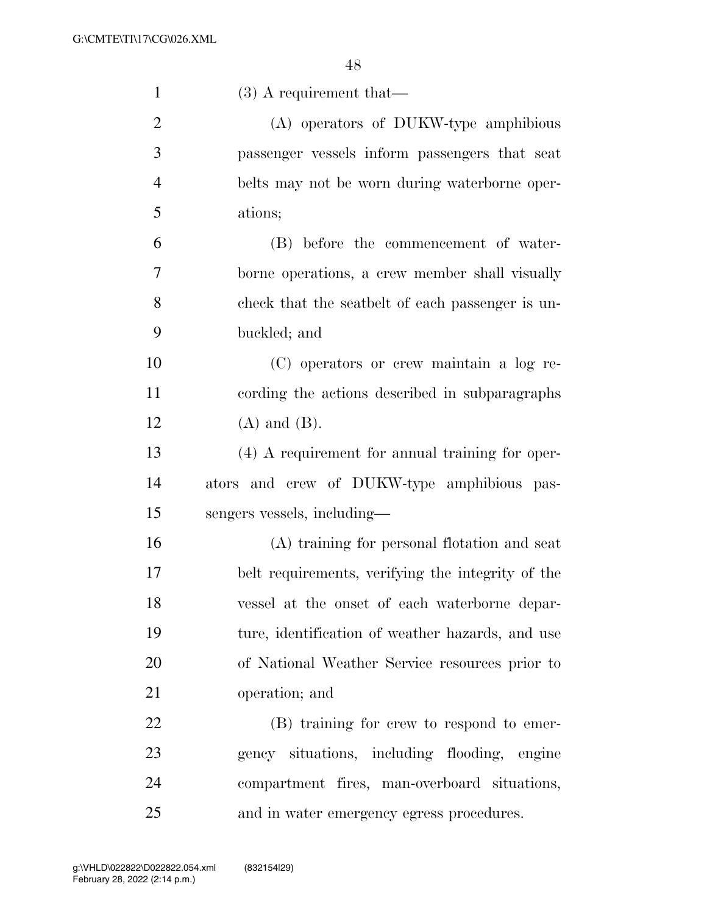(3) A requirement that—

(A) operators of DUKW-type amphibious passenger vessels inform passengers that seat belts may not be worn during waterborne operations;

(B) before the commencement of waterborne operations, a crew member shall visually check that the seatbelt of each passenger is unbuckled; and

(C) operators or crew maintain a log recording the actions described in subparagraphs (A) and (B).

(4) A requirement for annual training for operators and crew of DUKW-type amphibious passengers vessels, including—

(A) training for personal flotation and seat belt requirements, verifying the integrity of the vessel at the onset of each waterborne departure, identification of weather hazards, and use of National Weather Service resources prior to operation; and

(B) training for crew to respond to emergency situations, including flooding, engine compartment fires, man-overboard situations, and in water emergency egress procedures.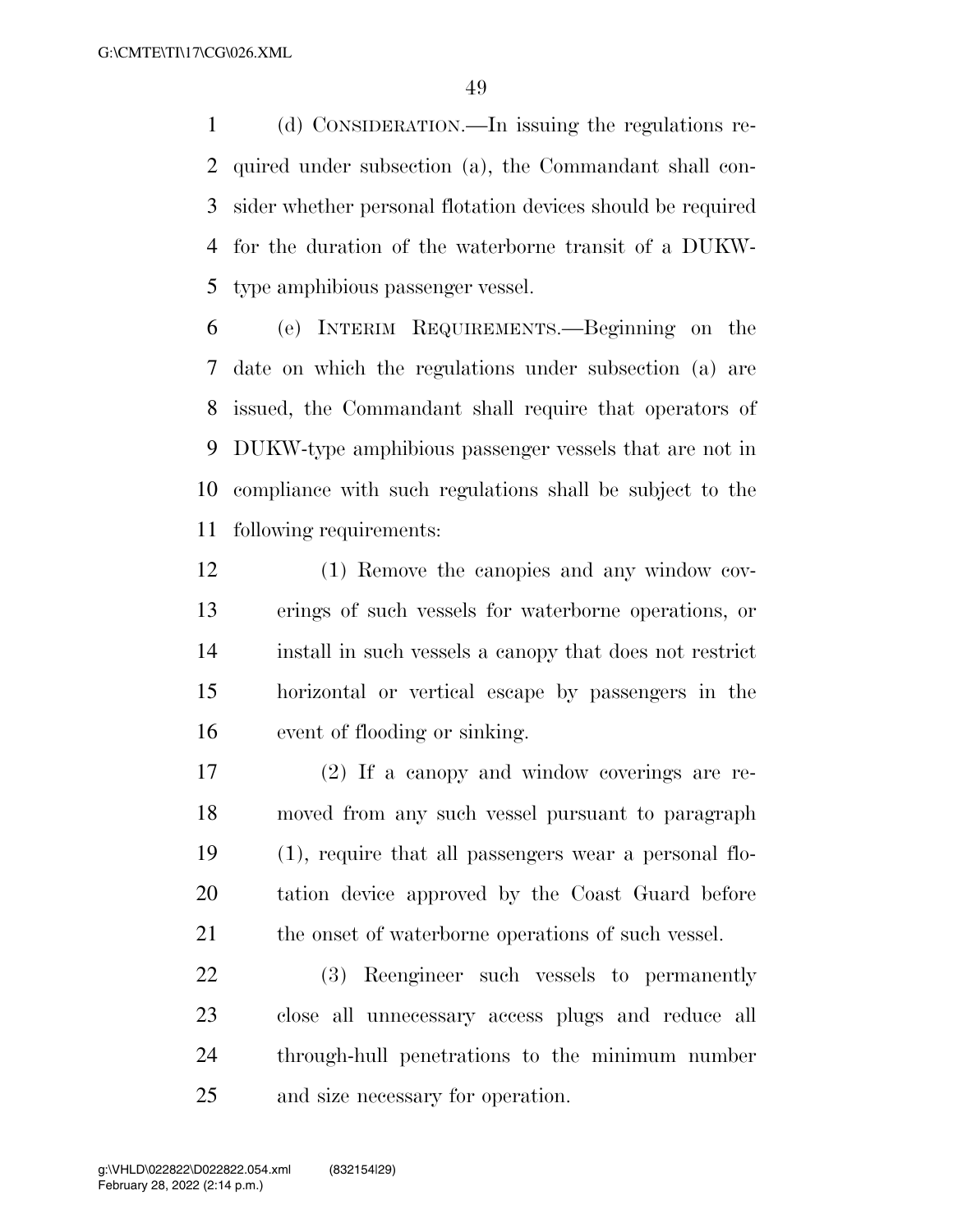(d) CONSIDERATION.—In issuing the regulations required under subsection (a), the Commandant shall consider whether personal flotation devices should be required for the duration of the waterborne transit of a DUKW-type amphibious passenger vessel.

(e) INTERIM REQUIREMENTS.—Beginning on the date on which the regulations under subsection (a) are issued, the Commandant shall require that operators of DUKW-type amphibious passenger vessels that are not in compliance with such regulations shall be subject to the following requirements:

(1) Remove the canopies and any window coverings of such vessels for waterborne operations, or install in such vessels a canopy that does not restrict horizontal or vertical escape by passengers in the event of flooding or sinking.

(2) If a canopy and window coverings are removed from any such vessel pursuant to paragraph (1), require that all passengers wear a personal flotation device approved by the Coast Guard before the onset of waterborne operations of such vessel.

(3) Reengineer such vessels to permanently close all unnecessary access plugs and reduce all through-hull penetrations to the minimum number and size necessary for operation.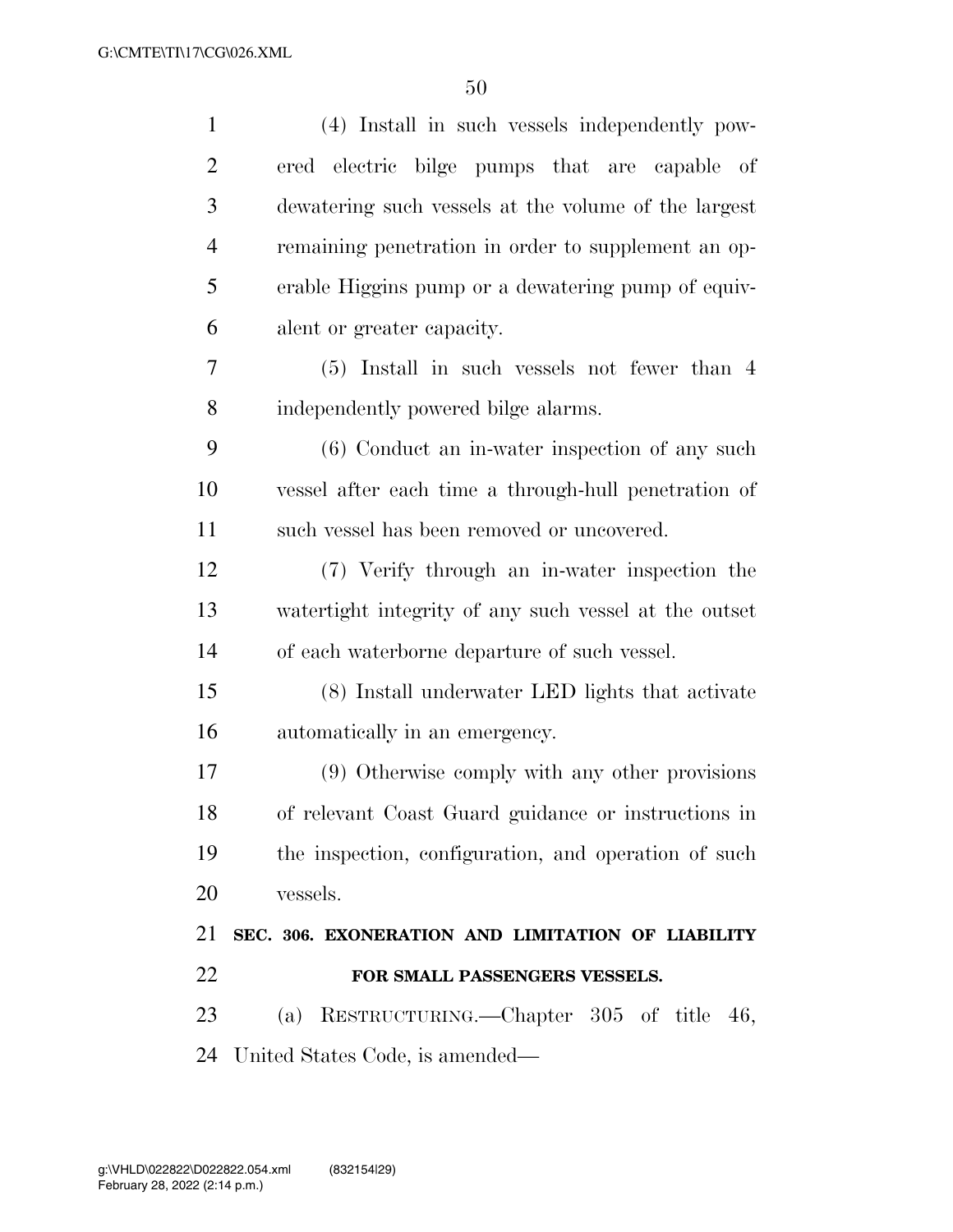(4) Install in such vessels independently powered electric bilge pumps that are capable of dewatering such vessels at the volume of the largest remaining penetration in order to supplement an operable Higgins pump or a dewatering pump of equivalent or greater capacity.

(5) Install in such vessels not fewer than 4 independently powered bilge alarms.

(6) Conduct an in-water inspection of any such vessel after each time a through-hull penetration of such vessel has been removed or uncovered.

(7) Verify through an in-water inspection the watertight integrity of any such vessel at the outset of each waterborne departure of such vessel.

(8) Install underwater LED lights that activate automatically in an emergency.

(9) Otherwise comply with any other provisions of relevant Coast Guard guidance or instructions in the inspection, configuration, and operation of such vessels.

**SEC. 306. EXONERATION AND LIMITATION OF LIABILITY FOR SMALL PASSENGERS VESSELS.**

(a) RESTRUCTURING.—Chapter 305 of title 46, United States Code, is amended—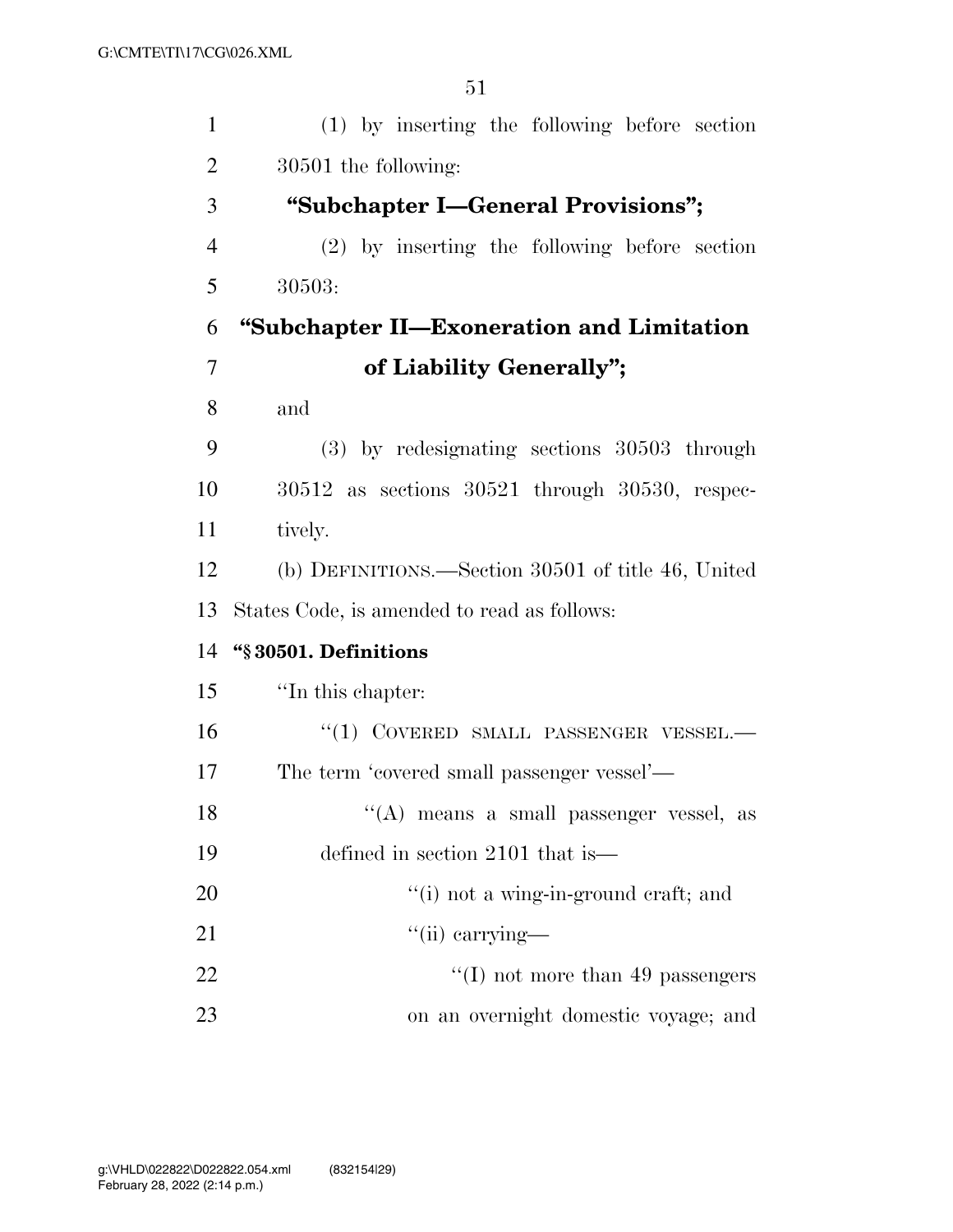(1) by inserting the following before section 30501 the following:

**"Subchapter I—General Provisions";**

(2) by inserting the following before section 30503:

**"Subchapter II—Exoneration and Limitation of Liability Generally";**

and

(3) by redesignating sections 30503 through 30512 as sections 30521 through 30530, respectively.

(b) DEFINITIONS.—Section 30501 of title 46, United States Code, is amended to read as follows:

**"§ 30501. Definitions**

"In this chapter:

"(1) COVERED SMALL PASSENGER VESSEL.— The term 'covered small passenger vessel'—

"(A) means a small passenger vessel, as defined in section 2101 that is—

"(i) not a wing-in-ground craft; and

"(ii) carrying—

"(I) not more than 49 passengers on an overnight domestic voyage; and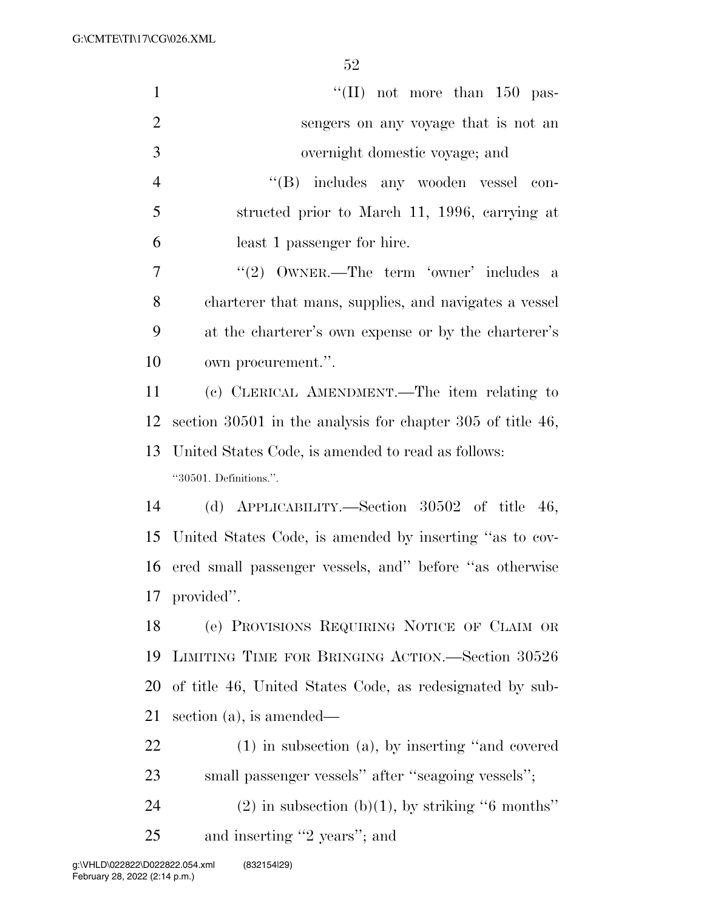''(II) not more than 150 passengers on any voyage that is not an overnight domestic voyage; and

''(B) includes any wooden vessel constructed prior to March 11, 1996, carrying at least 1 passenger for hire.

''(2) OWNER.—The term 'owner' includes a charterer that mans, supplies, and navigates a vessel at the charterer's own expense or by the charterer's own procurement.''.

(c) CLERICAL AMENDMENT.—The item relating to section 30501 in the analysis for chapter 305 of title 46, United States Code, is amended to read as follows:

''30501. Definitions.''.

(d) APPLICABILITY.—Section 30502 of title 46, United States Code, is amended by inserting ''as to covered small passenger vessels, and'' before ''as otherwise provided''.

(e) PROVISIONS REQUIRING NOTICE OF CLAIM OR LIMITING TIME FOR BRINGING ACTION.—Section 30526 of title 46, United States Code, as redesignated by subsection (a), is amended—

(1) in subsection (a), by inserting ''and covered small passenger vessels'' after ''seagoing vessels'';

(2) in subsection (b)(1), by striking ''6 months'' and inserting ''2 years''; and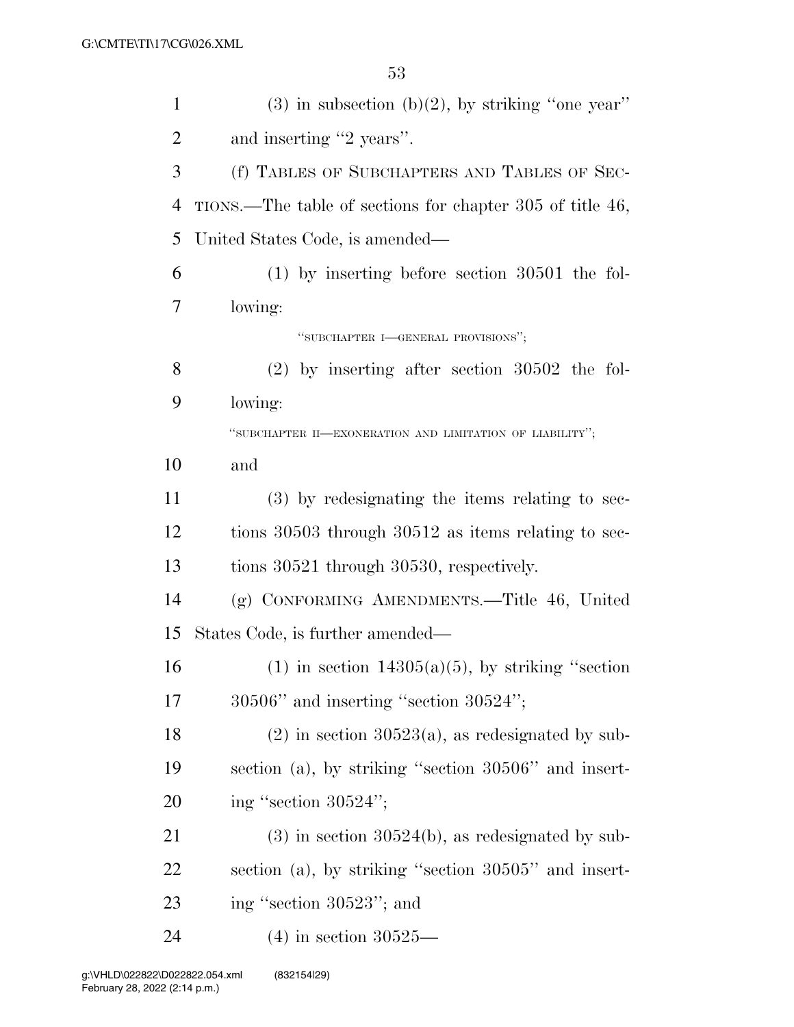(3) in subsection (b)(2), by striking "one year" and inserting "2 years".

(f) TABLES OF SUBCHAPTERS AND TABLES OF SECTIONS.—The table of sections for chapter 305 of title 46, United States Code, is amended—

(1) by inserting before section 30501 the following:

"SUBCHAPTER I—GENERAL PROVISIONS";

(2) by inserting after section 30502 the following:

"SUBCHAPTER II—EXONERATION AND LIMITATION OF LIABILITY";

and

(3) by redesignating the items relating to sections 30503 through 30512 as items relating to sections 30521 through 30530, respectively.

(g) CONFORMING AMENDMENTS.—Title 46, United States Code, is further amended—

(1) in section 14305(a)(5), by striking "section 30506" and inserting "section 30524";

(2) in section 30523(a), as redesignated by subsection (a), by striking "section 30506" and inserting "section 30524";

(3) in section 30524(b), as redesignated by subsection (a), by striking "section 30505" and inserting "section 30523"; and

(4) in section 30525—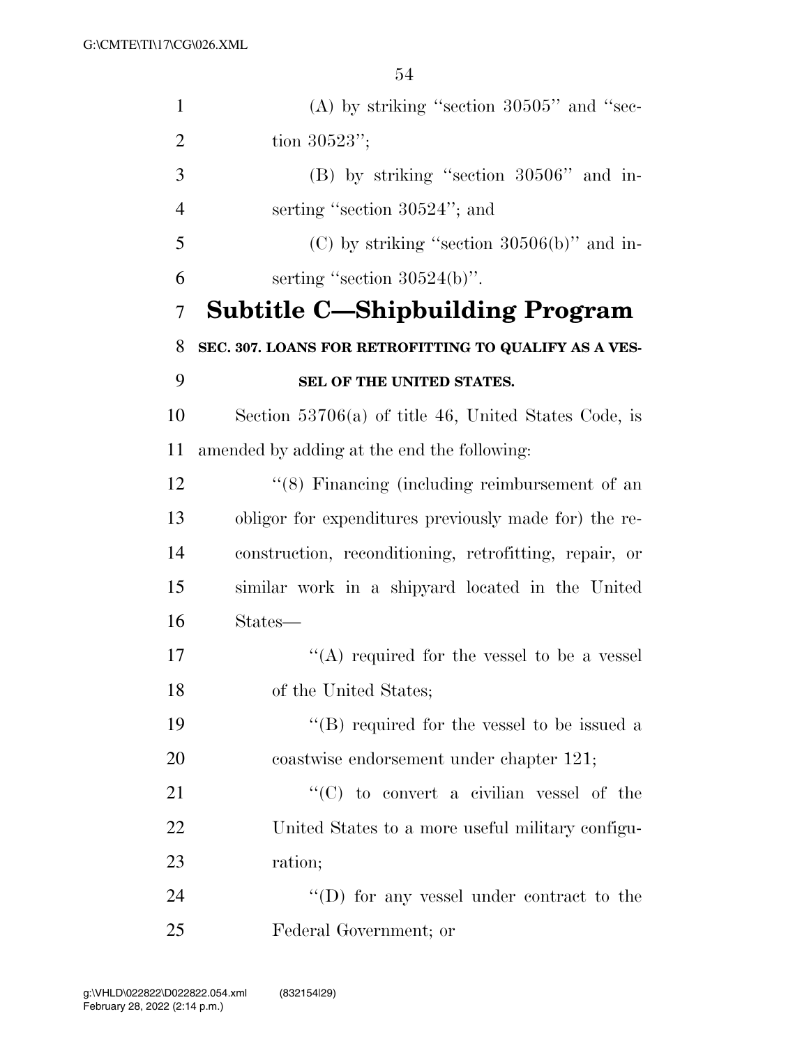(A) by striking ''section 30505'' and ''section 30523'';

(B) by striking ''section 30506'' and inserting ''section 30524''; and

(C) by striking ''section 30506(b)'' and inserting ''section 30524(b)''.

## Subtitle C—Shipbuilding Program

### SEC. 307. LOANS FOR RETROFITTING TO QUALIFY AS A VESSEL OF THE UNITED STATES.

Section 53706(a) of title 46, United States Code, is amended by adding at the end the following:

''(8) Financing (including reimbursement of an obligor for expenditures previously made for) the reconstruction, reconditioning, retrofitting, repair, or similar work in a shipyard located in the United States—

''(A) required for the vessel to be a vessel of the United States;

''(B) required for the vessel to be issued a coastwise endorsement under chapter 121;

''(C) to convert a civilian vessel of the United States to a more useful military configuration;

''(D) for any vessel under contract to the Federal Government; or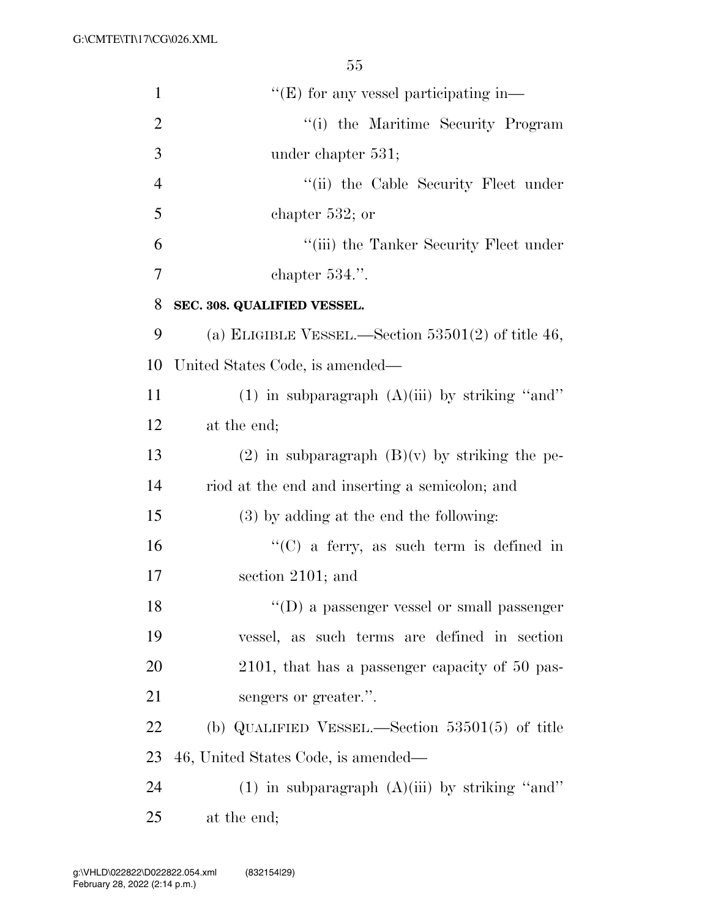''(E) for any vessel participating in—

''(i) the Maritime Security Program under chapter 531;

''(ii) the Cable Security Fleet under chapter 532; or

''(iii) the Tanker Security Fleet under chapter 534.''.

**SEC. 308. QUALIFIED VESSEL.**

(a) ELIGIBLE VESSEL.—Section 53501(2) of title 46, United States Code, is amended—

(1) in subparagraph (A)(iii) by striking ''and'' at the end;

(2) in subparagraph (B)(v) by striking the period at the end and inserting a semicolon; and

(3) by adding at the end the following:

''(C) a ferry, as such term is defined in section 2101; and

''(D) a passenger vessel or small passenger vessel, as such terms are defined in section 2101, that has a passenger capacity of 50 passengers or greater.''.

(b) QUALIFIED VESSEL.—Section 53501(5) of title 46, United States Code, is amended—

(1) in subparagraph (A)(iii) by striking ''and'' at the end;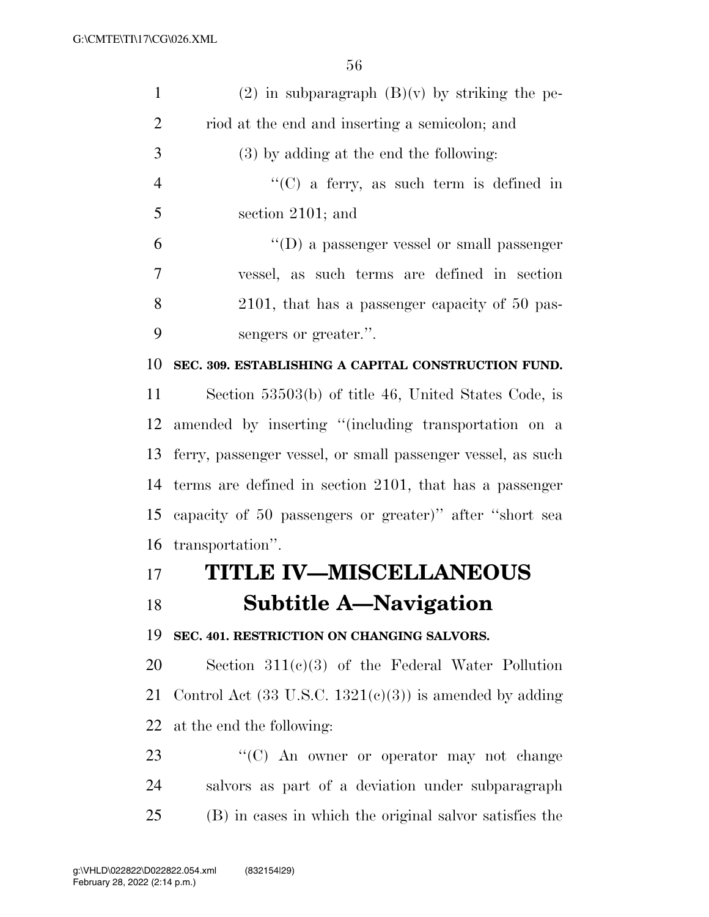(2) in subparagraph (B)(v) by striking the period at the end and inserting a semicolon; and

(3) by adding at the end the following:

''(C) a ferry, as such term is defined in section 2101; and

''(D) a passenger vessel or small passenger vessel, as such terms are defined in section 2101, that has a passenger capacity of 50 passengers or greater.''.

**SEC. 309. ESTABLISHING A CAPITAL CONSTRUCTION FUND.**

Section 53503(b) of title 46, United States Code, is amended by inserting ''(including transportation on a ferry, passenger vessel, or small passenger vessel, as such terms are defined in section 2101, that has a passenger capacity of 50 passengers or greater)'' after ''short sea transportation''.

# TITLE IV—MISCELLANEOUS

## Subtitle A—Navigation

**SEC. 401. RESTRICTION ON CHANGING SALVORS.**

Section 311(c)(3) of the Federal Water Pollution Control Act (33 U.S.C. 1321(c)(3)) is amended by adding at the end the following:

''(C) An owner or operator may not change salvors as part of a deviation under subparagraph (B) in cases in which the original salvor satisfies the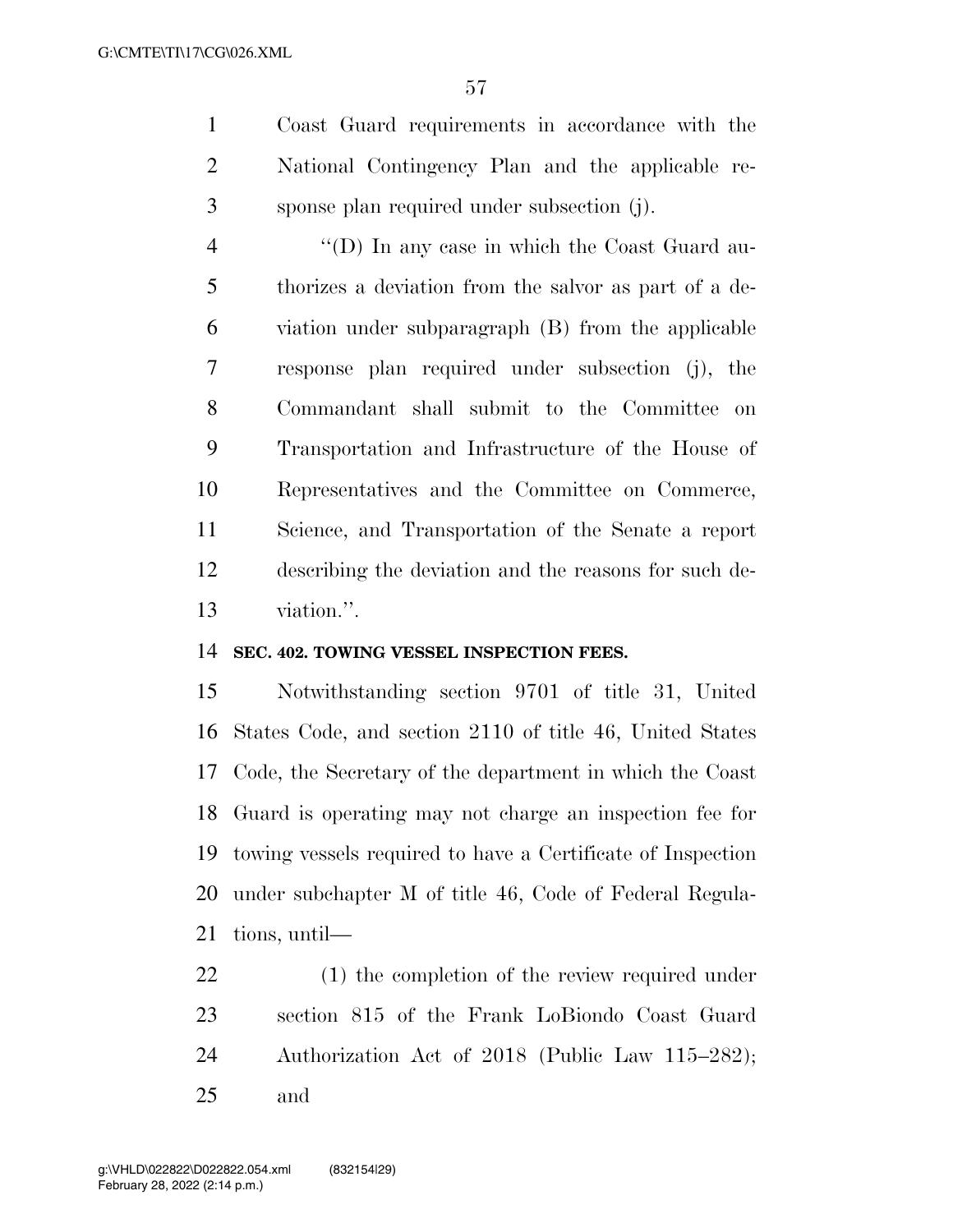Coast Guard requirements in accordance with the National Contingency Plan and the applicable response plan required under subsection (j).

"(D) In any case in which the Coast Guard authorizes a deviation from the salvor as part of a deviation under subparagraph (B) from the applicable response plan required under subsection (j), the Commandant shall submit to the Committee on Transportation and Infrastructure of the House of Representatives and the Committee on Commerce, Science, and Transportation of the Senate a report describing the deviation and the reasons for such deviation.".

**SEC. 402. TOWING VESSEL INSPECTION FEES.**

Notwithstanding section 9701 of title 31, United States Code, and section 2110 of title 46, United States Code, the Secretary of the department in which the Coast Guard is operating may not charge an inspection fee for towing vessels required to have a Certificate of Inspection under subchapter M of title 46, Code of Federal Regulations, until—

(1) the completion of the review required under section 815 of the Frank LoBiondo Coast Guard Authorization Act of 2018 (Public Law 115–282); and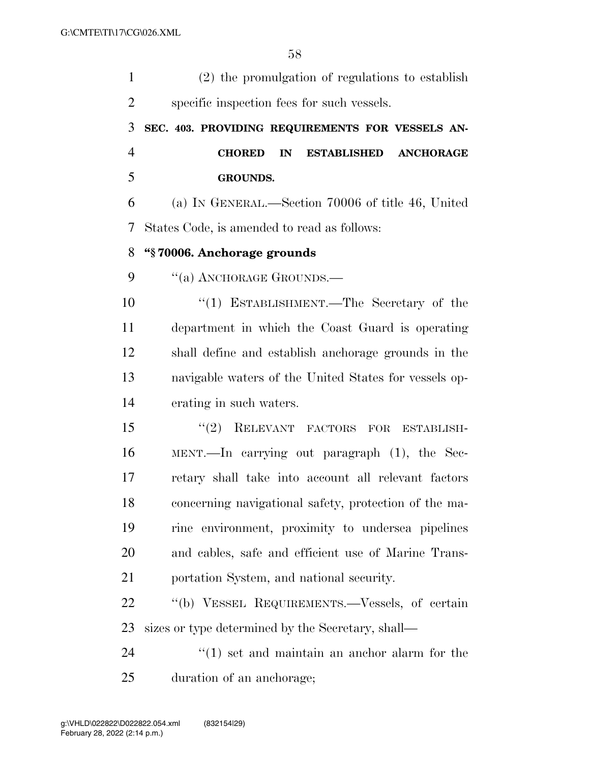(2) the promulgation of regulations to establish specific inspection fees for such vessels.

**SEC. 403. PROVIDING REQUIREMENTS FOR VESSELS ANCHORED IN ESTABLISHED ANCHORAGE GROUNDS.**

(a) IN GENERAL.—Section 70006 of title 46, United States Code, is amended to read as follows:

**"§ 70006. Anchorage grounds**

"(a) ANCHORAGE GROUNDS.—

"(1) ESTABLISHMENT.—The Secretary of the department in which the Coast Guard is operating shall define and establish anchorage grounds in the navigable waters of the United States for vessels operating in such waters.

"(2) RELEVANT FACTORS FOR ESTABLISHMENT.—In carrying out paragraph (1), the Secretary shall take into account all relevant factors concerning navigational safety, protection of the marine environment, proximity to undersea pipelines and cables, safe and efficient use of Marine Transportation System, and national security.

"(b) VESSEL REQUIREMENTS.—Vessels, of certain sizes or type determined by the Secretary, shall—

"(1) set and maintain an anchor alarm for the duration of an anchorage;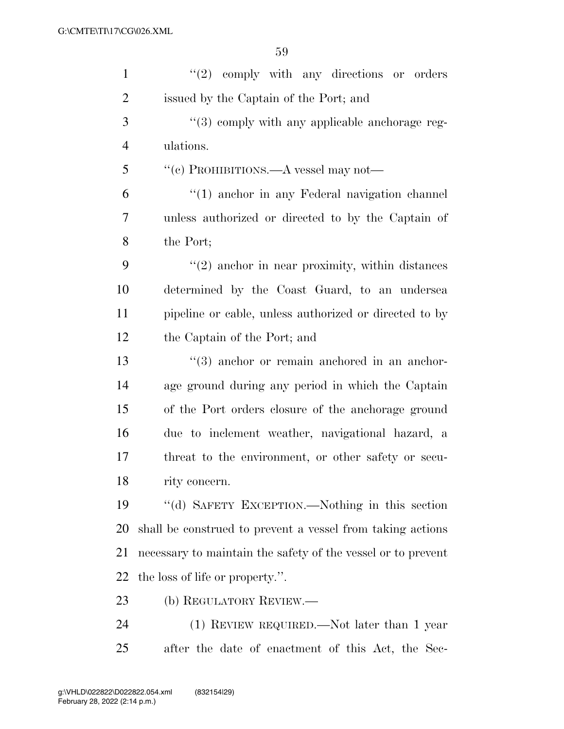''(2) comply with any directions or orders issued by the Captain of the Port; and

''(3) comply with any applicable anchorage regulations.

''(c) PROHIBITIONS.—A vessel may not—

''(1) anchor in any Federal navigation channel unless authorized or directed to by the Captain of the Port;

''(2) anchor in near proximity, within distances determined by the Coast Guard, to an undersea pipeline or cable, unless authorized or directed to by the Captain of the Port; and

''(3) anchor or remain anchored in an anchorage ground during any period in which the Captain of the Port orders closure of the anchorage ground due to inclement weather, navigational hazard, a threat to the environment, or other safety or security concern.

''(d) SAFETY EXCEPTION.—Nothing in this section shall be construed to prevent a vessel from taking actions necessary to maintain the safety of the vessel or to prevent the loss of life or property.''.

(b) REGULATORY REVIEW.—

(1) REVIEW REQUIRED.—Not later than 1 year after the date of enactment of this Act, the Sec-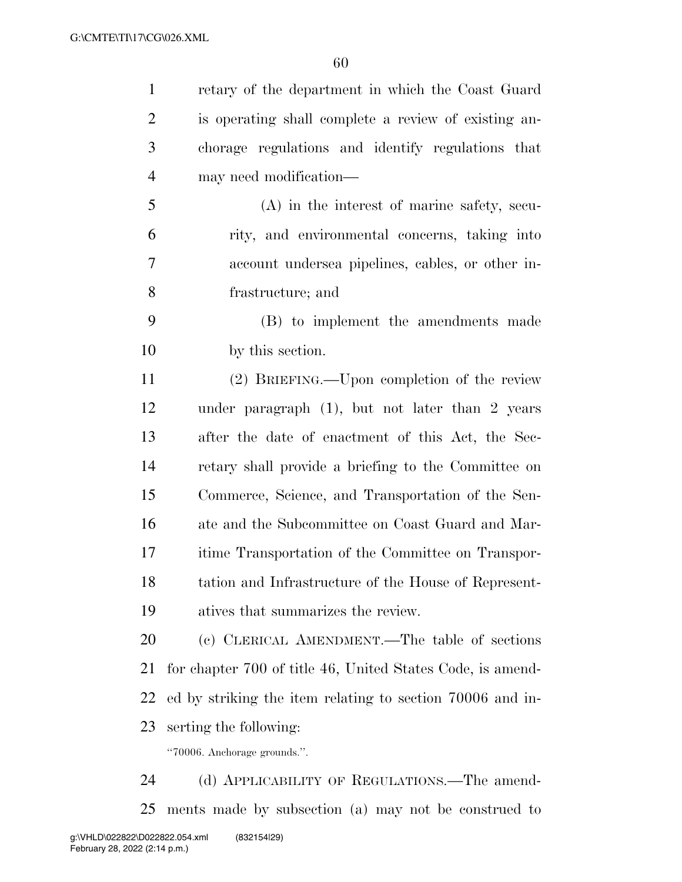retary of the department in which the Coast Guard is operating shall complete a review of existing anchorage regulations and identify regulations that may need modification—

(A) in the interest of marine safety, security, and environmental concerns, taking into account undersea pipelines, cables, or other infrastructure; and

(B) to implement the amendments made by this section.

(2) BRIEFING.—Upon completion of the review under paragraph (1), but not later than 2 years after the date of enactment of this Act, the Secretary shall provide a briefing to the Committee on Commerce, Science, and Transportation of the Senate and the Subcommittee on Coast Guard and Maritime Transportation of the Committee on Transportation and Infrastructure of the House of Representatives that summarizes the review.

(c) CLERICAL AMENDMENT.—The table of sections for chapter 700 of title 46, United States Code, is amended by striking the item relating to section 70006 and inserting the following:

"70006. Anchorage grounds.".

(d) APPLICABILITY OF REGULATIONS.—The amendments made by subsection (a) may not be construed to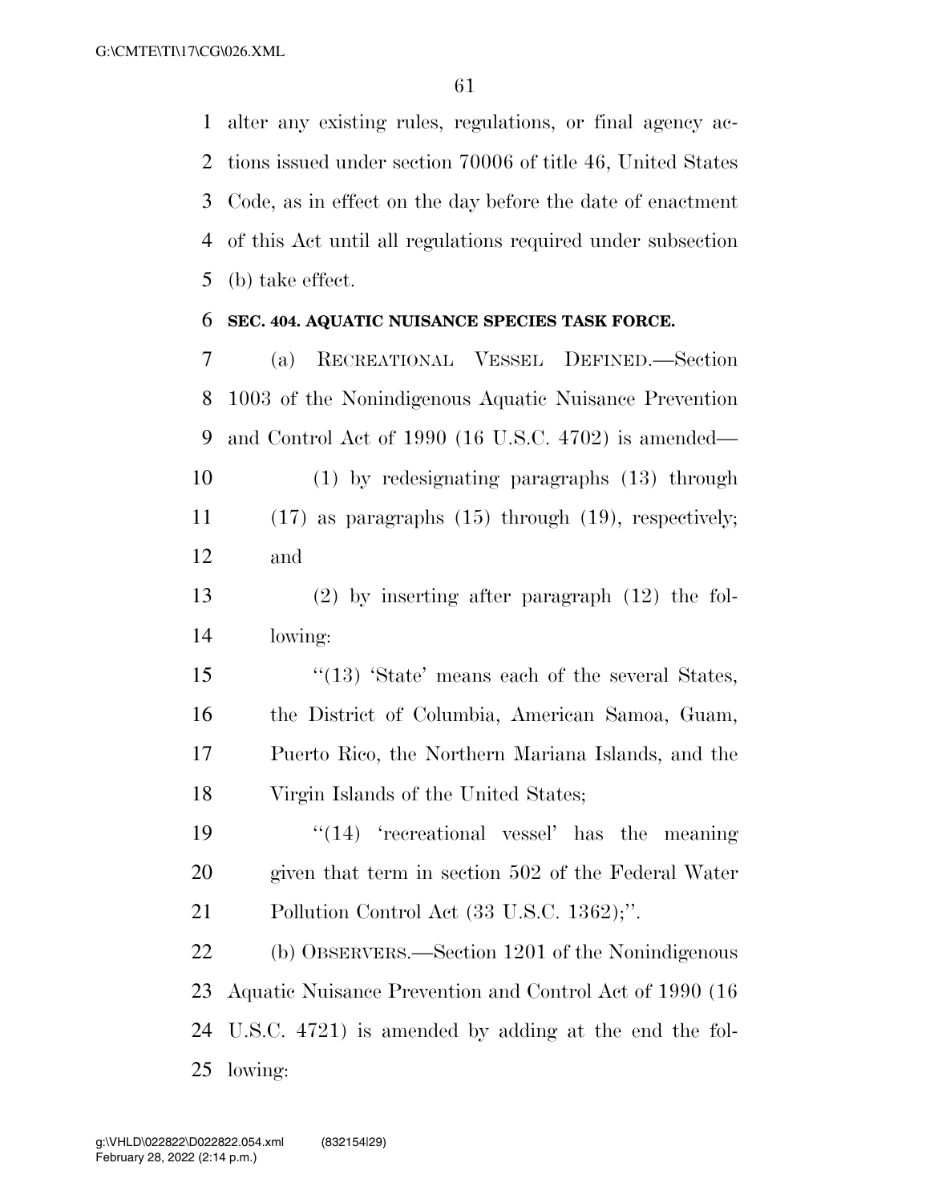alter any existing rules, regulations, or final agency actions issued under section 70006 of title 46, United States Code, as in effect on the day before the date of enactment of this Act until all regulations required under subsection (b) take effect.

**SEC. 404. AQUATIC NUISANCE SPECIES TASK FORCE.**

(a) RECREATIONAL VESSEL DEFINED.—Section 1003 of the Nonindigenous Aquatic Nuisance Prevention and Control Act of 1990 (16 U.S.C. 4702) is amended—

(1) by redesignating paragraphs (13) through (17) as paragraphs (15) through (19), respectively; and

(2) by inserting after paragraph (12) the following:

"(13) 'State' means each of the several States, the District of Columbia, American Samoa, Guam, Puerto Rico, the Northern Mariana Islands, and the Virgin Islands of the United States;

"(14) 'recreational vessel' has the meaning given that term in section 502 of the Federal Water Pollution Control Act (33 U.S.C. 1362);".

(b) OBSERVERS.—Section 1201 of the Nonindigenous Aquatic Nuisance Prevention and Control Act of 1990 (16 U.S.C. 4721) is amended by adding at the end the following: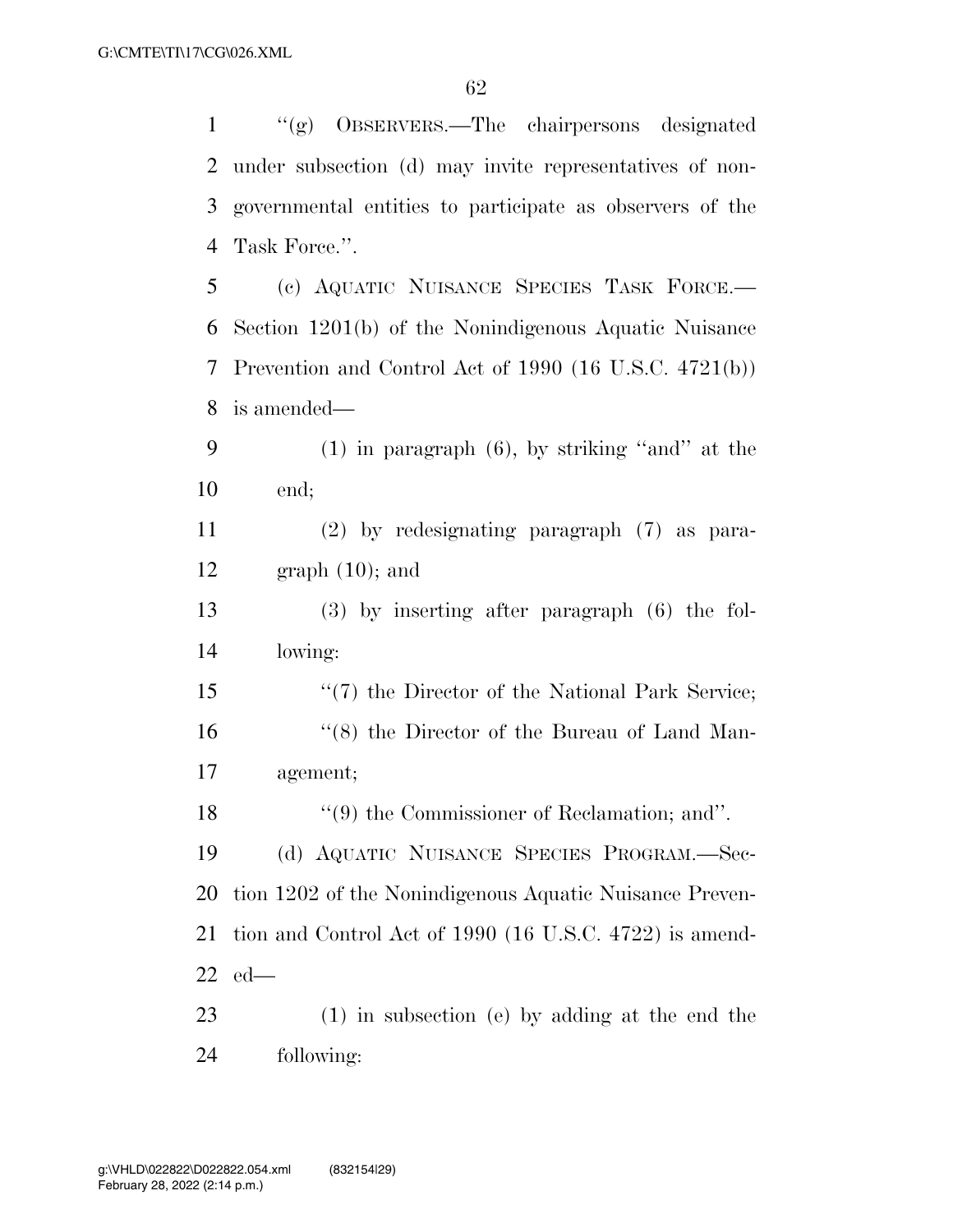"(g) OBSERVERS.—The chairpersons designated under subsection (d) may invite representatives of non-governmental entities to participate as observers of the Task Force.".

(c) AQUATIC NUISANCE SPECIES TASK FORCE.—Section 1201(b) of the Nonindigenous Aquatic Nuisance Prevention and Control Act of 1990 (16 U.S.C. 4721(b)) is amended—

(1) in paragraph (6), by striking "and" at the end;

(2) by redesignating paragraph (7) as paragraph (10); and

(3) by inserting after paragraph (6) the following:

"(7) the Director of the National Park Service;

"(8) the Director of the Bureau of Land Management;

"(9) the Commissioner of Reclamation; and".

(d) AQUATIC NUISANCE SPECIES PROGRAM.—Section 1202 of the Nonindigenous Aquatic Nuisance Prevention and Control Act of 1990 (16 U.S.C. 4722) is amended—

(1) in subsection (e) by adding at the end the following: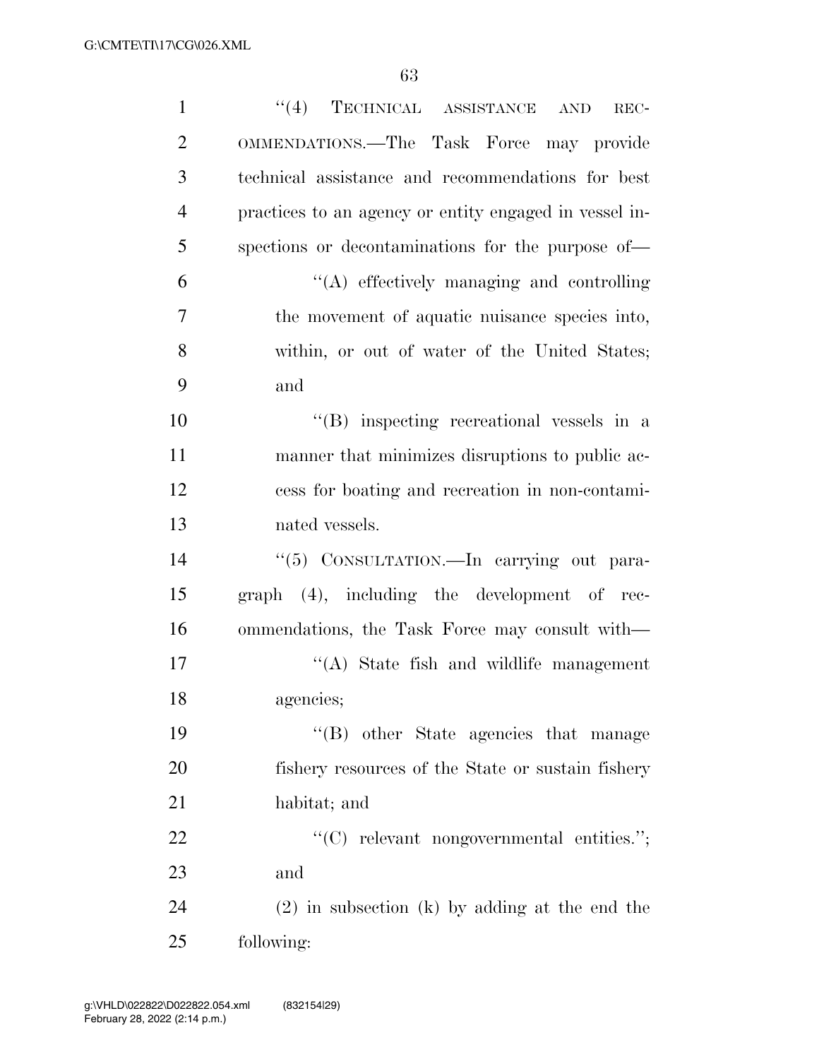"(4) TECHNICAL ASSISTANCE AND RECOMMENDATIONS.—The Task Force may provide technical assistance and recommendations for best practices to an agency or entity engaged in vessel inspections or decontaminations for the purpose of—

"(A) effectively managing and controlling the movement of aquatic nuisance species into, within, or out of water of the United States; and

"(B) inspecting recreational vessels in a manner that minimizes disruptions to public access for boating and recreation in non-contaminated vessels.

"(5) CONSULTATION.—In carrying out paragraph (4), including the development of recommendations, the Task Force may consult with—

"(A) State fish and wildlife management agencies;

"(B) other State agencies that manage fishery resources of the State or sustain fishery habitat; and

"(C) relevant nongovernmental entities."; and

(2) in subsection (k) by adding at the end the following: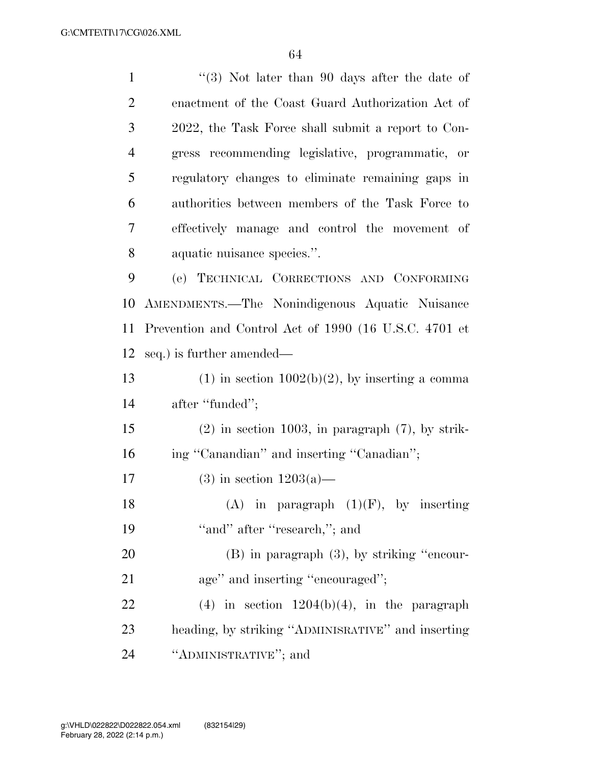"(3) Not later than 90 days after the date of enactment of the Coast Guard Authorization Act of 2022, the Task Force shall submit a report to Congress recommending legislative, programmatic, or regulatory changes to eliminate remaining gaps in authorities between members of the Task Force to effectively manage and control the movement of aquatic nuisance species.".

(e) TECHNICAL CORRECTIONS AND CONFORMING AMENDMENTS.—The Nonindigenous Aquatic Nuisance Prevention and Control Act of 1990 (16 U.S.C. 4701 et seq.) is further amended—

(1) in section 1002(b)(2), by inserting a comma after "funded";

(2) in section 1003, in paragraph (7), by striking "Canandian" and inserting "Canadian";

(3) in section 1203(a)—

(A) in paragraph (1)(F), by inserting "and" after "research,"; and

(B) in paragraph (3), by striking "encourage" and inserting "encouraged";

(4) in section 1204(b)(4), in the paragraph heading, by striking "ADMINISRATIVE" and inserting "ADMINISTRATIVE"; and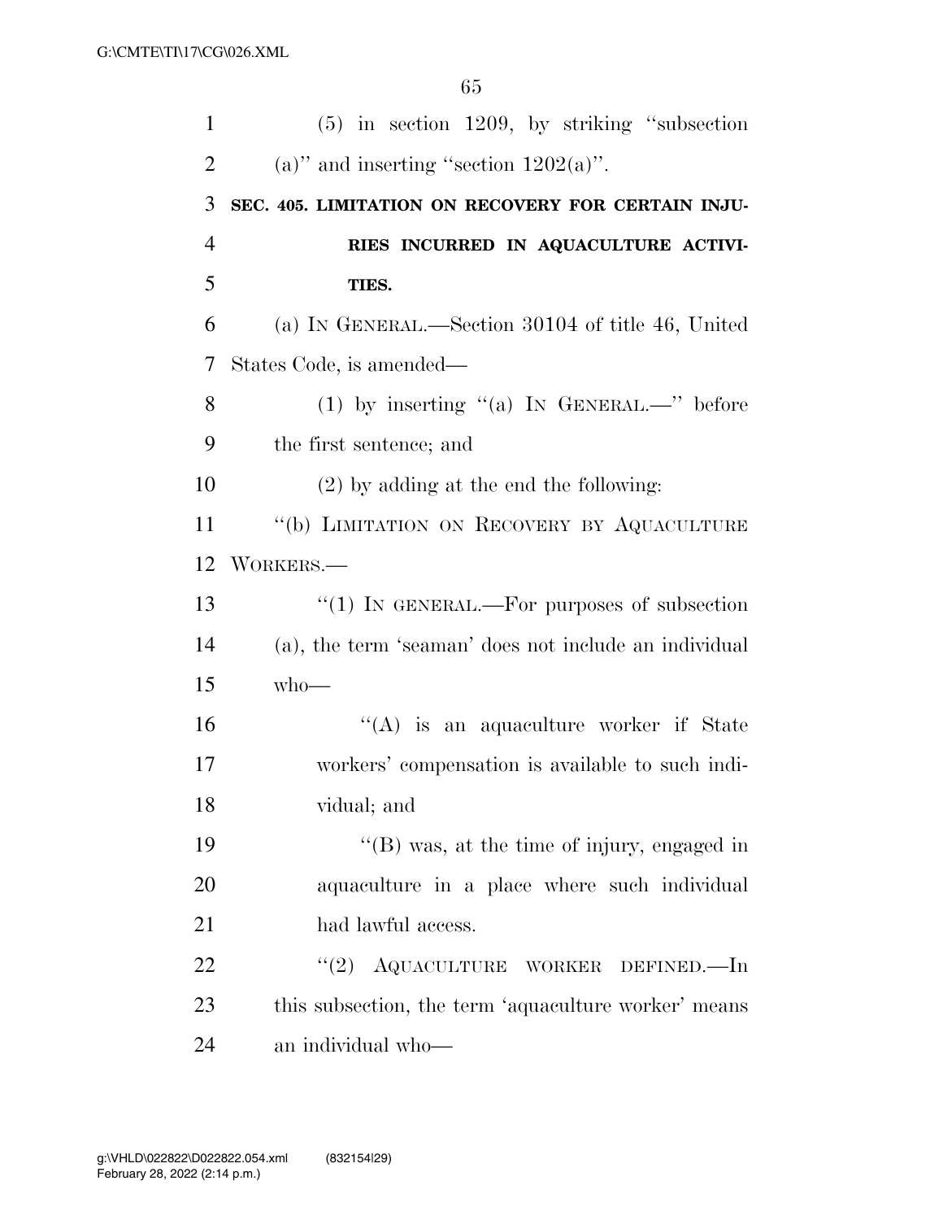(5) in section 1209, by striking "subsection (a)" and inserting "section 1202(a)".

**SEC. 405. LIMITATION ON RECOVERY FOR CERTAIN INJURIES INCURRED IN AQUACULTURE ACTIVITIES.**

(a) IN GENERAL.—Section 30104 of title 46, United States Code, is amended—

(1) by inserting "(a) IN GENERAL.—" before the first sentence; and

(2) by adding at the end the following:

"(b) LIMITATION ON RECOVERY BY AQUACULTURE WORKERS.—

"(1) IN GENERAL.—For purposes of subsection (a), the term 'seaman' does not include an individual who—

"(A) is an aquaculture worker if State workers' compensation is available to such individual; and

"(B) was, at the time of injury, engaged in aquaculture in a place where such individual had lawful access.

"(2) AQUACULTURE WORKER DEFINED.—In this subsection, the term 'aquaculture worker' means an individual who—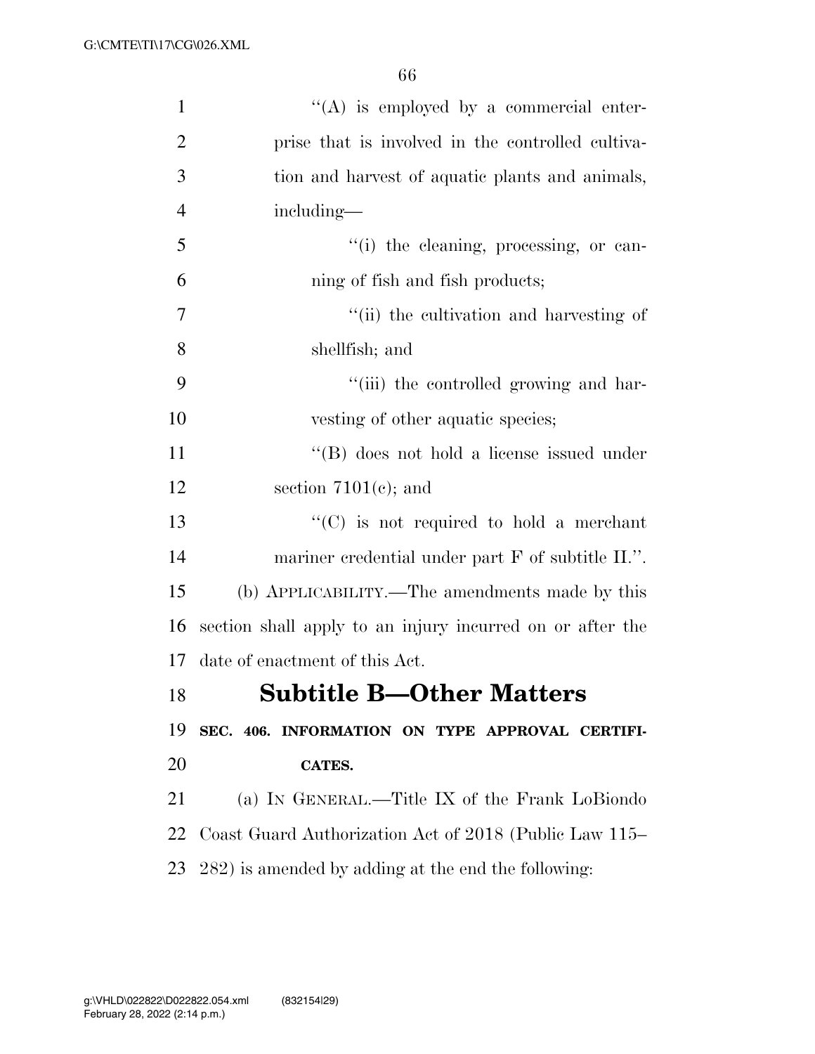"(A) is employed by a commercial enterprise that is involved in the controlled cultivation and harvest of aquatic plants and animals, including—

"(i) the cleaning, processing, or canning of fish and fish products;

"(ii) the cultivation and harvesting of shellfish; and

"(iii) the controlled growing and harvesting of other aquatic species;

"(B) does not hold a license issued under section 7101(c); and

"(C) is not required to hold a merchant mariner credential under part F of subtitle II.".

(b) APPLICABILITY.—The amendments made by this section shall apply to an injury incurred on or after the date of enactment of this Act.

## Subtitle B—Other Matters

**SEC. 406. INFORMATION ON TYPE APPROVAL CERTIFICATES.**

(a) IN GENERAL.—Title IX of the Frank LoBiondo Coast Guard Authorization Act of 2018 (Public Law 115–282) is amended by adding at the end the following: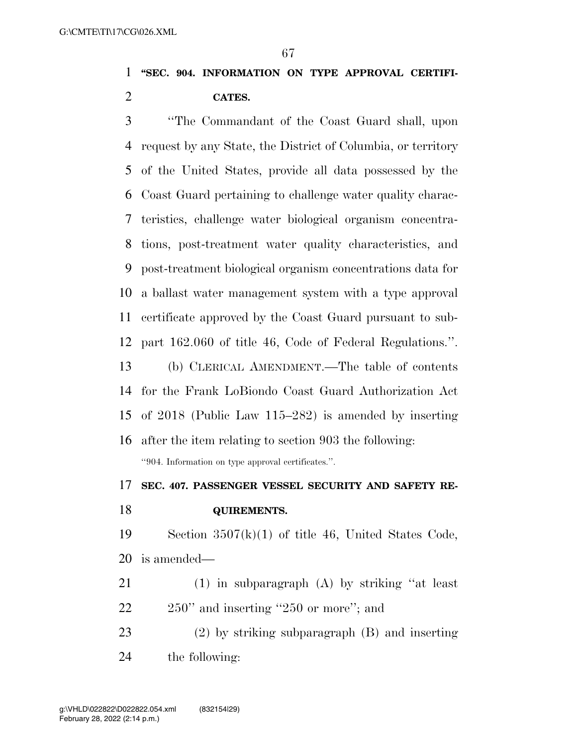**"SEC. 904. INFORMATION ON TYPE APPROVAL CERTIFICATES.**

"The Commandant of the Coast Guard shall, upon request by any State, the District of Columbia, or territory of the United States, provide all data possessed by the Coast Guard pertaining to challenge water quality characteristics, challenge water biological organism concentrations, post-treatment water quality characteristics, and post-treatment biological organism concentrations data for a ballast water management system with a type approval certificate approved by the Coast Guard pursuant to subpart 162.060 of title 46, Code of Federal Regulations.".

(b) CLERICAL AMENDMENT.—The table of contents for the Frank LoBiondo Coast Guard Authorization Act of 2018 (Public Law 115–282) is amended by inserting after the item relating to section 903 the following:

"904. Information on type approval certificates.".

**SEC. 407. PASSENGER VESSEL SECURITY AND SAFETY REQUIREMENTS.**

Section 3507(k)(1) of title 46, United States Code, is amended—

(1) in subparagraph (A) by striking "at least 250" and inserting "250 or more"; and

(2) by striking subparagraph (B) and inserting the following: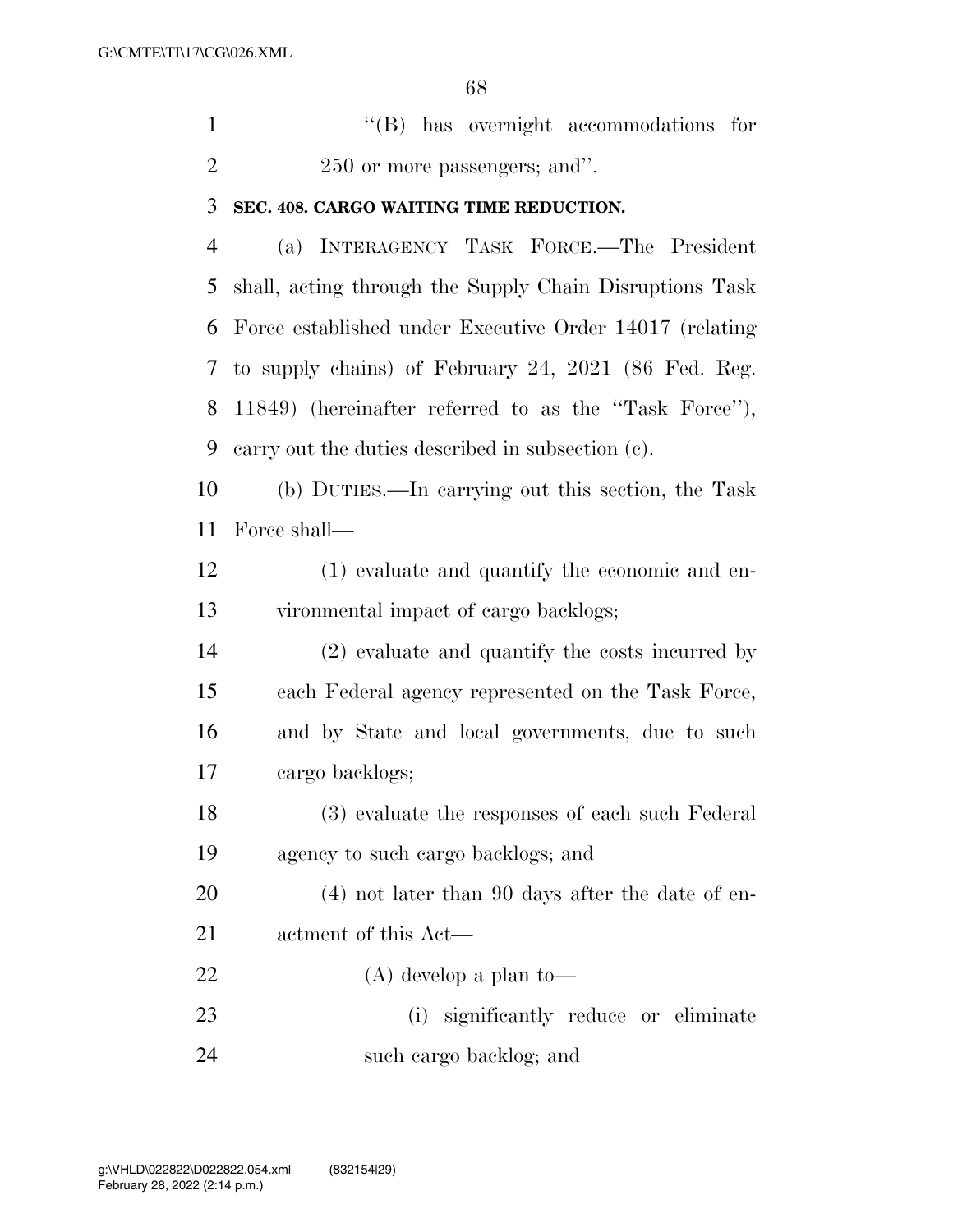"(B) has overnight accommodations for 250 or more passengers; and".

**SEC. 408. CARGO WAITING TIME REDUCTION.**

(a) INTERAGENCY TASK FORCE.—The President shall, acting through the Supply Chain Disruptions Task Force established under Executive Order 14017 (relating to supply chains) of February 24, 2021 (86 Fed. Reg. 11849) (hereinafter referred to as the "Task Force"), carry out the duties described in subsection (c).

(b) DUTIES.—In carrying out this section, the Task Force shall—

(1) evaluate and quantify the economic and environmental impact of cargo backlogs;

(2) evaluate and quantify the costs incurred by each Federal agency represented on the Task Force, and by State and local governments, due to such cargo backlogs;

(3) evaluate the responses of each such Federal agency to such cargo backlogs; and

(4) not later than 90 days after the date of enactment of this Act—

(A) develop a plan to—

(i) significantly reduce or eliminate such cargo backlog; and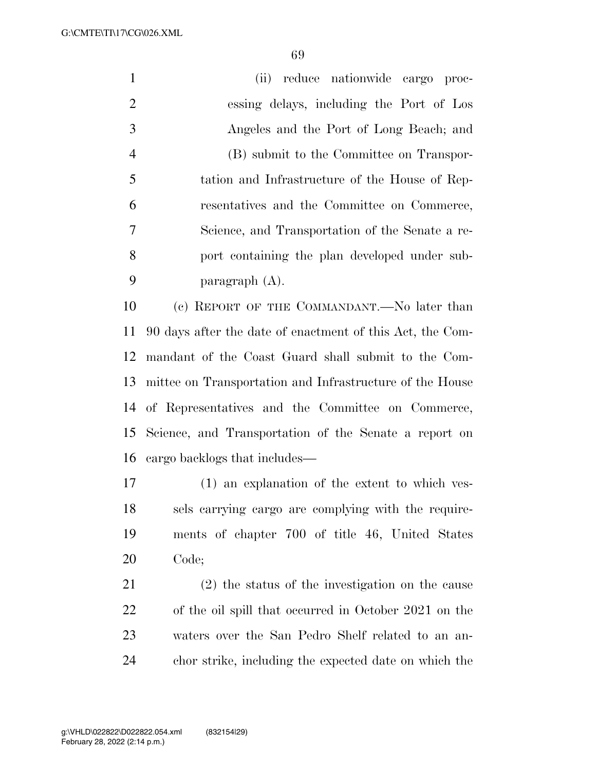(ii) reduce nationwide cargo processing delays, including the Port of Los Angeles and the Port of Long Beach; and

(B) submit to the Committee on Transportation and Infrastructure of the House of Representatives and the Committee on Commerce, Science, and Transportation of the Senate a report containing the plan developed under subparagraph (A).

(c) REPORT OF THE COMMANDANT.—No later than 90 days after the date of enactment of this Act, the Commandant of the Coast Guard shall submit to the Committee on Transportation and Infrastructure of the House of Representatives and the Committee on Commerce, Science, and Transportation of the Senate a report on cargo backlogs that includes—

(1) an explanation of the extent to which vessels carrying cargo are complying with the requirements of chapter 700 of title 46, United States Code;

(2) the status of the investigation on the cause of the oil spill that occurred in October 2021 on the waters over the San Pedro Shelf related to an anchor strike, including the expected date on which the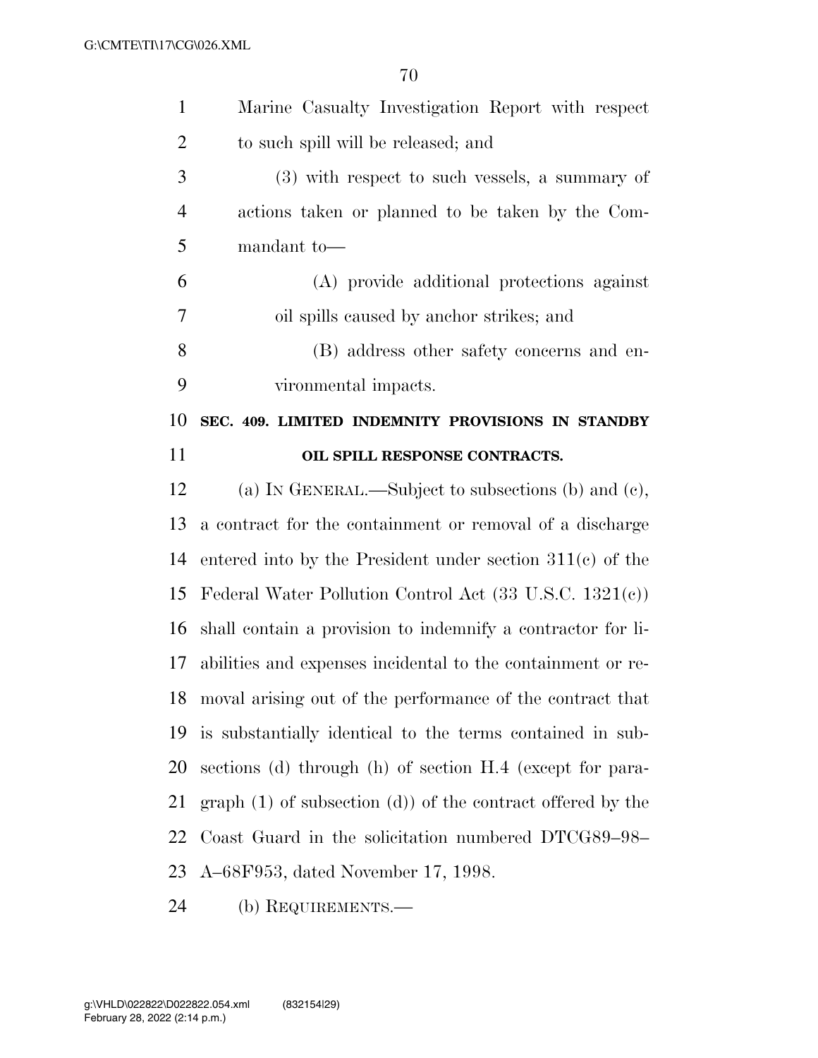Marine Casualty Investigation Report with respect to such spill will be released; and

(3) with respect to such vessels, a summary of actions taken or planned to be taken by the Commandant to—

(A) provide additional protections against oil spills caused by anchor strikes; and

(B) address other safety concerns and environmental impacts.

## SEC. 409. LIMITED INDEMNITY PROVISIONS IN STANDBY OIL SPILL RESPONSE CONTRACTS.

(a) IN GENERAL.—Subject to subsections (b) and (c), a contract for the containment or removal of a discharge entered into by the President under section 311(c) of the Federal Water Pollution Control Act (33 U.S.C. 1321(c)) shall contain a provision to indemnify a contractor for liabilities and expenses incidental to the containment or removal arising out of the performance of the contract that is substantially identical to the terms contained in subsections (d) through (h) of section H.4 (except for paragraph (1) of subsection (d)) of the contract offered by the Coast Guard in the solicitation numbered DTCG89–98–A–68F953, dated November 17, 1998.

(b) REQUIREMENTS.—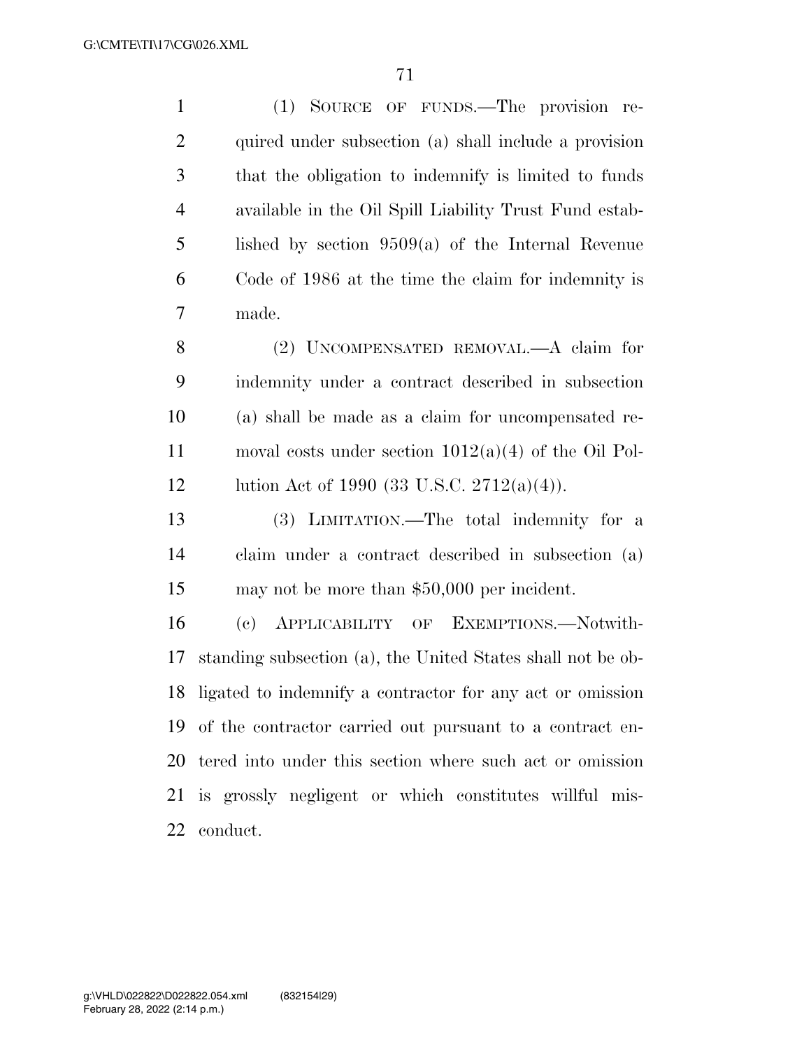(1) Source of funds.—The provision required under subsection (a) shall include a provision that the obligation to indemnify is limited to funds available in the Oil Spill Liability Trust Fund established by section 9509(a) of the Internal Revenue Code of 1986 at the time the claim for indemnity is made.

(2) Uncompensated removal.—A claim for indemnity under a contract described in subsection (a) shall be made as a claim for uncompensated removal costs under section 1012(a)(4) of the Oil Pollution Act of 1990 (33 U.S.C. 2712(a)(4)).

(3) Limitation.—The total indemnity for a claim under a contract described in subsection (a) may not be more than $50,000 per incident.

(c) Applicability of Exemptions.—Notwithstanding subsection (a), the United States shall not be obligated to indemnify a contractor for any act or omission of the contractor carried out pursuant to a contract entered into under this section where such act or omission is grossly negligent or which constitutes willful misconduct.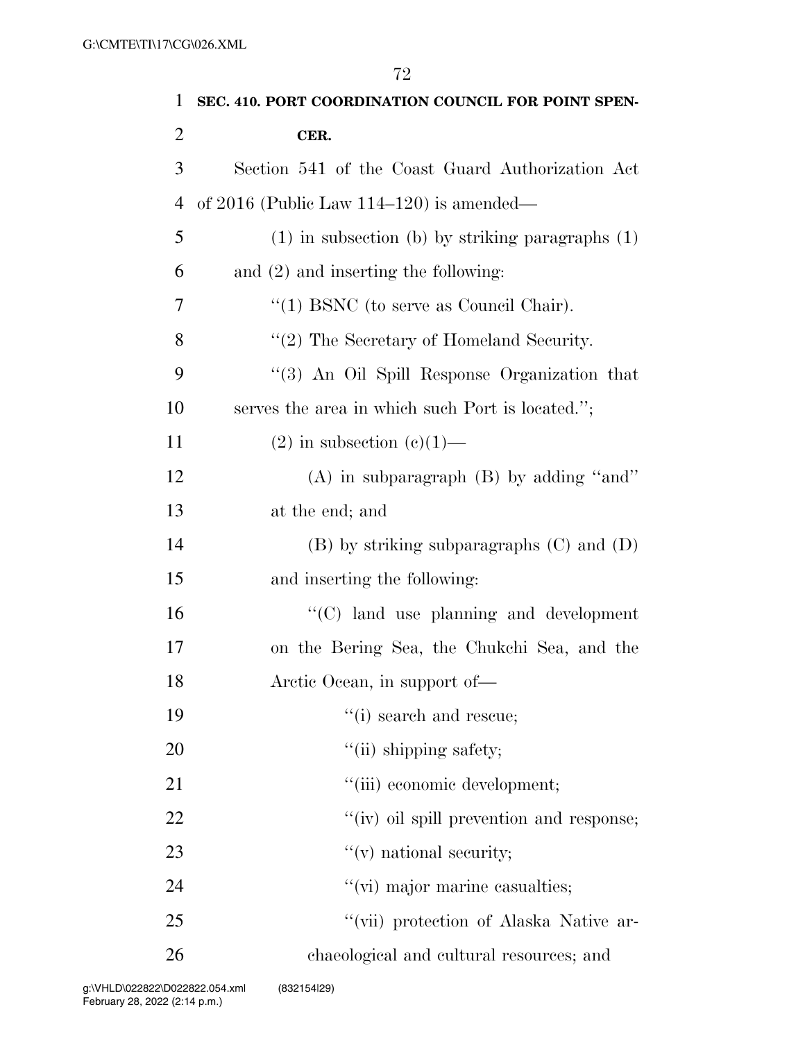**SEC. 410. PORT COORDINATION COUNCIL FOR POINT SPENCER.**

Section 541 of the Coast Guard Authorization Act of 2016 (Public Law 114–120) is amended—

(1) in subsection (b) by striking paragraphs (1) and (2) and inserting the following:

"(1) BSNC (to serve as Council Chair).

"(2) The Secretary of Homeland Security.

"(3) An Oil Spill Response Organization that serves the area in which such Port is located.";

(2) in subsection (c)(1)—

(A) in subparagraph (B) by adding "and" at the end; and

(B) by striking subparagraphs (C) and (D) and inserting the following:

"(C) land use planning and development on the Bering Sea, the Chukchi Sea, and the Arctic Ocean, in support of—

"(i) search and rescue;

"(ii) shipping safety;

"(iii) economic development;

"(iv) oil spill prevention and response;

"(v) national security;

"(vi) major marine casualties;

"(vii) protection of Alaska Native archaeological and cultural resources; and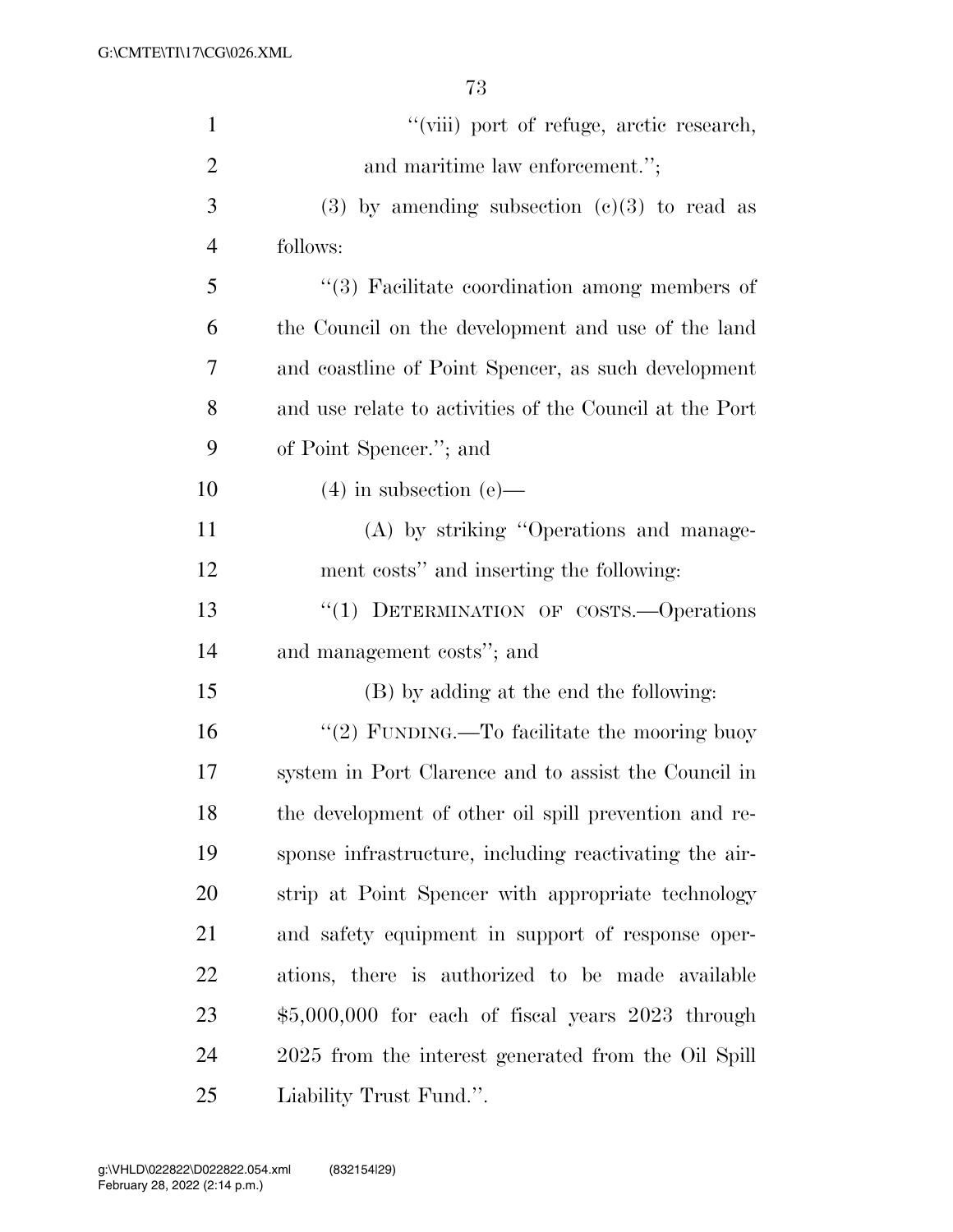"(viii) port of refuge, arctic research, and maritime law enforcement.";

(3) by amending subsection (c)(3) to read as follows:

"(3) Facilitate coordination among members of the Council on the development and use of the land and coastline of Point Spencer, as such development and use relate to activities of the Council at the Port of Point Spencer."; and

(4) in subsection (e)—

(A) by striking "Operations and management costs" and inserting the following:

"(1) DETERMINATION OF COSTS.—Operations and management costs"; and

(B) by adding at the end the following:

"(2) FUNDING.—To facilitate the mooring buoy system in Port Clarence and to assist the Council in the development of other oil spill prevention and response infrastructure, including reactivating the airstrip at Point Spencer with appropriate technology and safety equipment in support of response operations, there is authorized to be made available $5,000,000 for each of fiscal years 2023 through 2025 from the interest generated from the Oil Spill Liability Trust Fund.".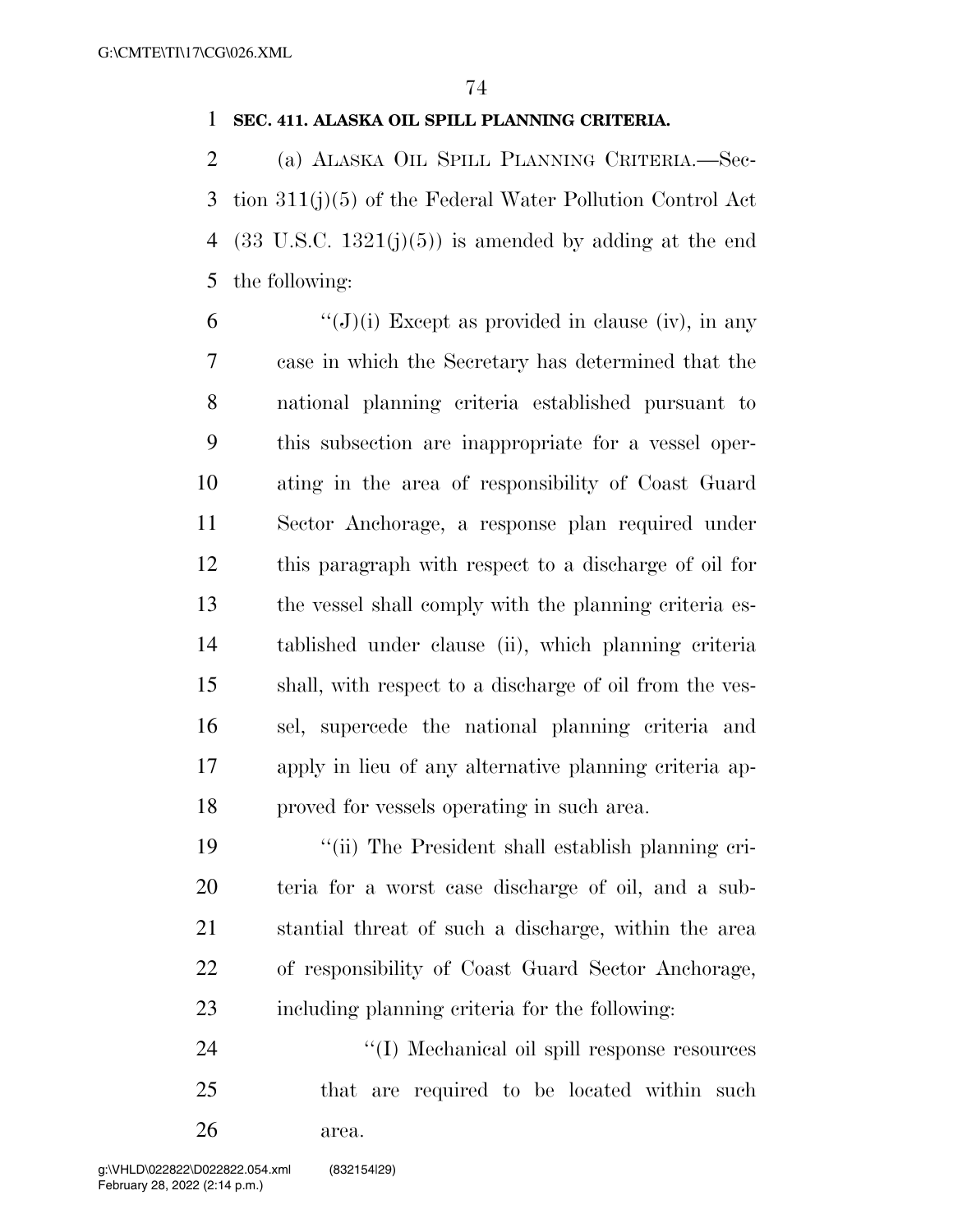**SEC. 411. ALASKA OIL SPILL PLANNING CRITERIA.**

(a) ALASKA OIL SPILL PLANNING CRITERIA.—Section 311(j)(5) of the Federal Water Pollution Control Act (33 U.S.C. 1321(j)(5)) is amended by adding at the end the following:

"(J)(i) Except as provided in clause (iv), in any case in which the Secretary has determined that the national planning criteria established pursuant to this subsection are inappropriate for a vessel operating in the area of responsibility of Coast Guard Sector Anchorage, a response plan required under this paragraph with respect to a discharge of oil for the vessel shall comply with the planning criteria established under clause (ii), which planning criteria shall, with respect to a discharge of oil from the vessel, supercede the national planning criteria and apply in lieu of any alternative planning criteria approved for vessels operating in such area.

"(ii) The President shall establish planning criteria for a worst case discharge of oil, and a substantial threat of such a discharge, within the area of responsibility of Coast Guard Sector Anchorage, including planning criteria for the following:

"(I) Mechanical oil spill response resources that are required to be located within such area.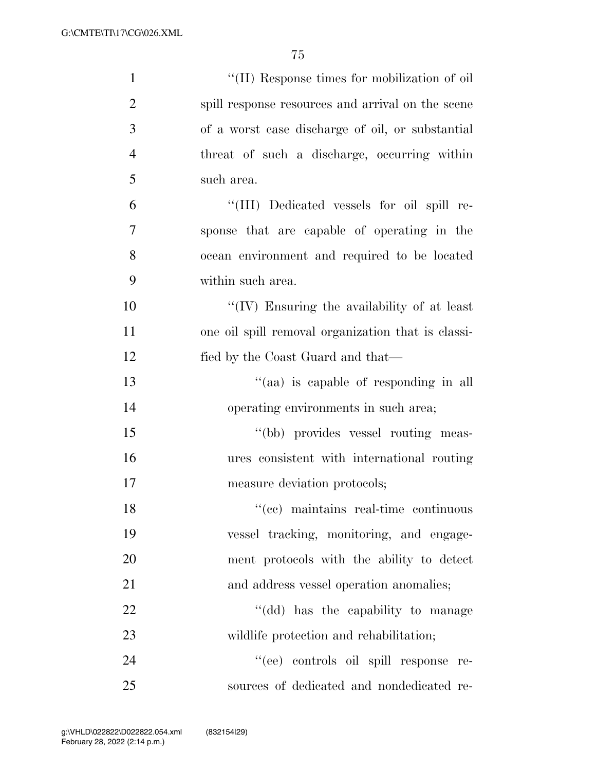''(II) Response times for mobilization of oil spill response resources and arrival on the scene of a worst case discharge of oil, or substantial threat of such a discharge, occurring within such area.

''(III) Dedicated vessels for oil spill response that are capable of operating in the ocean environment and required to be located within such area.

''(IV) Ensuring the availability of at least one oil spill removal organization that is classified by the Coast Guard and that—

''(aa) is capable of responding in all operating environments in such area;

''(bb) provides vessel routing measures consistent with international routing measure deviation protocols;

''(cc) maintains real-time continuous vessel tracking, monitoring, and engagement protocols with the ability to detect and address vessel operation anomalies;

''(dd) has the capability to manage wildlife protection and rehabilitation;

''(ee) controls oil spill response resources of dedicated and nondedicated re-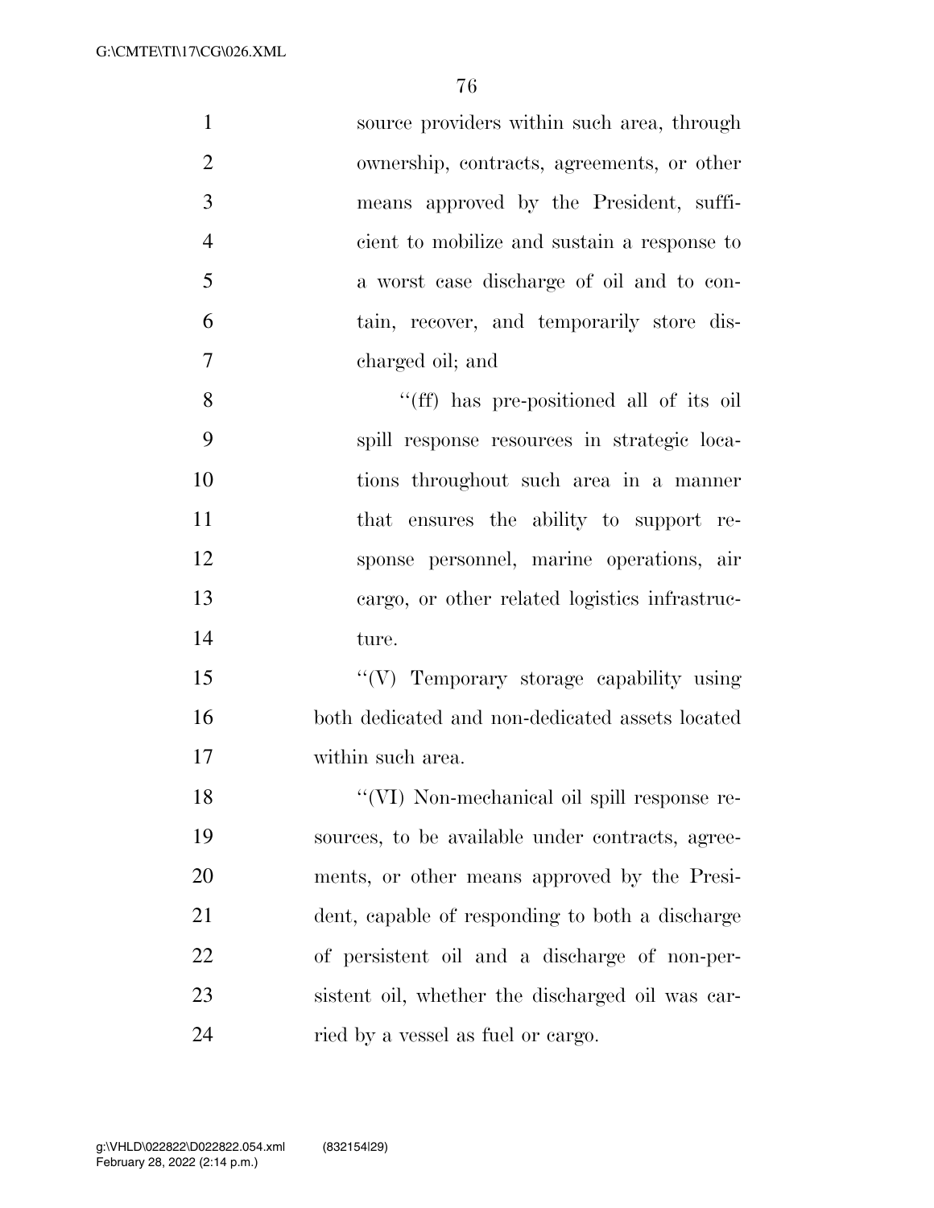source providers within such area, through ownership, contracts, agreements, or other means approved by the President, sufficient to mobilize and sustain a response to a worst case discharge of oil and to contain, recover, and temporarily store discharged oil; and

''(ff) has pre-positioned all of its oil spill response resources in strategic locations throughout such area in a manner that ensures the ability to support response personnel, marine operations, air cargo, or other related logistics infrastructure.

''(V) Temporary storage capability using both dedicated and non-dedicated assets located within such area.

''(VI) Non-mechanical oil spill response resources, to be available under contracts, agreements, or other means approved by the President, capable of responding to both a discharge of persistent oil and a discharge of non-persistent oil, whether the discharged oil was carried by a vessel as fuel or cargo.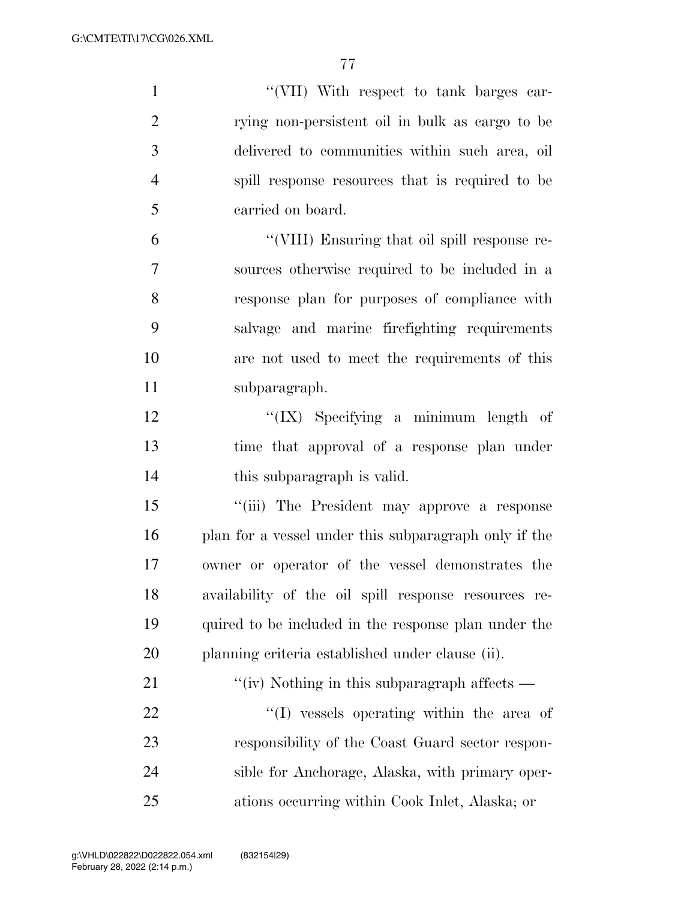"(VII) With respect to tank barges carrying non-persistent oil in bulk as cargo to be delivered to communities within such area, oil spill response resources that is required to be carried on board.

"(VIII) Ensuring that oil spill response resources otherwise required to be included in a response plan for purposes of compliance with salvage and marine firefighting requirements are not used to meet the requirements of this subparagraph.

"(IX) Specifying a minimum length of time that approval of a response plan under this subparagraph is valid.

"(iii) The President may approve a response plan for a vessel under this subparagraph only if the owner or operator of the vessel demonstrates the availability of the oil spill response resources required to be included in the response plan under the planning criteria established under clause (ii).

"(iv) Nothing in this subparagraph affects —

"(I) vessels operating within the area of responsibility of the Coast Guard sector responsible for Anchorage, Alaska, with primary operations occurring within Cook Inlet, Alaska; or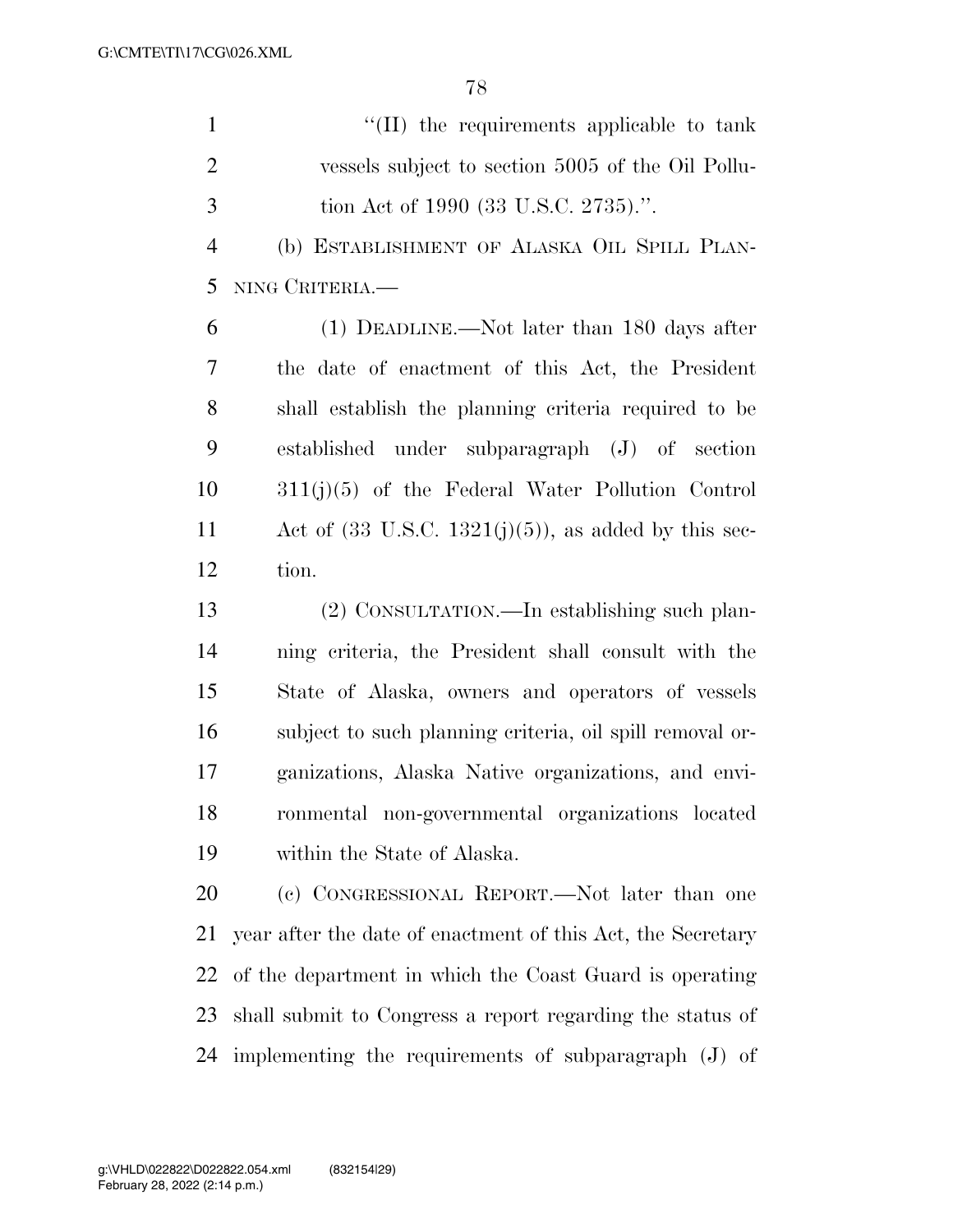"(II) the requirements applicable to tank vessels subject to section 5005 of the Oil Pollution Act of 1990 (33 U.S.C. 2735).".

(b) ESTABLISHMENT OF ALASKA OIL SPILL PLANNING CRITERIA.—

(1) DEADLINE.—Not later than 180 days after the date of enactment of this Act, the President shall establish the planning criteria required to be established under subparagraph (J) of section 311(j)(5) of the Federal Water Pollution Control Act of (33 U.S.C. 1321(j)(5)), as added by this section.

(2) CONSULTATION.—In establishing such planning criteria, the President shall consult with the State of Alaska, owners and operators of vessels subject to such planning criteria, oil spill removal organizations, Alaska Native organizations, and environmental non-governmental organizations located within the State of Alaska.

(c) CONGRESSIONAL REPORT.—Not later than one year after the date of enactment of this Act, the Secretary of the department in which the Coast Guard is operating shall submit to Congress a report regarding the status of implementing the requirements of subparagraph (J) of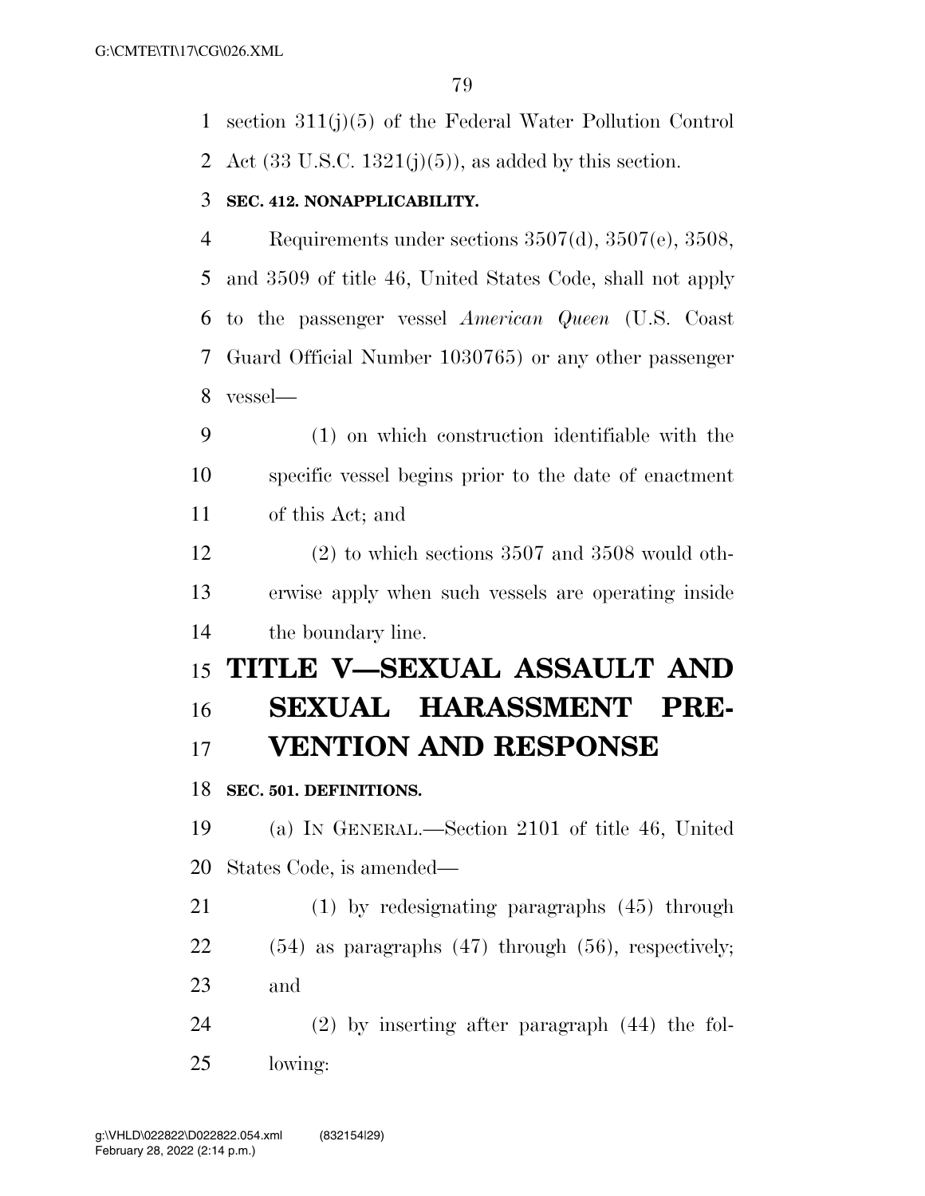section 311(j)(5) of the Federal Water Pollution Control Act (33 U.S.C. 1321(j)(5)), as added by this section.

**SEC. 412. NONAPPLICABILITY.**

Requirements under sections 3507(d), 3507(e), 3508, and 3509 of title 46, United States Code, shall not apply to the passenger vessel *American Queen* (U.S. Coast Guard Official Number 1030765) or any other passenger vessel—

(1) on which construction identifiable with the specific vessel begins prior to the date of enactment of this Act; and

(2) to which sections 3507 and 3508 would otherwise apply when such vessels are operating inside the boundary line.

# TITLE V—SEXUAL ASSAULT AND SEXUAL HARASSMENT PREVENTION AND RESPONSE

**SEC. 501. DEFINITIONS.**

(a) IN GENERAL.—Section 2101 of title 46, United States Code, is amended—

(1) by redesignating paragraphs (45) through (54) as paragraphs (47) through (56), respectively; and

(2) by inserting after paragraph (44) the following: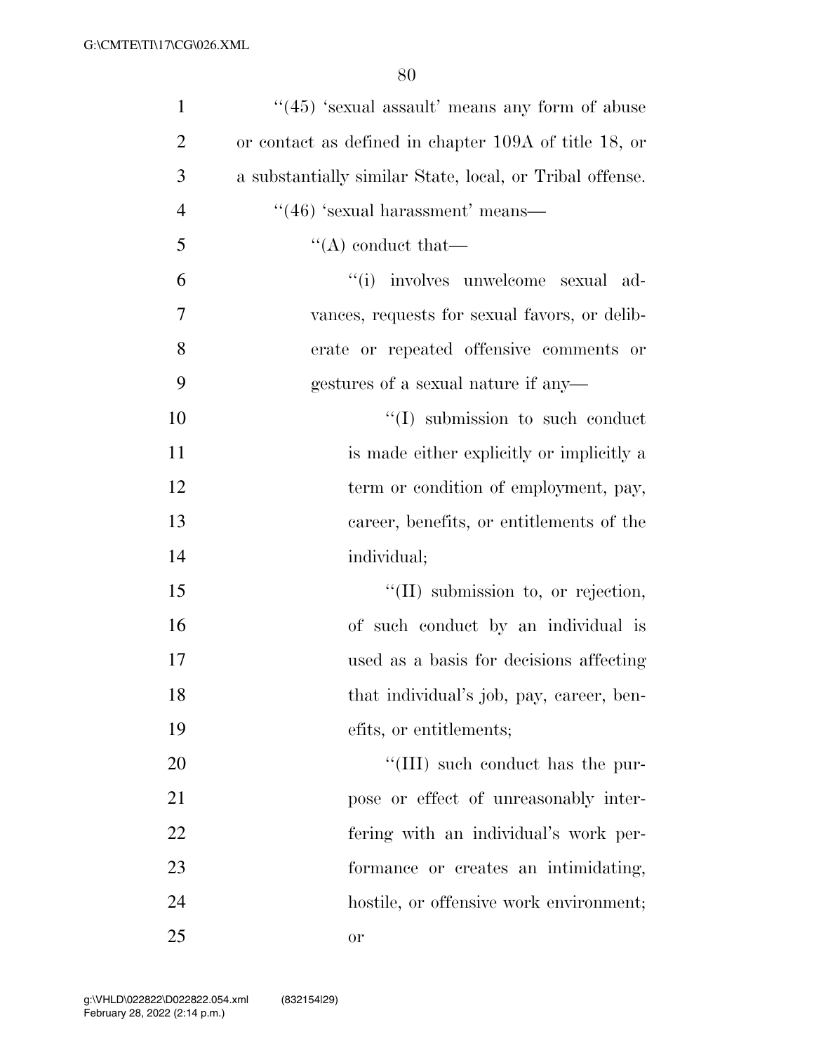"(45) 'sexual assault' means any form of abuse or contact as defined in chapter 109A of title 18, or a substantially similar State, local, or Tribal offense.

"(46) 'sexual harassment' means—

"(A) conduct that—

"(i) involves unwelcome sexual advances, requests for sexual favors, or deliberate or repeated offensive comments or gestures of a sexual nature if any—

"(I) submission to such conduct is made either explicitly or implicitly a term or condition of employment, pay, career, benefits, or entitlements of the individual;

"(II) submission to, or rejection, of such conduct by an individual is used as a basis for decisions affecting that individual's job, pay, career, benefits, or entitlements;

"(III) such conduct has the purpose or effect of unreasonably interfering with an individual's work performance or creates an intimidating, hostile, or offensive work environment; or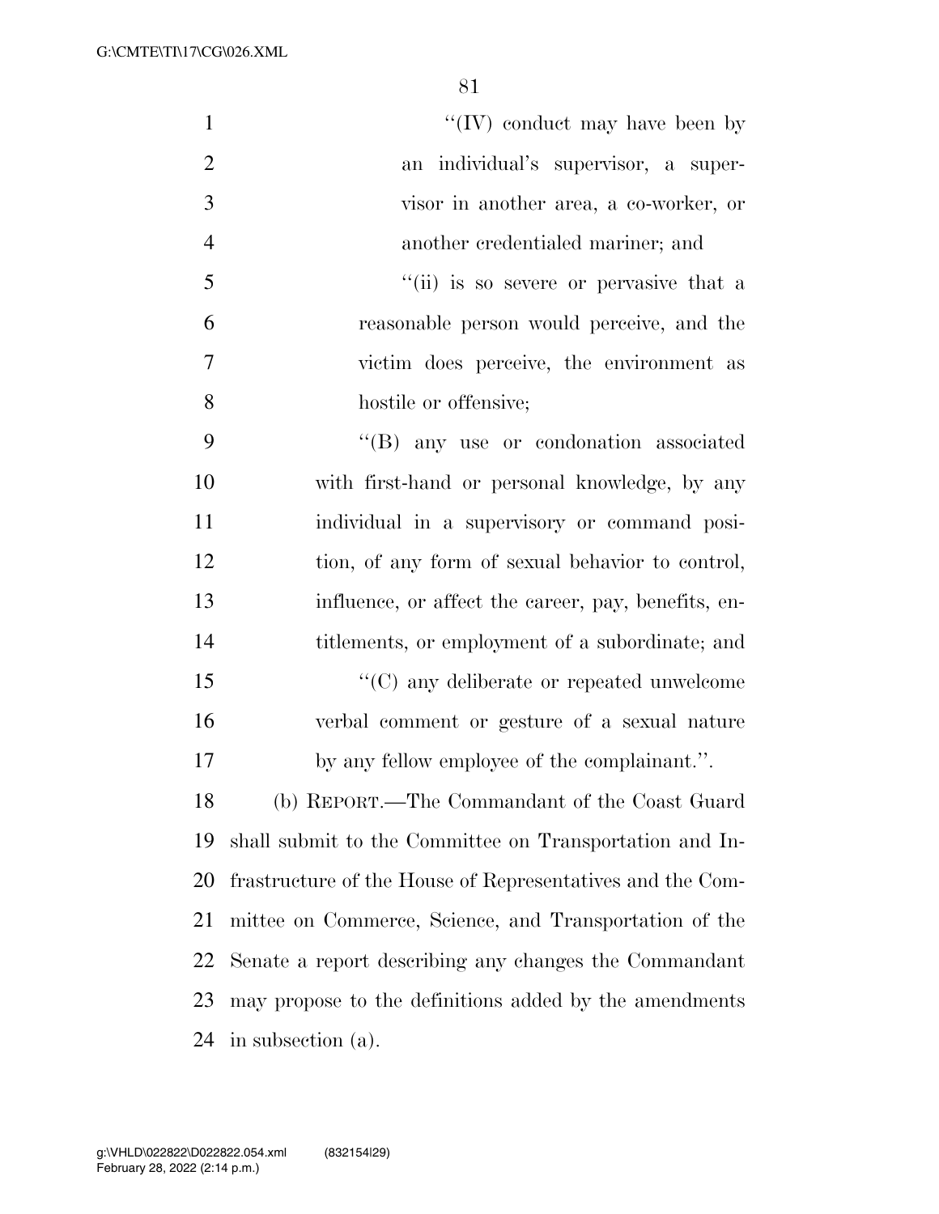''(IV) conduct may have been by an individual's supervisor, a supervisor in another area, a co-worker, or another credentialed mariner; and

''(ii) is so severe or pervasive that a reasonable person would perceive, and the victim does perceive, the environment as hostile or offensive;

''(B) any use or condonation associated with first-hand or personal knowledge, by any individual in a supervisory or command position, of any form of sexual behavior to control, influence, or affect the career, pay, benefits, entitlements, or employment of a subordinate; and

''(C) any deliberate or repeated unwelcome verbal comment or gesture of a sexual nature by any fellow employee of the complainant.''.

(b) REPORT.—The Commandant of the Coast Guard shall submit to the Committee on Transportation and Infrastructure of the House of Representatives and the Committee on Commerce, Science, and Transportation of the Senate a report describing any changes the Commandant may propose to the definitions added by the amendments in subsection (a).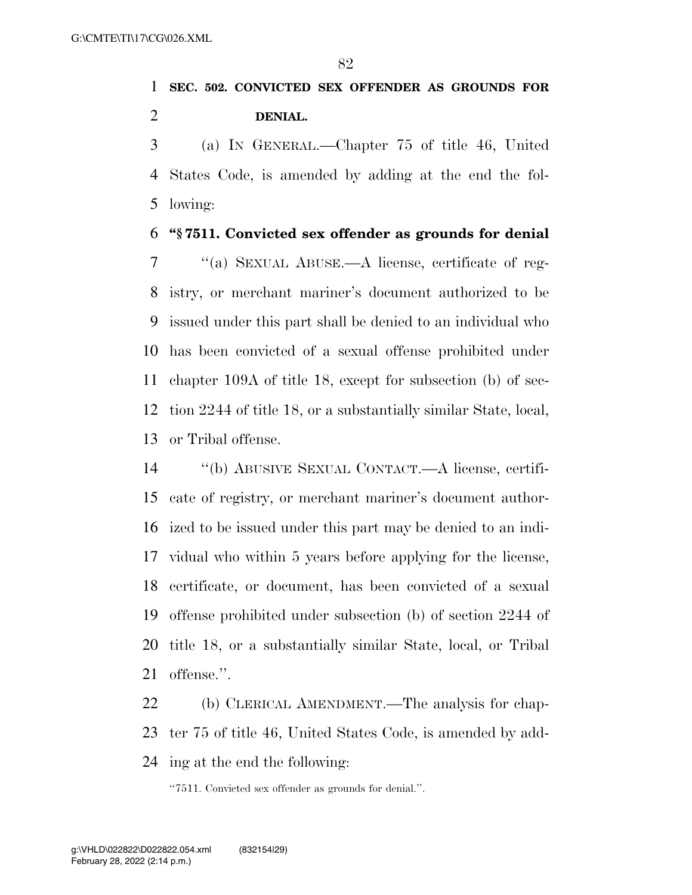**SEC. 502. CONVICTED SEX OFFENDER AS GROUNDS FOR DENIAL.**

(a) IN GENERAL.—Chapter 75 of title 46, United States Code, is amended by adding at the end the following:

**"§ 7511. Convicted sex offender as grounds for denial**

"(a) SEXUAL ABUSE.—A license, certificate of registry, or merchant mariner's document authorized to be issued under this part shall be denied to an individual who has been convicted of a sexual offense prohibited under chapter 109A of title 18, except for subsection (b) of section 2244 of title 18, or a substantially similar State, local, or Tribal offense.

"(b) ABUSIVE SEXUAL CONTACT.—A license, certificate of registry, or merchant mariner's document authorized to be issued under this part may be denied to an individual who within 5 years before applying for the license, certificate, or document, has been convicted of a sexual offense prohibited under subsection (b) of section 2244 of title 18, or a substantially similar State, local, or Tribal offense.".

(b) CLERICAL AMENDMENT.—The analysis for chapter 75 of title 46, United States Code, is amended by adding at the end the following:

"7511. Convicted sex offender as grounds for denial.".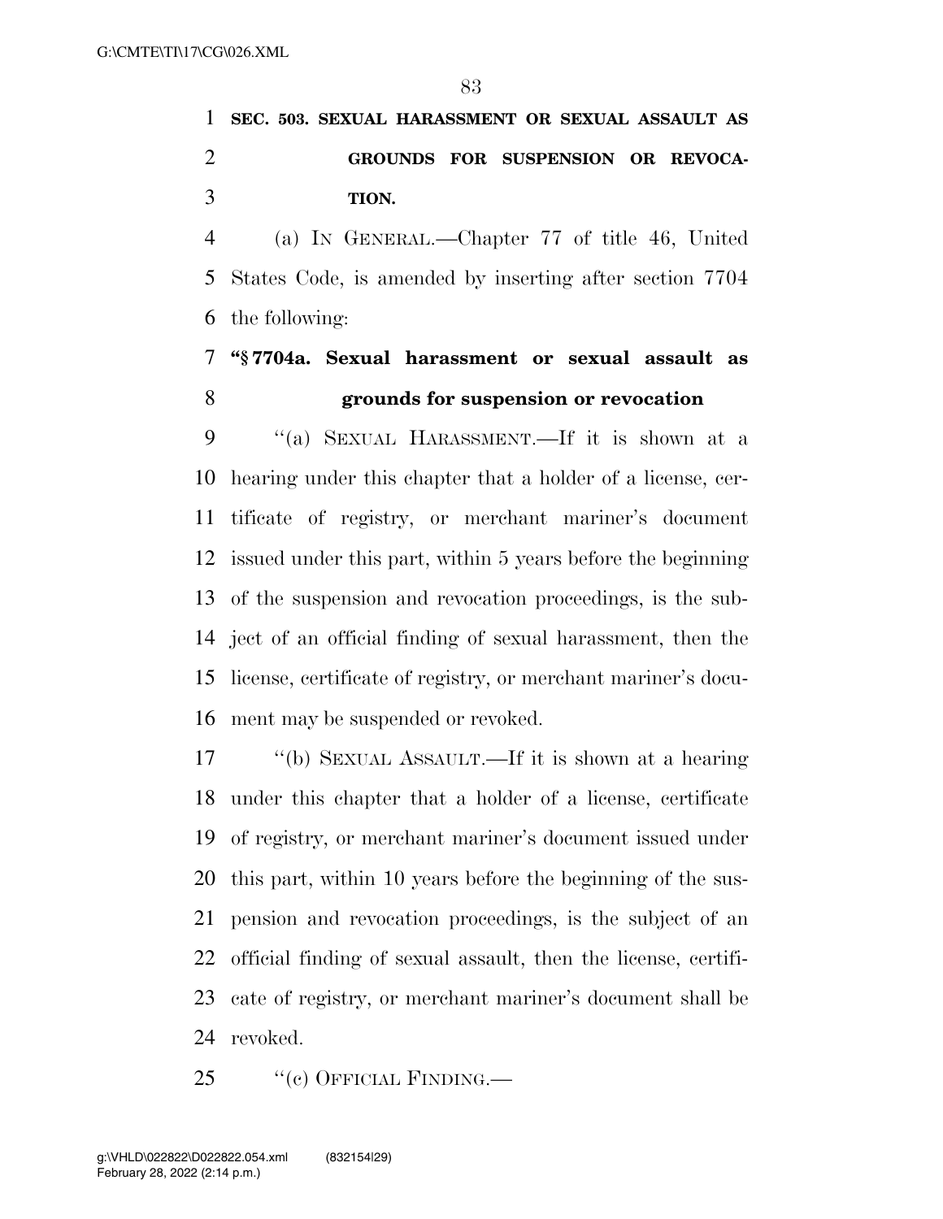**SEC. 503. SEXUAL HARASSMENT OR SEXUAL ASSAULT AS GROUNDS FOR SUSPENSION OR REVOCATION.**

(a) IN GENERAL.—Chapter 77 of title 46, United States Code, is amended by inserting after section 7704 the following:

**"§ 7704a. Sexual harassment or sexual assault as grounds for suspension or revocation**

"(a) SEXUAL HARASSMENT.—If it is shown at a hearing under this chapter that a holder of a license, certificate of registry, or merchant mariner's document issued under this part, within 5 years before the beginning of the suspension and revocation proceedings, is the subject of an official finding of sexual harassment, then the license, certificate of registry, or merchant mariner's document may be suspended or revoked.

"(b) SEXUAL ASSAULT.—If it is shown at a hearing under this chapter that a holder of a license, certificate of registry, or merchant mariner's document issued under this part, within 10 years before the beginning of the suspension and revocation proceedings, is the subject of an official finding of sexual assault, then the license, certificate of registry, or merchant mariner's document shall be revoked.

"(c) OFFICIAL FINDING.—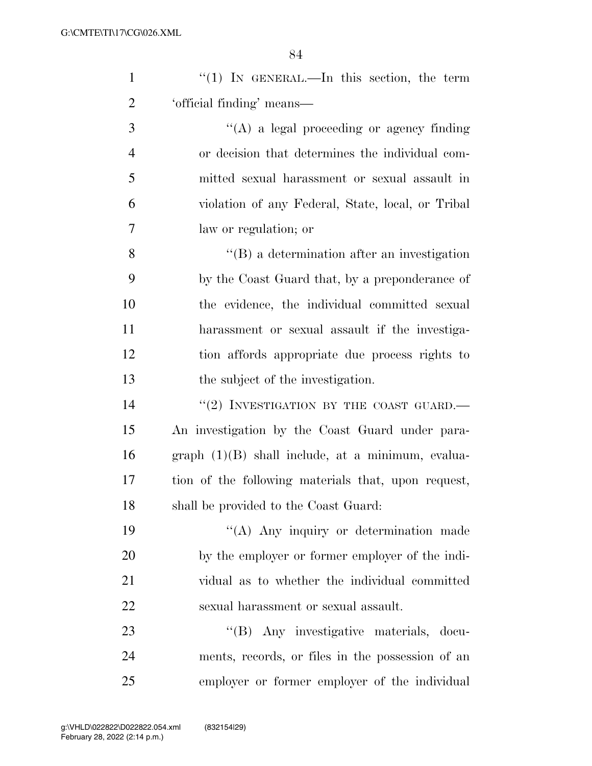"(1) IN GENERAL.—In this section, the term 'official finding' means—

"(A) a legal proceeding or agency finding or decision that determines the individual committed sexual harassment or sexual assault in violation of any Federal, State, local, or Tribal law or regulation; or

"(B) a determination after an investigation by the Coast Guard that, by a preponderance of the evidence, the individual committed sexual harassment or sexual assault if the investigation affords appropriate due process rights to the subject of the investigation.

"(2) INVESTIGATION BY THE COAST GUARD.—An investigation by the Coast Guard under paragraph (1)(B) shall include, at a minimum, evaluation of the following materials that, upon request, shall be provided to the Coast Guard:

"(A) Any inquiry or determination made by the employer or former employer of the individual as to whether the individual committed sexual harassment or sexual assault.

"(B) Any investigative materials, documents, records, or files in the possession of an employer or former employer of the individual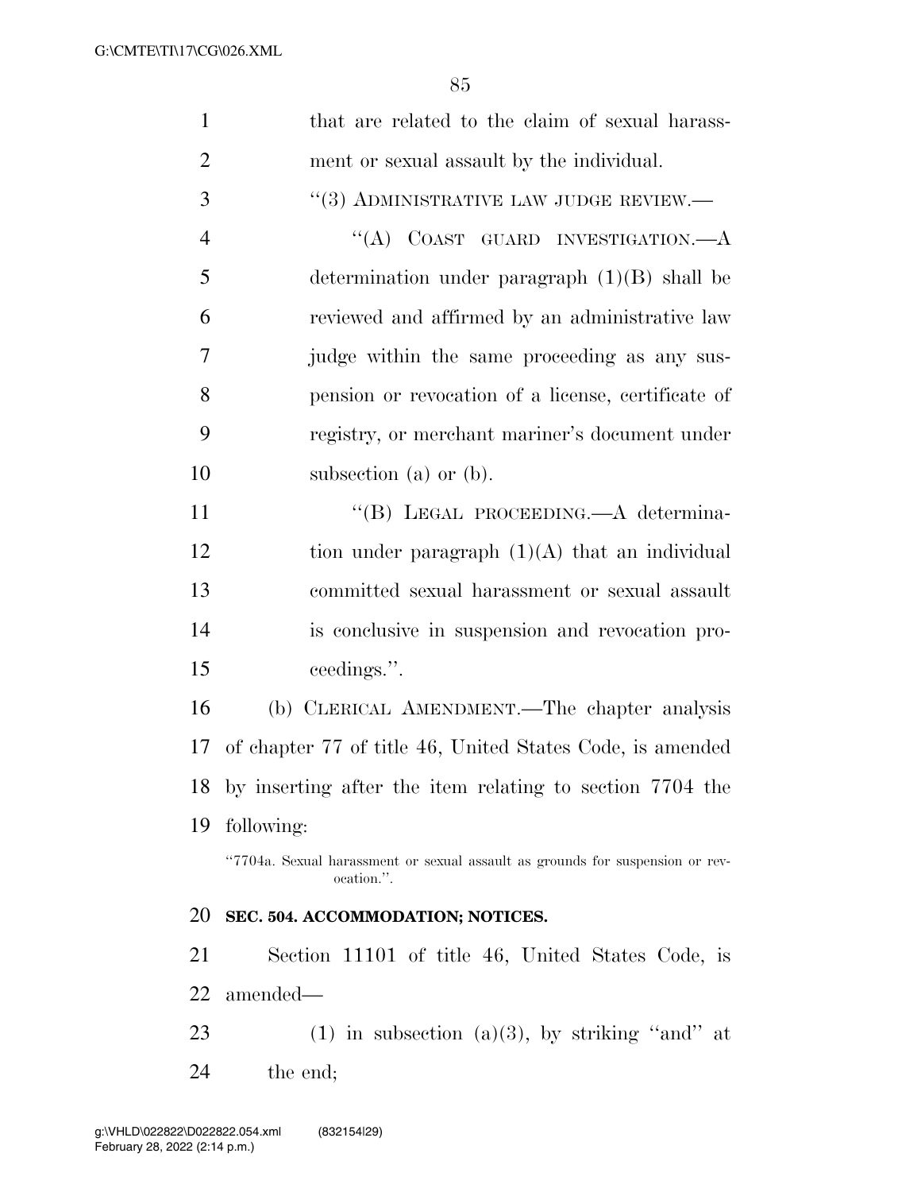that are related to the claim of sexual harassment or sexual assault by the individual.

"(3) ADMINISTRATIVE LAW JUDGE REVIEW.—

"(A) COAST GUARD INVESTIGATION.—A determination under paragraph (1)(B) shall be reviewed and affirmed by an administrative law judge within the same proceeding as any suspension or revocation of a license, certificate of registry, or merchant mariner's document under subsection (a) or (b).

"(B) LEGAL PROCEEDING.—A determination under paragraph (1)(A) that an individual committed sexual harassment or sexual assault is conclusive in suspension and revocation proceedings.".

(b) CLERICAL AMENDMENT.—The chapter analysis of chapter 77 of title 46, United States Code, is amended by inserting after the item relating to section 7704 the following:

"7704a. Sexual harassment or sexual assault as grounds for suspension or revocation.".

**SEC. 504. ACCOMMODATION; NOTICES.**

Section 11101 of title 46, United States Code, is amended—

(1) in subsection (a)(3), by striking "and" at the end;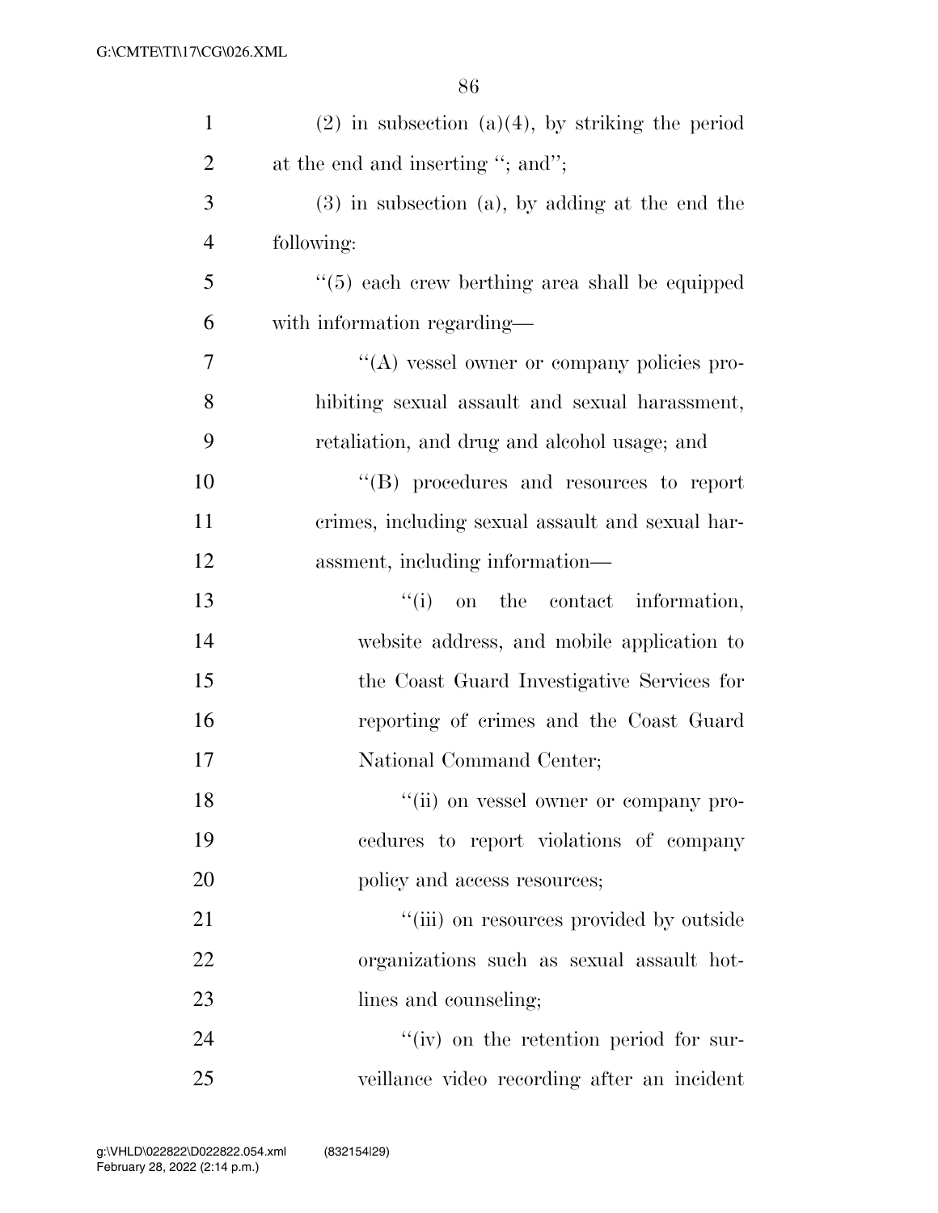(2) in subsection (a)(4), by striking the period at the end and inserting ''; and'';

(3) in subsection (a), by adding at the end the following:

''(5) each crew berthing area shall be equipped with information regarding—

''(A) vessel owner or company policies prohibiting sexual assault and sexual harassment, retaliation, and drug and alcohol usage; and

''(B) procedures and resources to report crimes, including sexual assault and sexual harassment, including information—

''(i) on the contact information, website address, and mobile application to the Coast Guard Investigative Services for reporting of crimes and the Coast Guard National Command Center;

''(ii) on vessel owner or company procedures to report violations of company policy and access resources;

''(iii) on resources provided by outside organizations such as sexual assault hotlines and counseling;

''(iv) on the retention period for surveillance video recording after an incident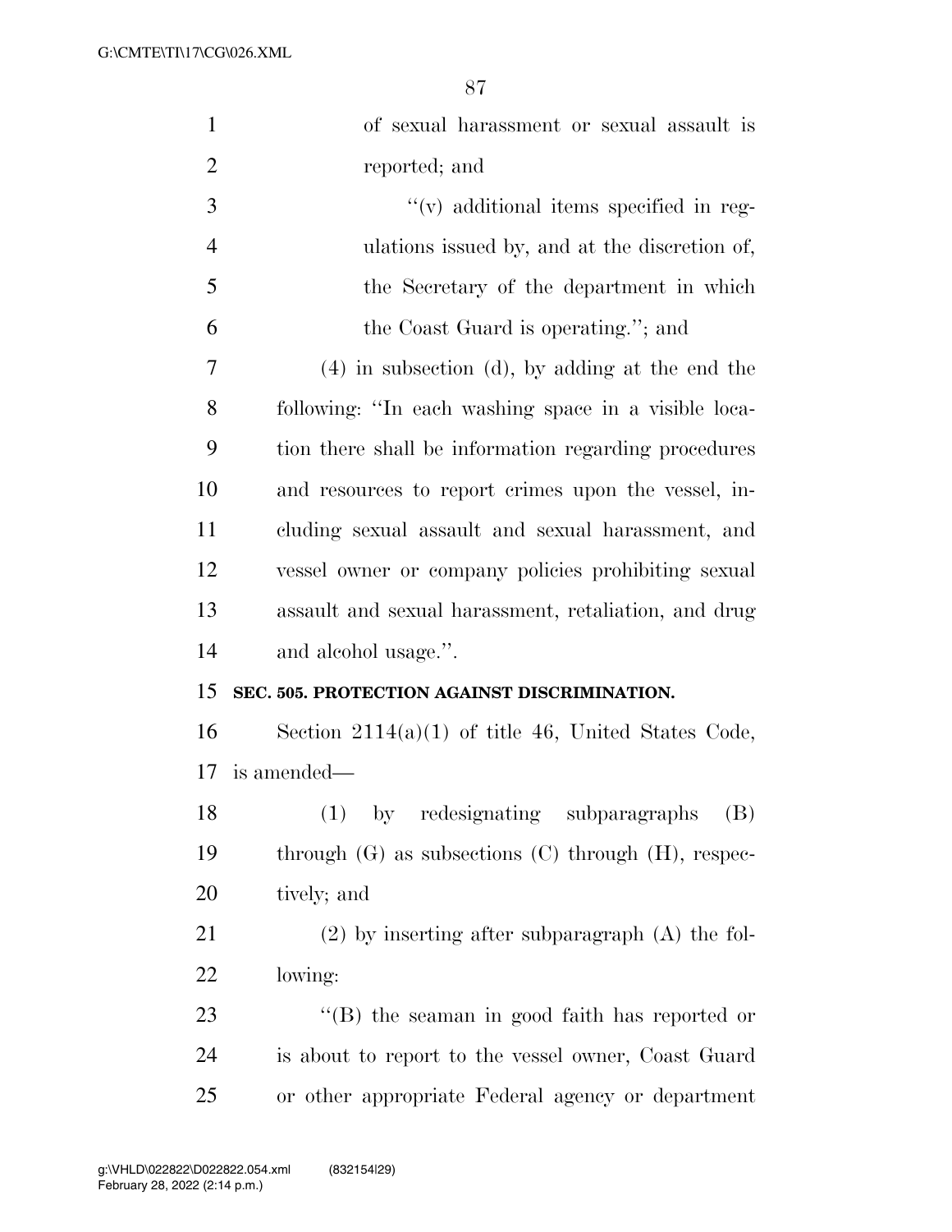of sexual harassment or sexual assault is reported; and

''(v) additional items specified in regulations issued by, and at the discretion of, the Secretary of the department in which the Coast Guard is operating.''; and

(4) in subsection (d), by adding at the end the following: ''In each washing space in a visible location there shall be information regarding procedures and resources to report crimes upon the vessel, including sexual assault and sexual harassment, and vessel owner or company policies prohibiting sexual assault and sexual harassment, retaliation, and drug and alcohol usage.''.

**SEC. 505. PROTECTION AGAINST DISCRIMINATION.**

Section 2114(a)(1) of title 46, United States Code, is amended—

(1) by redesignating subparagraphs (B) through (G) as subsections (C) through (H), respectively; and

(2) by inserting after subparagraph (A) the following:

''(B) the seaman in good faith has reported or is about to report to the vessel owner, Coast Guard or other appropriate Federal agency or department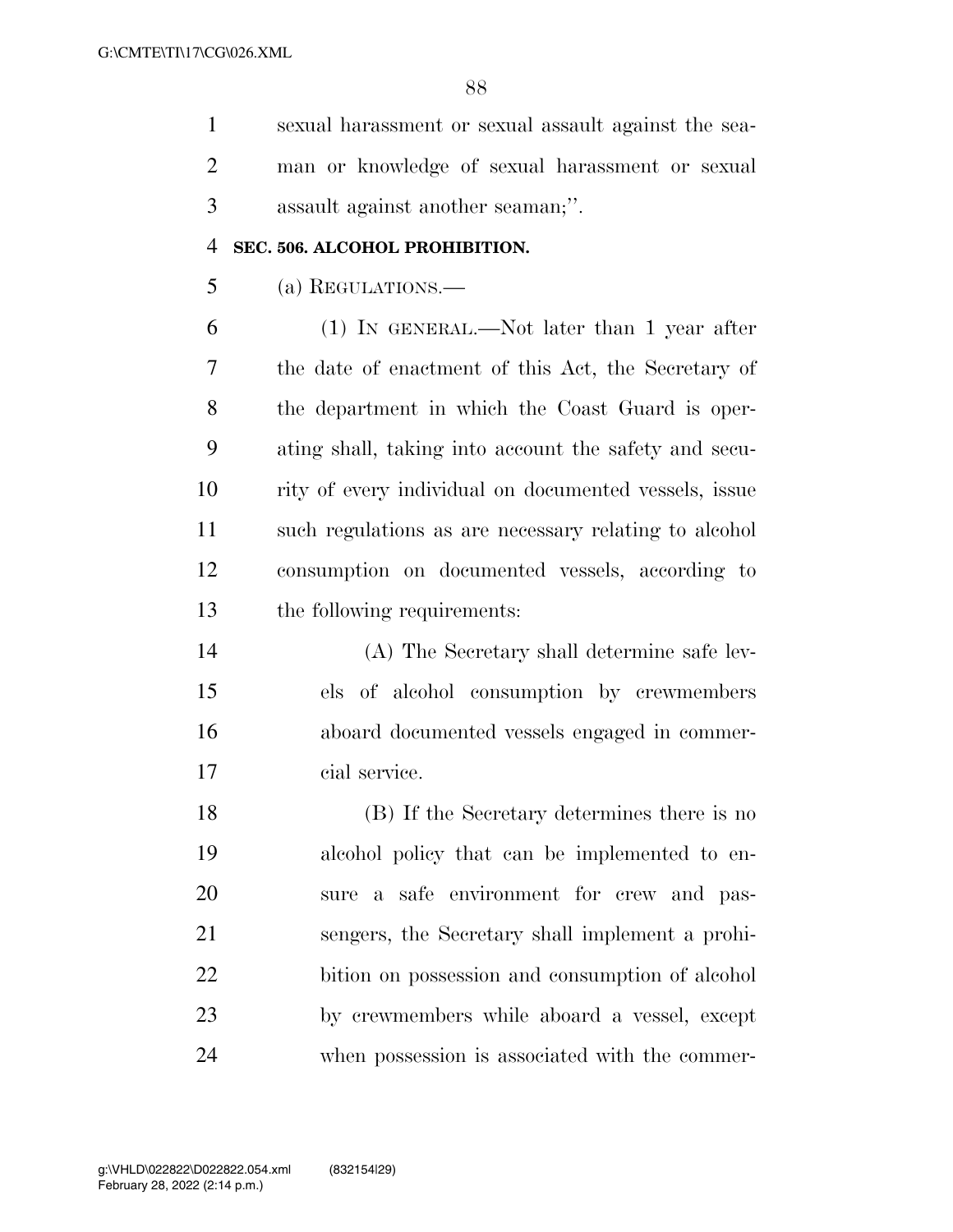sexual harassment or sexual assault against the seaman or knowledge of sexual harassment or sexual assault against another seaman;''.

**SEC. 506. ALCOHOL PROHIBITION.**

(a) REGULATIONS.—

(1) IN GENERAL.—Not later than 1 year after the date of enactment of this Act, the Secretary of the department in which the Coast Guard is operating shall, taking into account the safety and security of every individual on documented vessels, issue such regulations as are necessary relating to alcohol consumption on documented vessels, according to the following requirements:

(A) The Secretary shall determine safe levels of alcohol consumption by crewmembers aboard documented vessels engaged in commercial service.

(B) If the Secretary determines there is no alcohol policy that can be implemented to ensure a safe environment for crew and passengers, the Secretary shall implement a prohibition on possession and consumption of alcohol by crewmembers while aboard a vessel, except when possession is associated with the commer-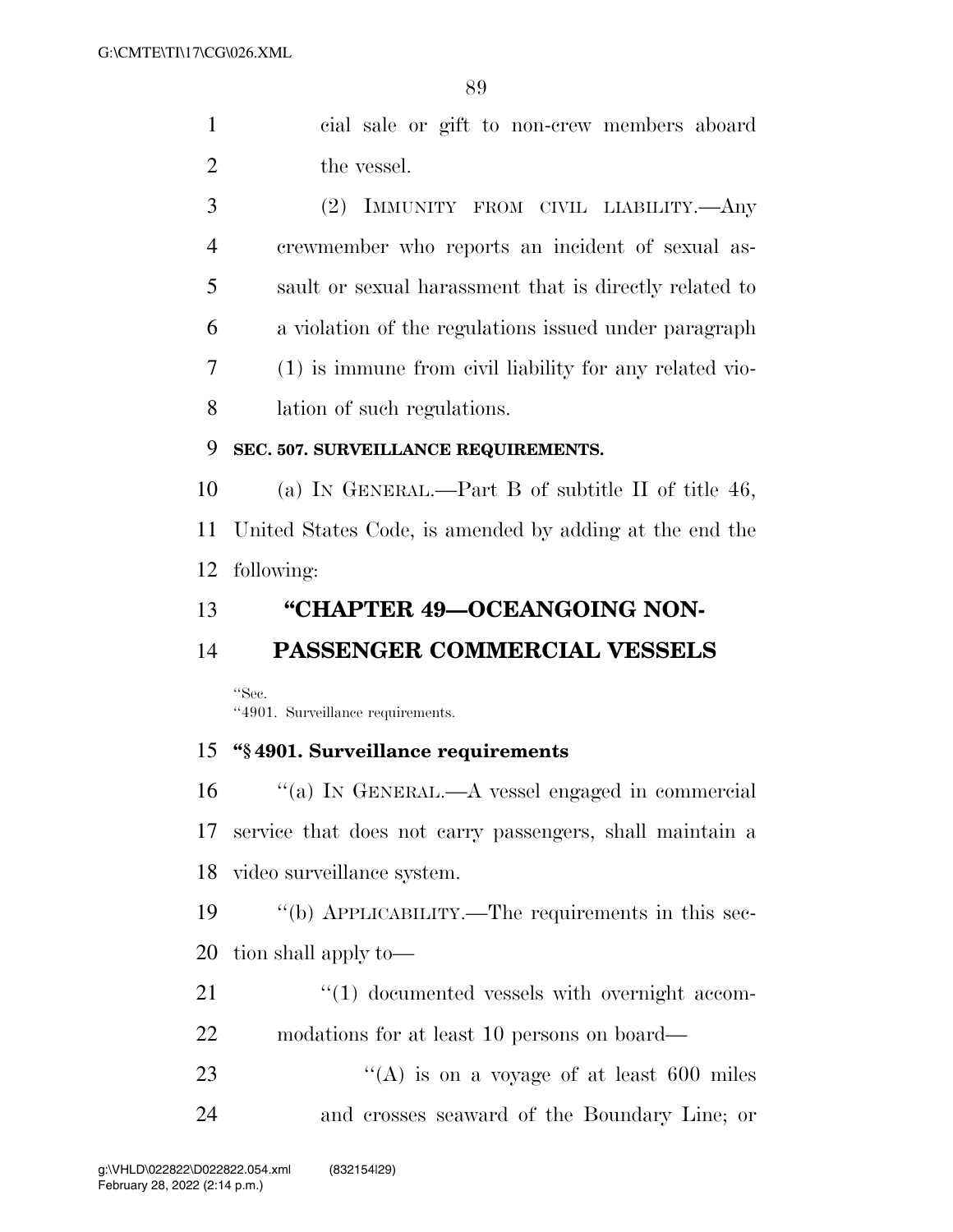cial sale or gift to non-crew members aboard the vessel.

(2) IMMUNITY FROM CIVIL LIABILITY.—Any crewmember who reports an incident of sexual assault or sexual harassment that is directly related to a violation of the regulations issued under paragraph (1) is immune from civil liability for any related violation of such regulations.

**SEC. 507. SURVEILLANCE REQUIREMENTS.**

(a) IN GENERAL.—Part B of subtitle II of title 46, United States Code, is amended by adding at the end the following:

## "CHAPTER 49—OCEANGOING NON-PASSENGER COMMERCIAL VESSELS

"Sec.
"4901. Surveillance requirements.

**"§ 4901. Surveillance requirements**

"(a) IN GENERAL.—A vessel engaged in commercial service that does not carry passengers, shall maintain a video surveillance system.

"(b) APPLICABILITY.—The requirements in this section shall apply to—

"(1) documented vessels with overnight accommodations for at least 10 persons on board—

"(A) is on a voyage of at least 600 miles and crosses seaward of the Boundary Line; or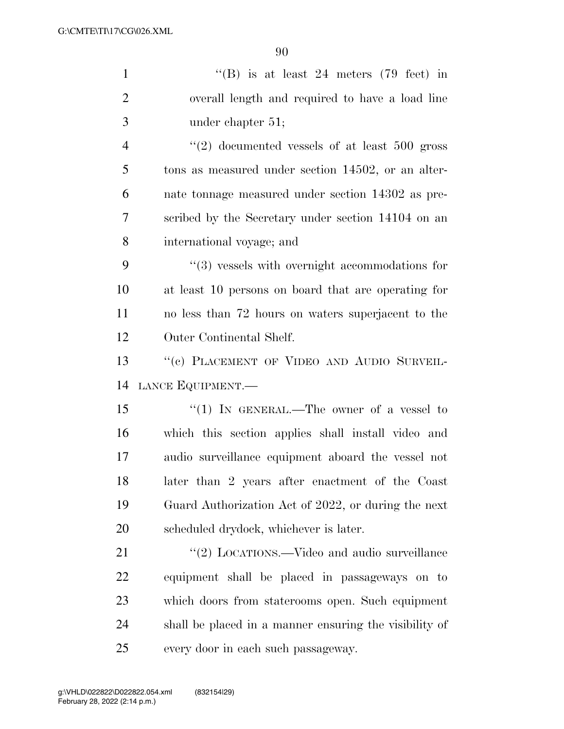"(B) is at least 24 meters (79 feet) in overall length and required to have a load line under chapter 51;

"(2) documented vessels of at least 500 gross tons as measured under section 14502, or an alternate tonnage measured under section 14302 as prescribed by the Secretary under section 14104 on an international voyage; and

"(3) vessels with overnight accommodations for at least 10 persons on board that are operating for no less than 72 hours on waters superjacent to the Outer Continental Shelf.

"(c) PLACEMENT OF VIDEO AND AUDIO SURVEILLANCE EQUIPMENT.—

"(1) IN GENERAL.—The owner of a vessel to which this section applies shall install video and audio surveillance equipment aboard the vessel not later than 2 years after enactment of the Coast Guard Authorization Act of 2022, or during the next scheduled drydock, whichever is later.

"(2) LOCATIONS.—Video and audio surveillance equipment shall be placed in passageways on to which doors from staterooms open. Such equipment shall be placed in a manner ensuring the visibility of every door in each such passageway.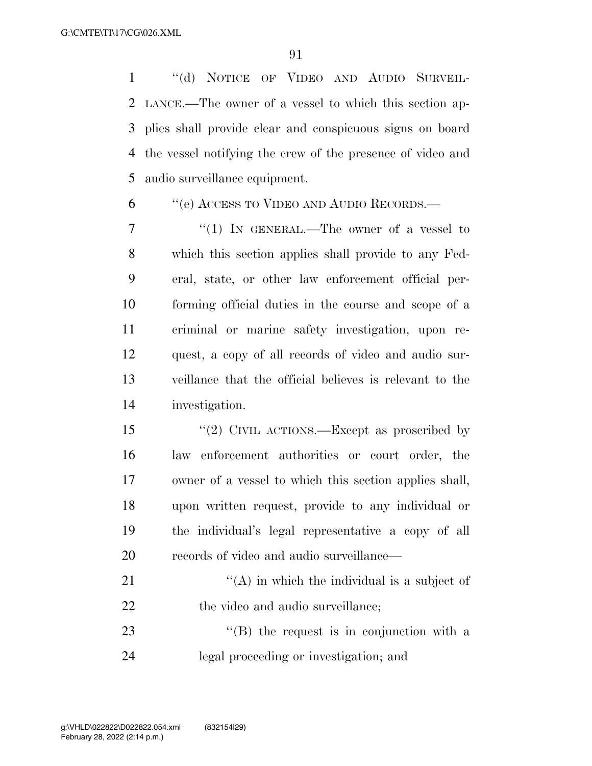"(d) NOTICE OF VIDEO AND AUDIO SURVEILLANCE.—The owner of a vessel to which this section applies shall provide clear and conspicuous signs on board the vessel notifying the crew of the presence of video and audio surveillance equipment.

"(e) ACCESS TO VIDEO AND AUDIO RECORDS.—

"(1) IN GENERAL.—The owner of a vessel to which this section applies shall provide to any Federal, state, or other law enforcement official performing official duties in the course and scope of a criminal or marine safety investigation, upon request, a copy of all records of video and audio surveillance that the official believes is relevant to the investigation.

"(2) CIVIL ACTIONS.—Except as proscribed by law enforcement authorities or court order, the owner of a vessel to which this section applies shall, upon written request, provide to any individual or the individual's legal representative a copy of all records of video and audio surveillance—

"(A) in which the individual is a subject of the video and audio surveillance;

"(B) the request is in conjunction with a legal proceeding or investigation; and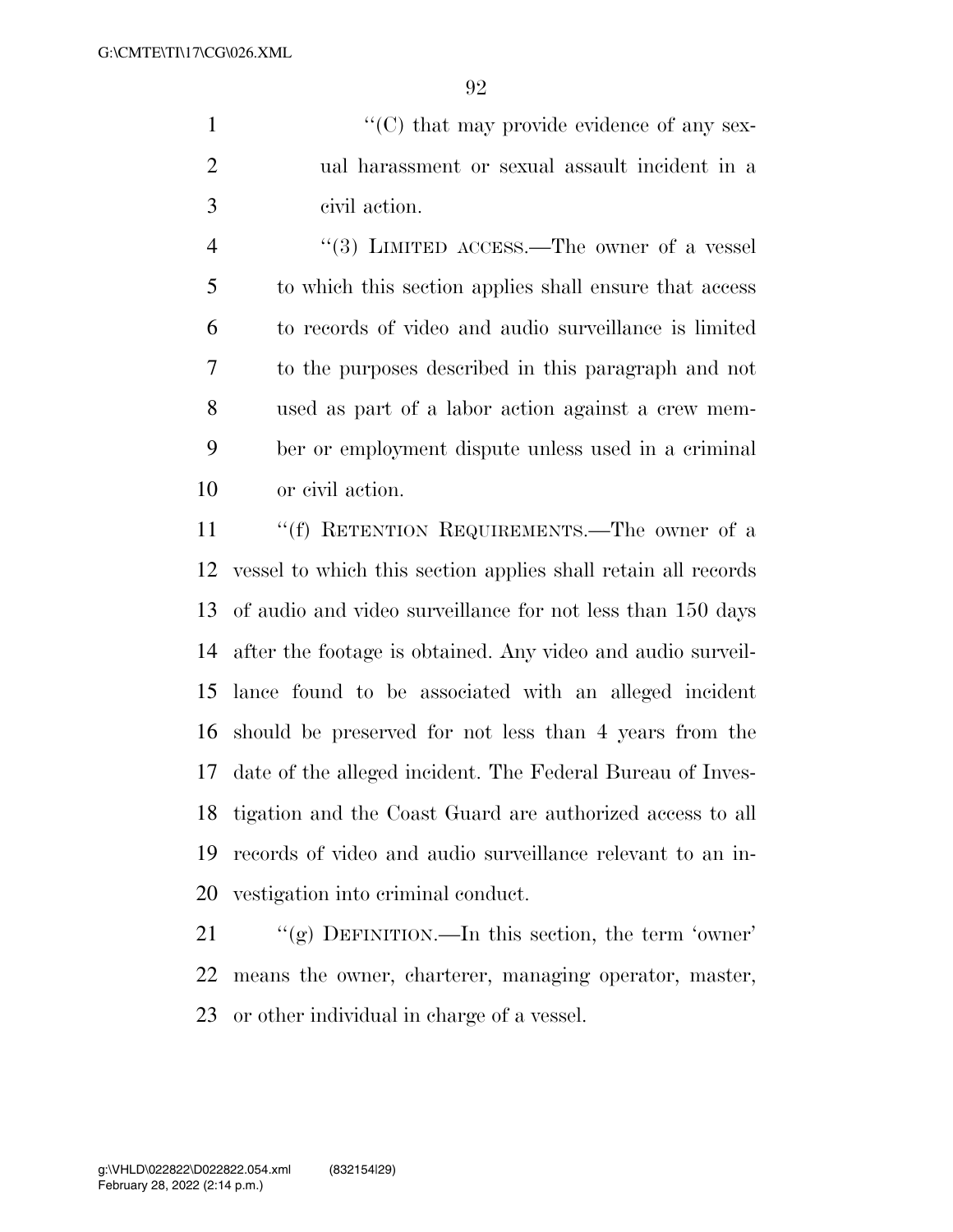"(C) that may provide evidence of any sexual harassment or sexual assault incident in a civil action.

"(3) LIMITED ACCESS.—The owner of a vessel to which this section applies shall ensure that access to records of video and audio surveillance is limited to the purposes described in this paragraph and not used as part of a labor action against a crew member or employment dispute unless used in a criminal or civil action.

"(f) RETENTION REQUIREMENTS.—The owner of a vessel to which this section applies shall retain all records of audio and video surveillance for not less than 150 days after the footage is obtained. Any video and audio surveillance found to be associated with an alleged incident should be preserved for not less than 4 years from the date of the alleged incident. The Federal Bureau of Investigation and the Coast Guard are authorized access to all records of video and audio surveillance relevant to an investigation into criminal conduct.

"(g) DEFINITION.—In this section, the term 'owner' means the owner, charterer, managing operator, master, or other individual in charge of a vessel.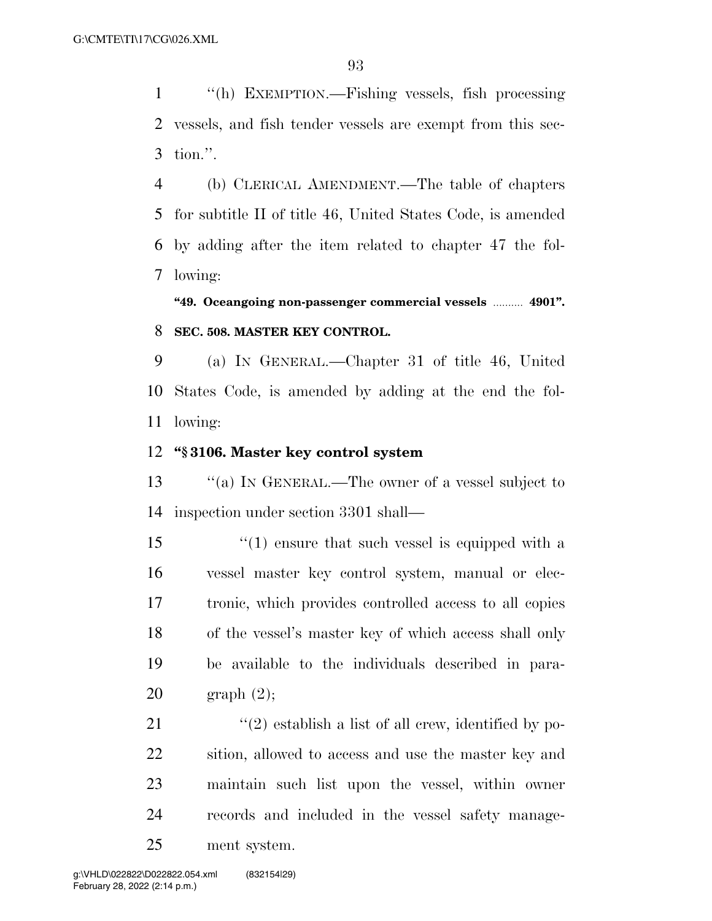"(h) EXEMPTION.—Fishing vessels, fish processing vessels, and fish tender vessels are exempt from this section.".

(b) CLERICAL AMENDMENT.—The table of chapters for subtitle II of title 46, United States Code, is amended by adding after the item related to chapter 47 the following:

**"49. Oceangoing non-passenger commercial vessels .......... 4901".**

**SEC. 508. MASTER KEY CONTROL.**

(a) IN GENERAL.—Chapter 31 of title 46, United States Code, is amended by adding at the end the following:

**"§ 3106. Master key control system**

"(a) IN GENERAL.—The owner of a vessel subject to inspection under section 3301 shall—

"(1) ensure that such vessel is equipped with a vessel master key control system, manual or electronic, which provides controlled access to all copies of the vessel's master key of which access shall only be available to the individuals described in paragraph (2);

"(2) establish a list of all crew, identified by position, allowed to access and use the master key and maintain such list upon the vessel, within owner records and included in the vessel safety management system.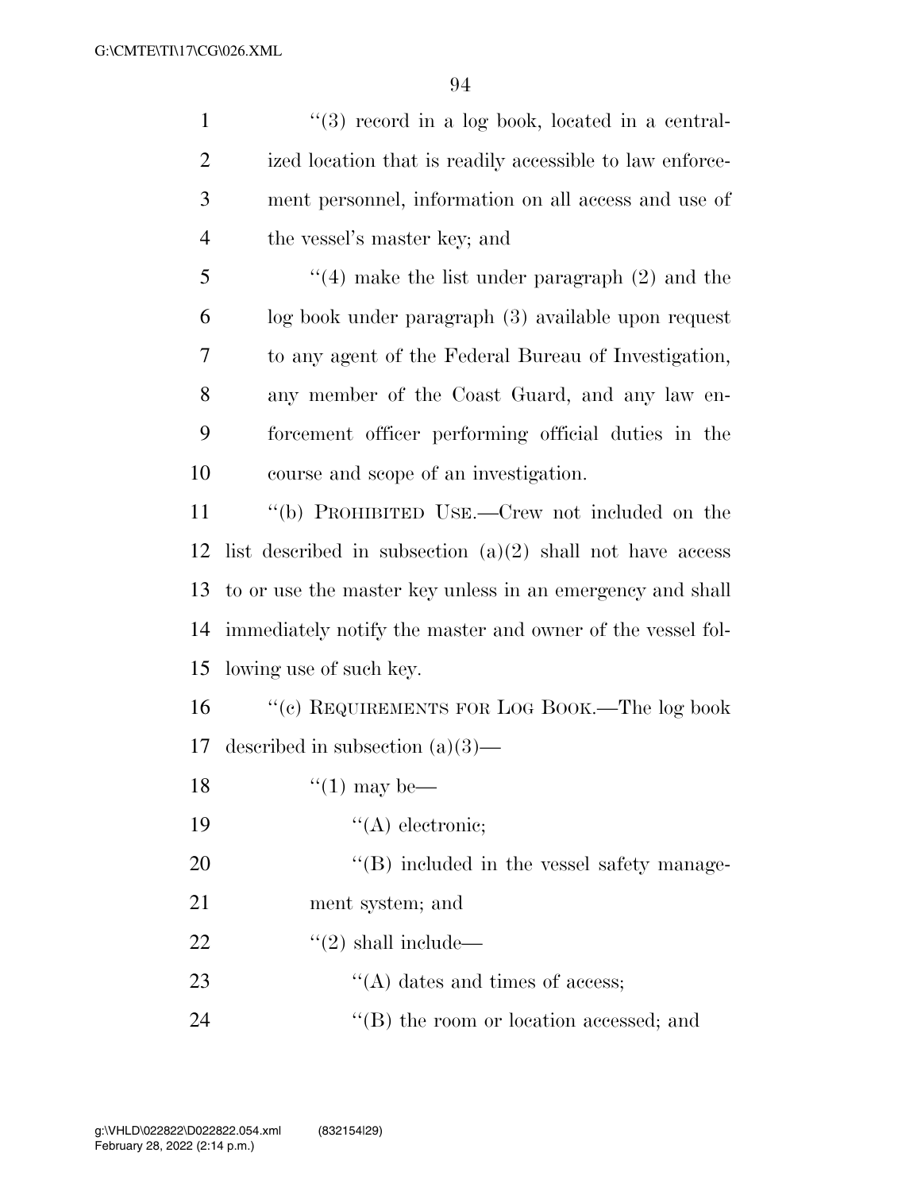''(3) record in a log book, located in a centralized location that is readily accessible to law enforcement personnel, information on all access and use of the vessel's master key; and

''(4) make the list under paragraph (2) and the log book under paragraph (3) available upon request to any agent of the Federal Bureau of Investigation, any member of the Coast Guard, and any law enforcement officer performing official duties in the course and scope of an investigation.

''(b) PROHIBITED USE.—Crew not included on the list described in subsection (a)(2) shall not have access to or use the master key unless in an emergency and shall immediately notify the master and owner of the vessel following use of such key.

''(c) REQUIREMENTS FOR LOG BOOK.—The log book described in subsection (a)(3)—

''(1) may be—

''(A) electronic;

''(B) included in the vessel safety management system; and

''(2) shall include—

''(A) dates and times of access;

''(B) the room or location accessed; and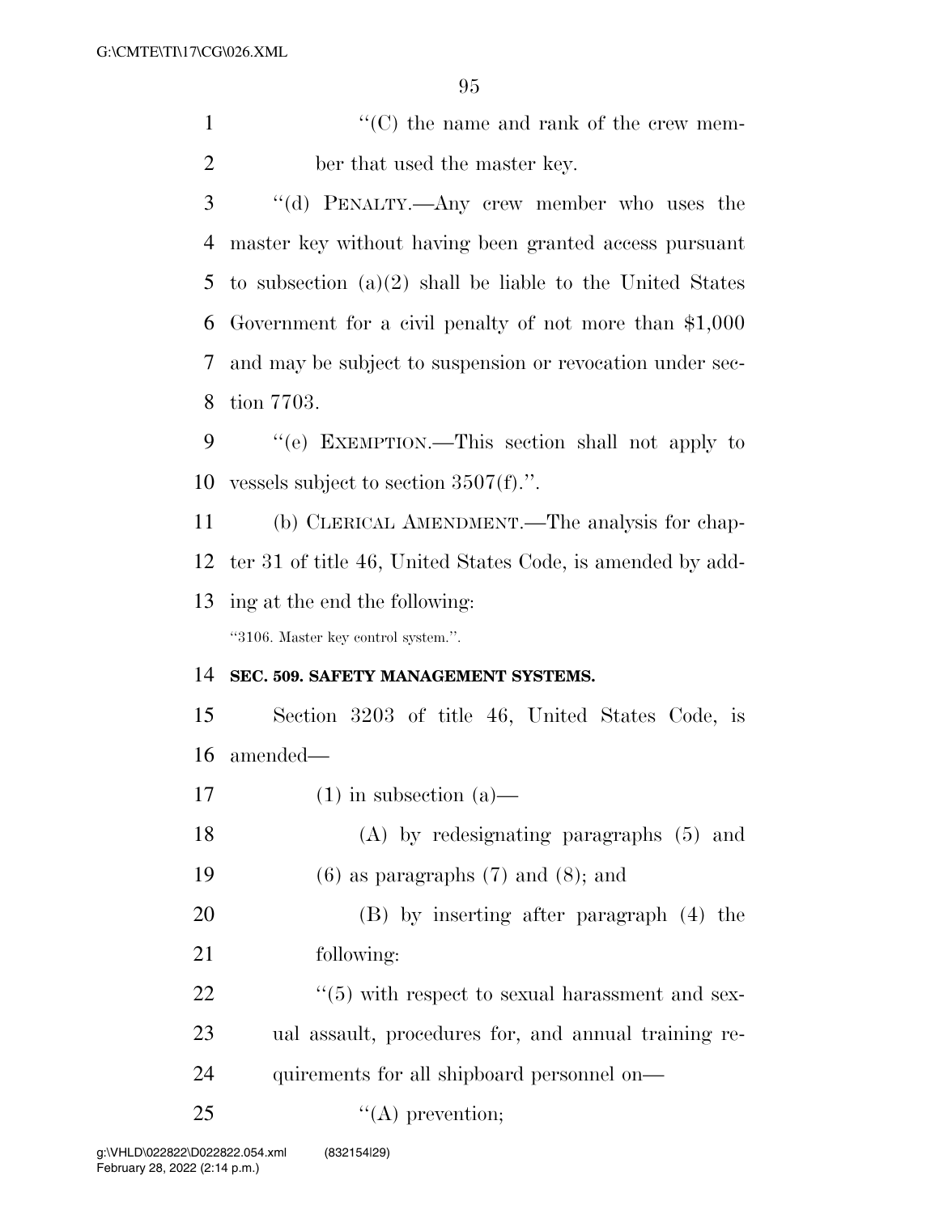''(C) the name and rank of the crew member that used the master key.

''(d) PENALTY.—Any crew member who uses the master key without having been granted access pursuant to subsection (a)(2) shall be liable to the United States Government for a civil penalty of not more than $1,000 and may be subject to suspension or revocation under section 7703.

''(e) EXEMPTION.—This section shall not apply to vessels subject to section 3507(f).''.

(b) CLERICAL AMENDMENT.—The analysis for chapter 31 of title 46, United States Code, is amended by adding at the end the following:

''3106. Master key control system.''.

**SEC. 509. SAFETY MANAGEMENT SYSTEMS.**

Section 3203 of title 46, United States Code, is amended—

(1) in subsection (a)—

(A) by redesignating paragraphs (5) and (6) as paragraphs (7) and (8); and

(B) by inserting after paragraph (4) the following:

''(5) with respect to sexual harassment and sexual assault, procedures for, and annual training requirements for all shipboard personnel on—

''(A) prevention;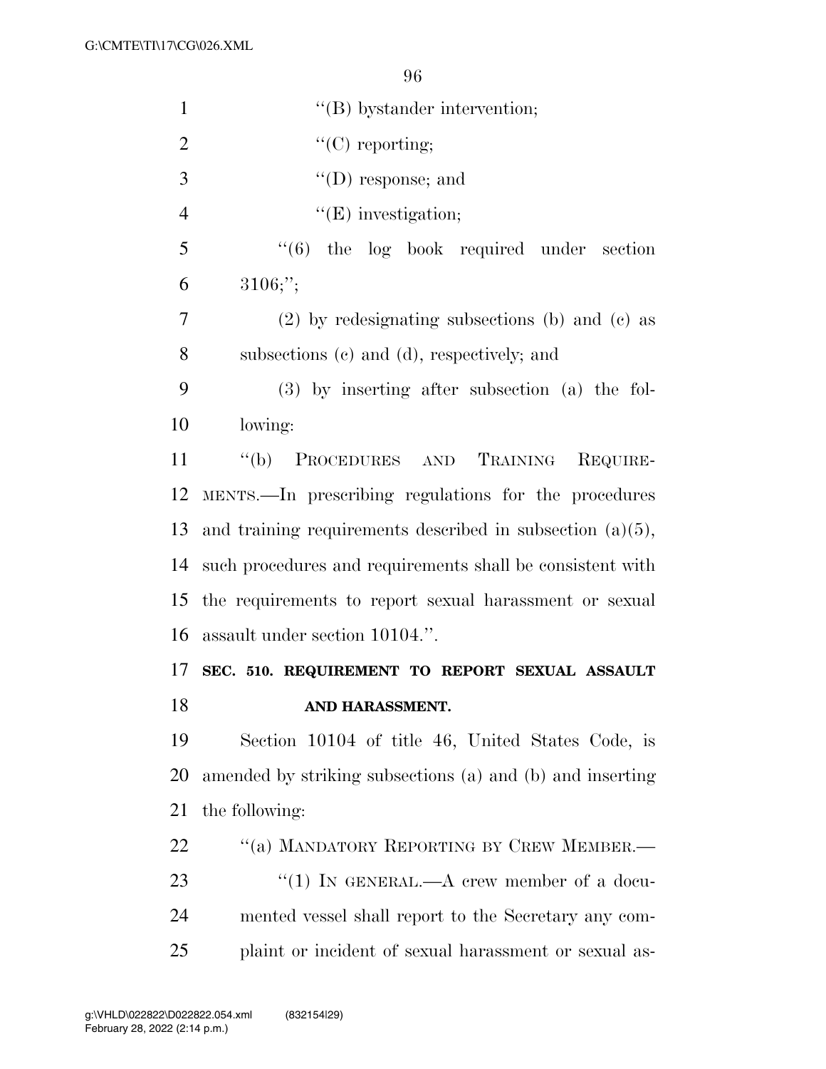"(B) bystander intervention;

"(C) reporting;

"(D) response; and

"(E) investigation;

"(6) the log book required under section 3106;";

(2) by redesignating subsections (b) and (c) as subsections (c) and (d), respectively; and

(3) by inserting after subsection (a) the following:

"(b) PROCEDURES AND TRAINING REQUIREMENTS.—In prescribing regulations for the procedures and training requirements described in subsection (a)(5), such procedures and requirements shall be consistent with the requirements to report sexual harassment or sexual assault under section 10104.".

### SEC. 510. REQUIREMENT TO REPORT SEXUAL ASSAULT AND HARASSMENT.

Section 10104 of title 46, United States Code, is amended by striking subsections (a) and (b) and inserting the following:

"(a) MANDATORY REPORTING BY CREW MEMBER.—

"(1) IN GENERAL.—A crew member of a documented vessel shall report to the Secretary any complaint or incident of sexual harassment or sexual as-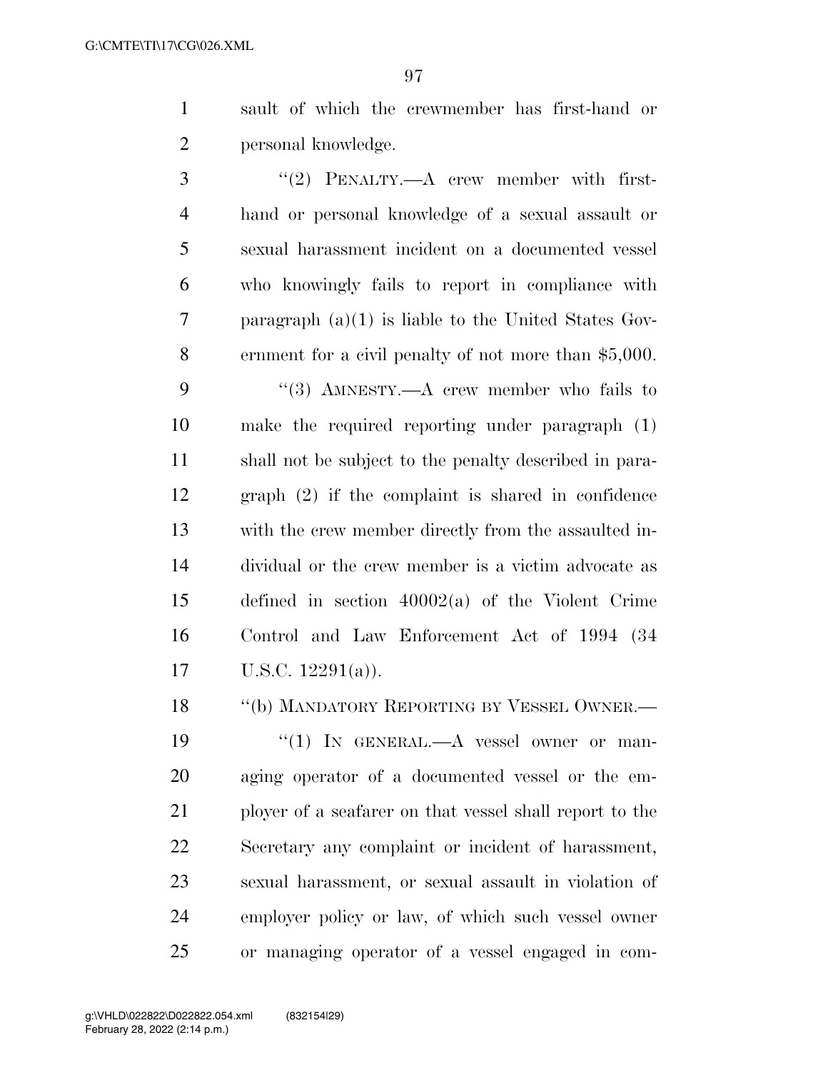sault of which the crewmember has first-hand or personal knowledge.

"(2) PENALTY.—A crew member with first-hand or personal knowledge of a sexual assault or sexual harassment incident on a documented vessel who knowingly fails to report in compliance with paragraph (a)(1) is liable to the United States Government for a civil penalty of not more than $5,000.

"(3) AMNESTY.—A crew member who fails to make the required reporting under paragraph (1) shall not be subject to the penalty described in paragraph (2) if the complaint is shared in confidence with the crew member directly from the assaulted individual or the crew member is a victim advocate as defined in section 40002(a) of the Violent Crime Control and Law Enforcement Act of 1994 (34 U.S.C. 12291(a)).

"(b) MANDATORY REPORTING BY VESSEL OWNER.—

"(1) IN GENERAL.—A vessel owner or managing operator of a documented vessel or the employer of a seafarer on that vessel shall report to the Secretary any complaint or incident of harassment, sexual harassment, or sexual assault in violation of employer policy or law, of which such vessel owner or managing operator of a vessel engaged in com-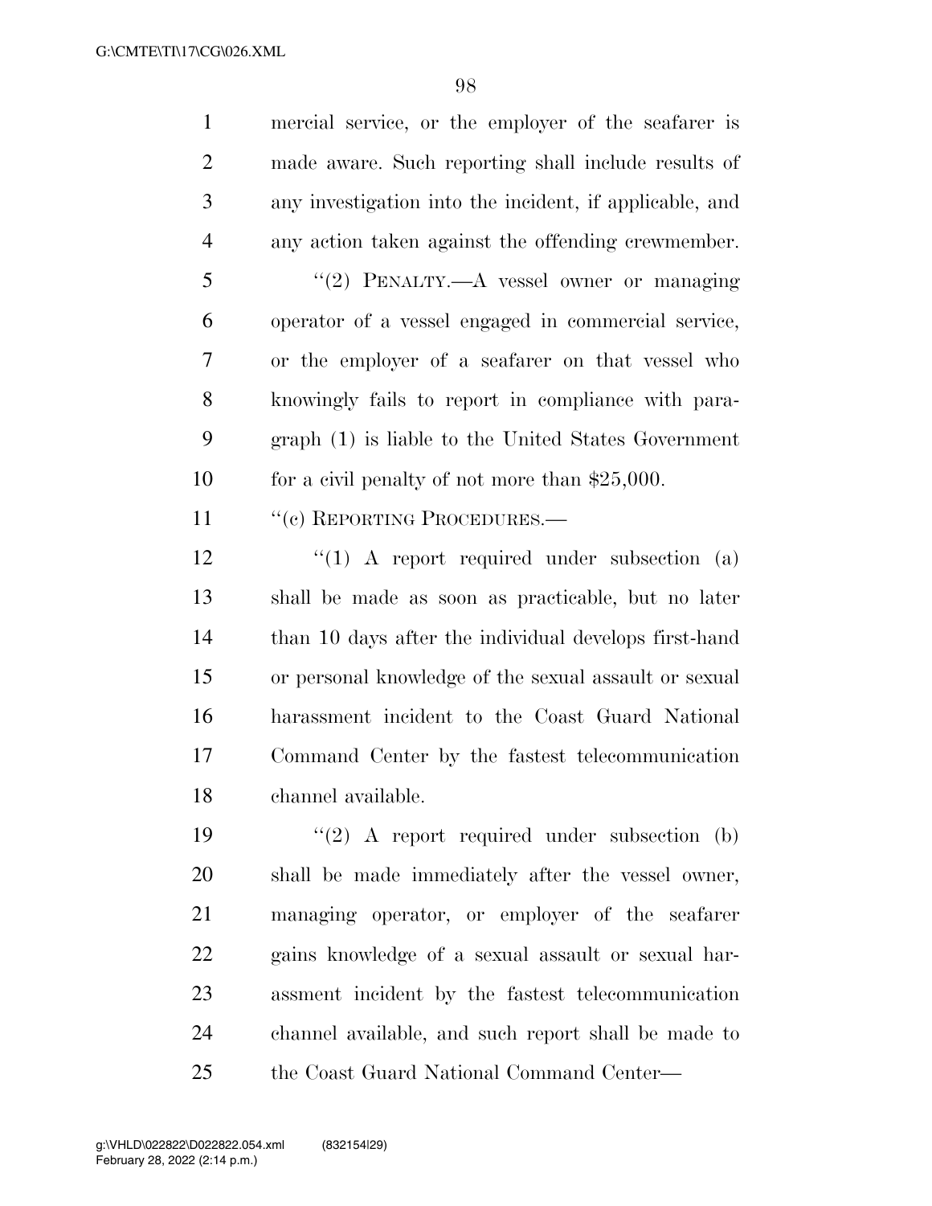mercial service, or the employer of the seafarer is made aware. Such reporting shall include results of any investigation into the incident, if applicable, and any action taken against the offending crewmember.

"(2) PENALTY.—A vessel owner or managing operator of a vessel engaged in commercial service, or the employer of a seafarer on that vessel who knowingly fails to report in compliance with paragraph (1) is liable to the United States Government for a civil penalty of not more than $25,000.

"(c) REPORTING PROCEDURES.—

"(1) A report required under subsection (a) shall be made as soon as practicable, but no later than 10 days after the individual develops first-hand or personal knowledge of the sexual assault or sexual harassment incident to the Coast Guard National Command Center by the fastest telecommunication channel available.

"(2) A report required under subsection (b) shall be made immediately after the vessel owner, managing operator, or employer of the seafarer gains knowledge of a sexual assault or sexual harassment incident by the fastest telecommunication channel available, and such report shall be made to the Coast Guard National Command Center—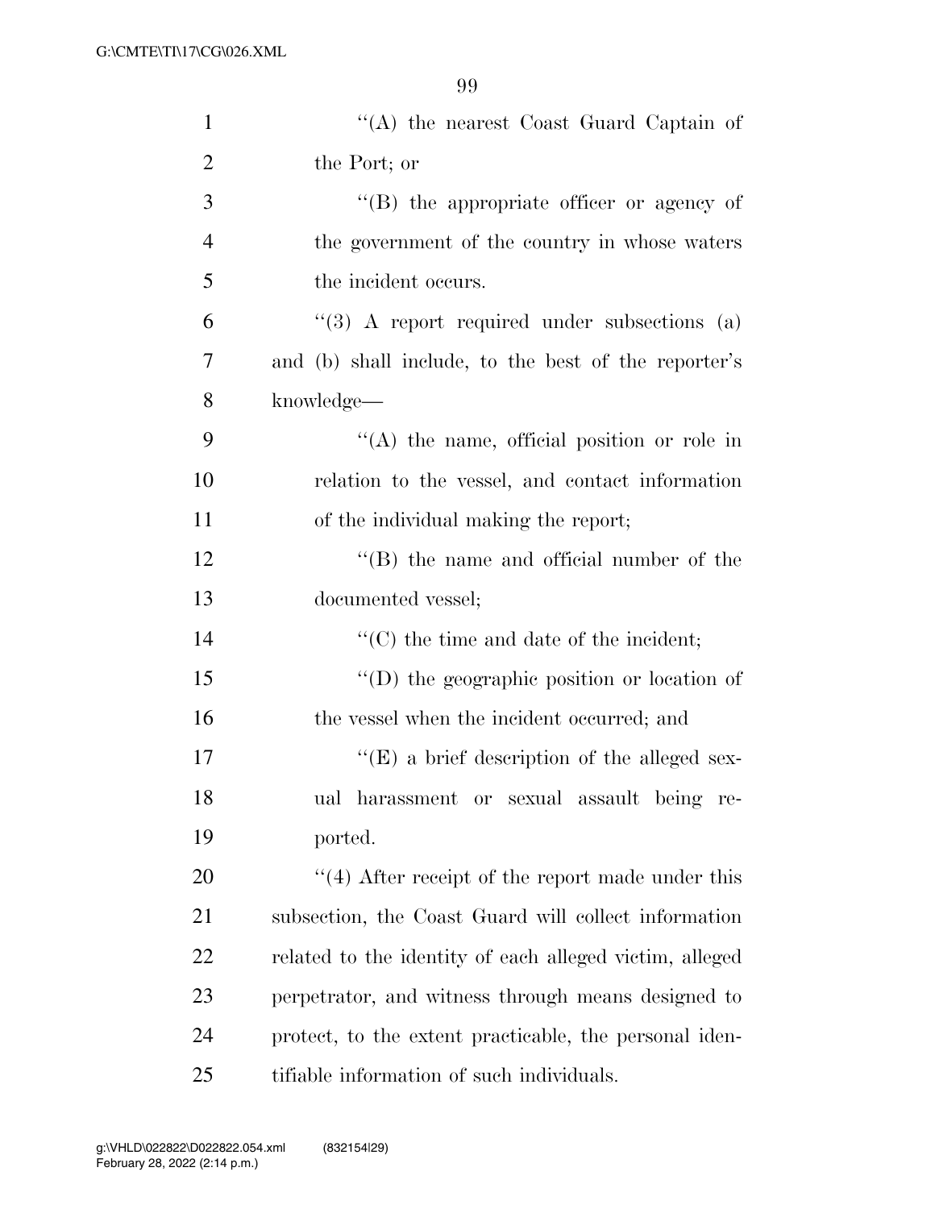''(A) the nearest Coast Guard Captain of the Port; or

''(B) the appropriate officer or agency of the government of the country in whose waters the incident occurs.

''(3) A report required under subsections (a) and (b) shall include, to the best of the reporter's knowledge—

''(A) the name, official position or role in relation to the vessel, and contact information of the individual making the report;

''(B) the name and official number of the documented vessel;

''(C) the time and date of the incident;

''(D) the geographic position or location of the vessel when the incident occurred; and

''(E) a brief description of the alleged sexual harassment or sexual assault being reported.

''(4) After receipt of the report made under this subsection, the Coast Guard will collect information related to the identity of each alleged victim, alleged perpetrator, and witness through means designed to protect, to the extent practicable, the personal identifiable information of such individuals.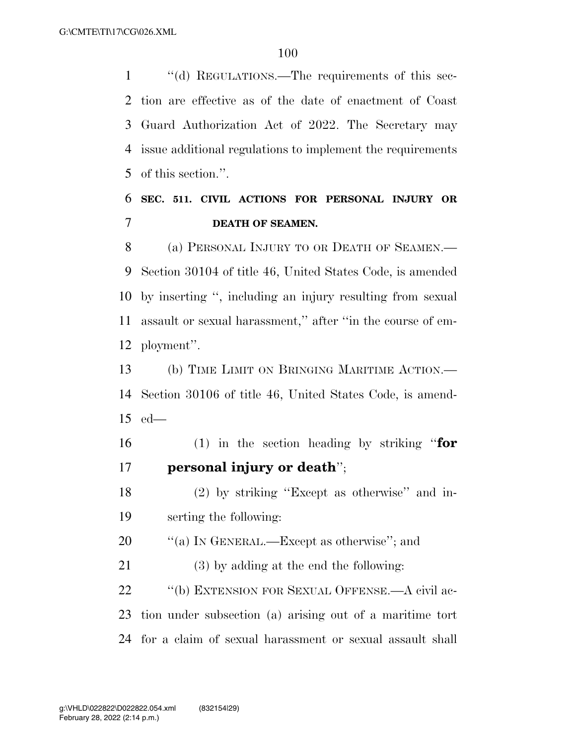"(d) REGULATIONS.—The requirements of this section are effective as of the date of enactment of Coast Guard Authorization Act of 2022. The Secretary may issue additional regulations to implement the requirements of this section.".

**SEC. 511. CIVIL ACTIONS FOR PERSONAL INJURY OR DEATH OF SEAMEN.**

(a) PERSONAL INJURY TO OR DEATH OF SEAMEN.—Section 30104 of title 46, United States Code, is amended by inserting ", including an injury resulting from sexual assault or sexual harassment," after "in the course of employment".

(b) TIME LIMIT ON BRINGING MARITIME ACTION.—Section 30106 of title 46, United States Code, is amended—

(1) in the section heading by striking "**for personal injury or death**";

(2) by striking "Except as otherwise" and inserting the following:

"(a) IN GENERAL.—Except as otherwise"; and

(3) by adding at the end the following:

"(b) EXTENSION FOR SEXUAL OFFENSE.—A civil action under subsection (a) arising out of a maritime tort for a claim of sexual harassment or sexual assault shall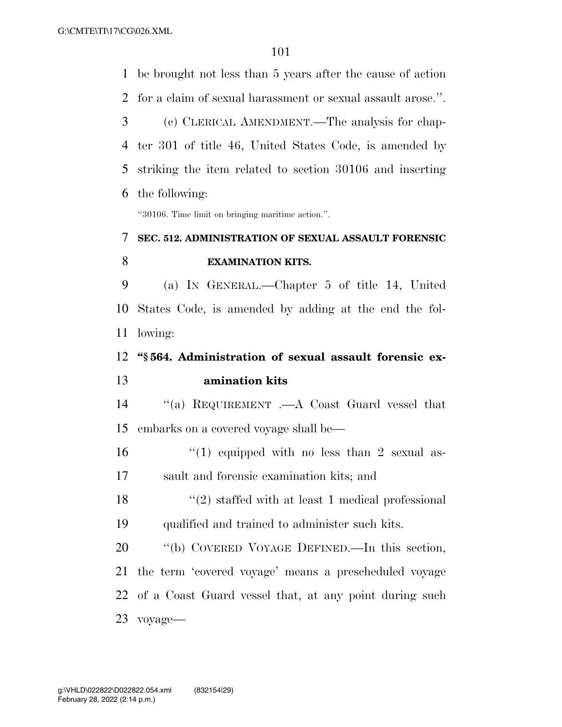be brought not less than 5 years after the cause of action for a claim of sexual harassment or sexual assault arose.''.

(c) CLERICAL AMENDMENT.—The analysis for chapter 301 of title 46, United States Code, is amended by striking the item related to section 30106 and inserting the following:

''30106. Time limit on bringing maritime action.''.

**SEC. 512. ADMINISTRATION OF SEXUAL ASSAULT FORENSIC EXAMINATION KITS.**

(a) IN GENERAL.—Chapter 5 of title 14, United States Code, is amended by adding at the end the following:

**''§ 564. Administration of sexual assault forensic examination kits**

''(a) REQUIREMENT .—A Coast Guard vessel that embarks on a covered voyage shall be—

''(1) equipped with no less than 2 sexual assault and forensic examination kits; and

''(2) staffed with at least 1 medical professional qualified and trained to administer such kits.

''(b) COVERED VOYAGE DEFINED.—In this section, the term 'covered voyage' means a prescheduled voyage of a Coast Guard vessel that, at any point during such voyage—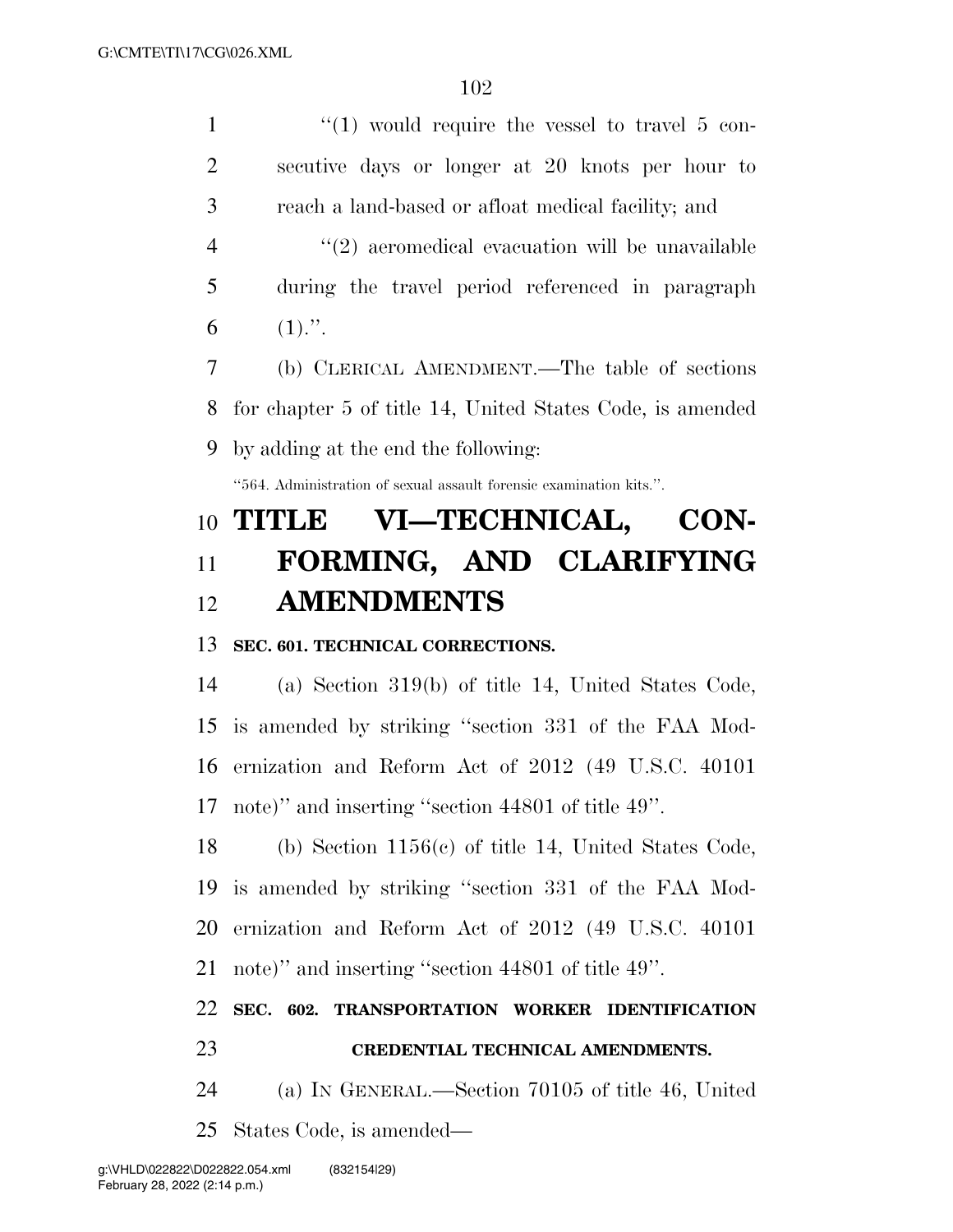"(1) would require the vessel to travel 5 consecutive days or longer at 20 knots per hour to reach a land-based or afloat medical facility; and

"(2) aeromedical evacuation will be unavailable during the travel period referenced in paragraph (1).".

(b) CLERICAL AMENDMENT.—The table of sections for chapter 5 of title 14, United States Code, is amended by adding at the end the following:

"564. Administration of sexual assault forensic examination kits.".

# TITLE VI—TECHNICAL, CONFORMING, AND CLARIFYING AMENDMENTS

### SEC. 601. TECHNICAL CORRECTIONS.

(a) Section 319(b) of title 14, United States Code, is amended by striking "section 331 of the FAA Modernization and Reform Act of 2012 (49 U.S.C. 40101 note)" and inserting "section 44801 of title 49".

(b) Section 1156(c) of title 14, United States Code, is amended by striking "section 331 of the FAA Modernization and Reform Act of 2012 (49 U.S.C. 40101 note)" and inserting "section 44801 of title 49".

### SEC. 602. TRANSPORTATION WORKER IDENTIFICATION CREDENTIAL TECHNICAL AMENDMENTS.

(a) IN GENERAL.—Section 70105 of title 46, United States Code, is amended—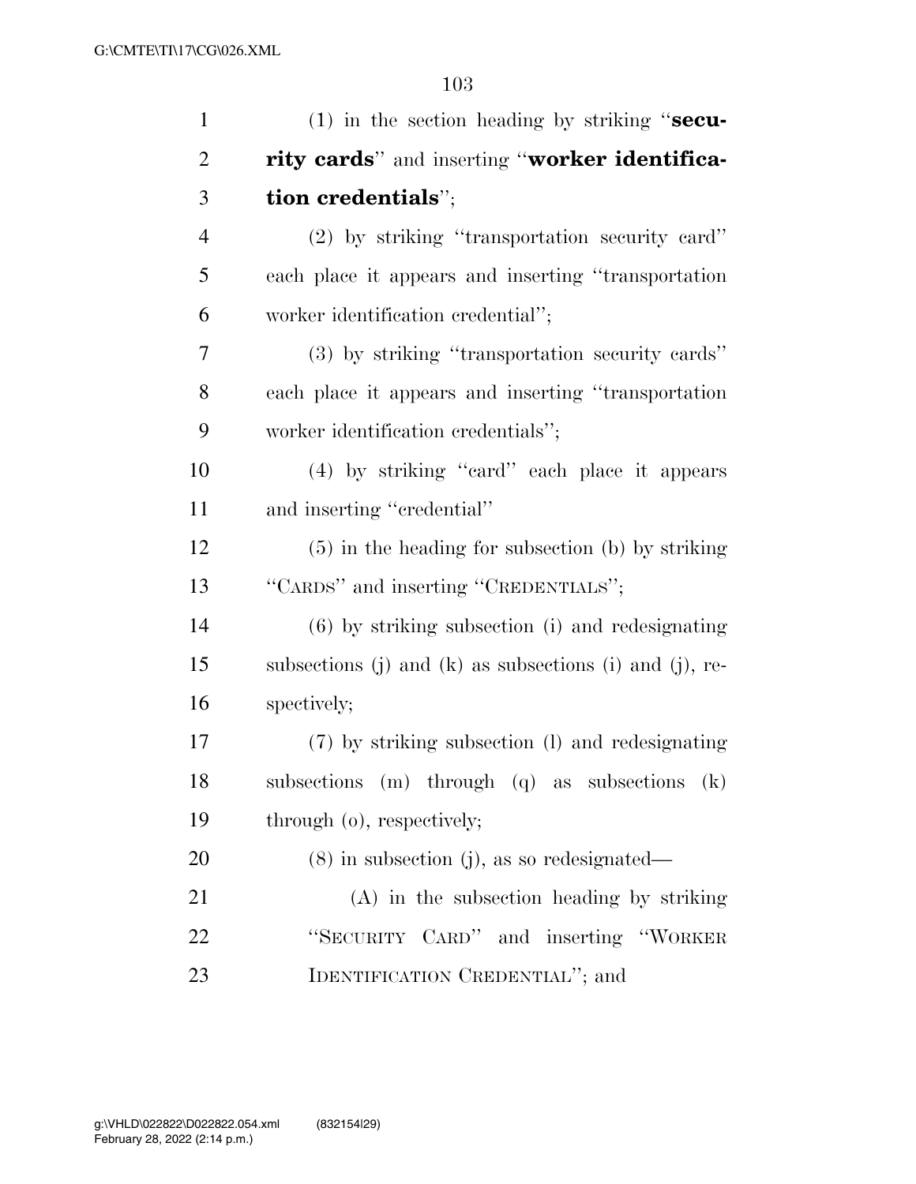(1) in the section heading by striking "**security cards**" and inserting "**worker identification credentials**";

(2) by striking "transportation security card" each place it appears and inserting "transportation worker identification credential";

(3) by striking "transportation security cards" each place it appears and inserting "transportation worker identification credentials";

(4) by striking "card" each place it appears and inserting "credential"

(5) in the heading for subsection (b) by striking "CARDS" and inserting "CREDENTIALS";

(6) by striking subsection (i) and redesignating subsections (j) and (k) as subsections (i) and (j), respectively;

(7) by striking subsection (l) and redesignating subsections (m) through (q) as subsections (k) through (o), respectively;

(8) in subsection (j), as so redesignated—

(A) in the subsection heading by striking "SECURITY CARD" and inserting "WORKER IDENTIFICATION CREDENTIAL"; and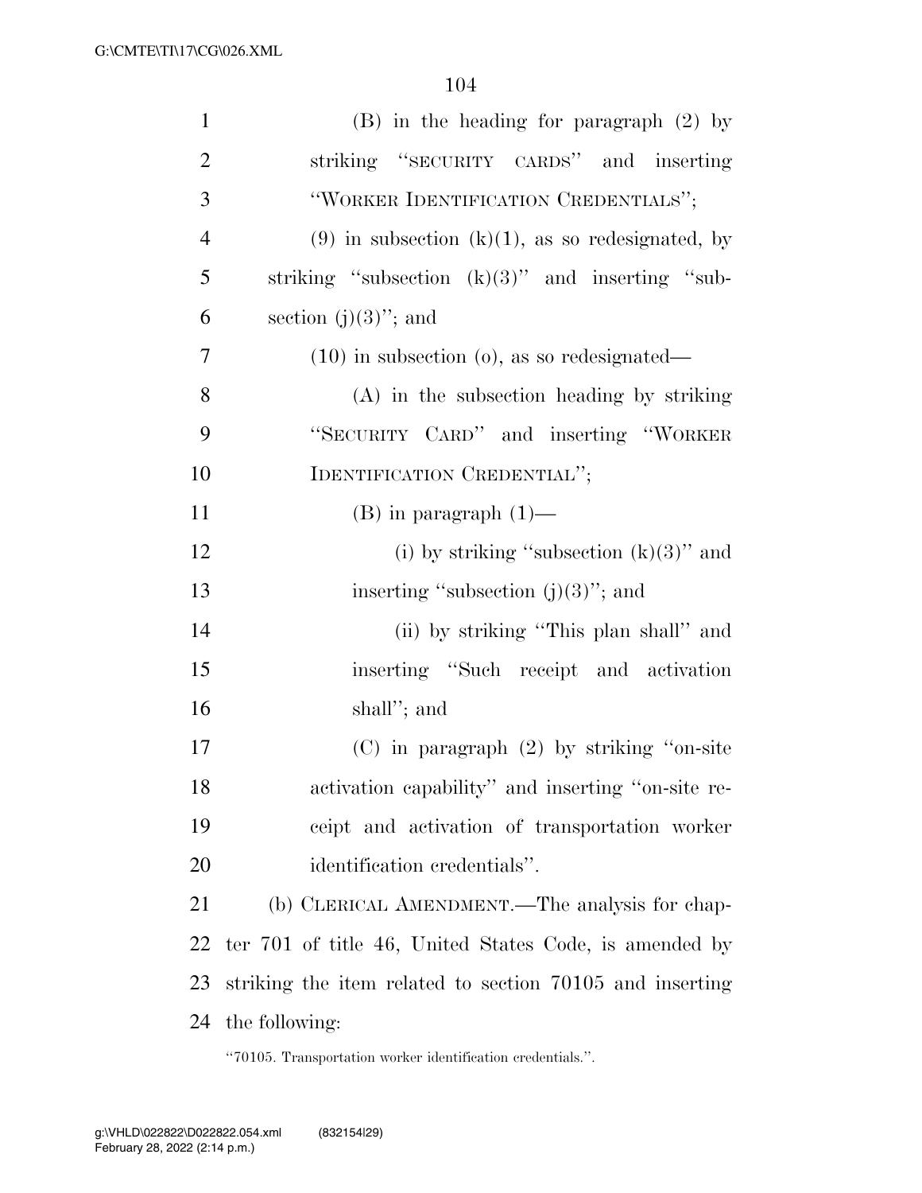(B) in the heading for paragraph (2) by striking "SECURITY CARDS" and inserting "WORKER IDENTIFICATION CREDENTIALS";

(9) in subsection (k)(1), as so redesignated, by striking "subsection (k)(3)" and inserting "subsection (j)(3)"; and

(10) in subsection (o), as so redesignated—

(A) in the subsection heading by striking "SECURITY CARD" and inserting "WORKER IDENTIFICATION CREDENTIAL";

(B) in paragraph (1)—

(i) by striking "subsection (k)(3)" and inserting "subsection (j)(3)"; and

(ii) by striking "This plan shall" and inserting "Such receipt and activation shall"; and

(C) in paragraph (2) by striking "on-site activation capability" and inserting "on-site receipt and activation of transportation worker identification credentials".

(b) CLERICAL AMENDMENT.—The analysis for chapter 701 of title 46, United States Code, is amended by striking the item related to section 70105 and inserting the following:

"70105. Transportation worker identification credentials.".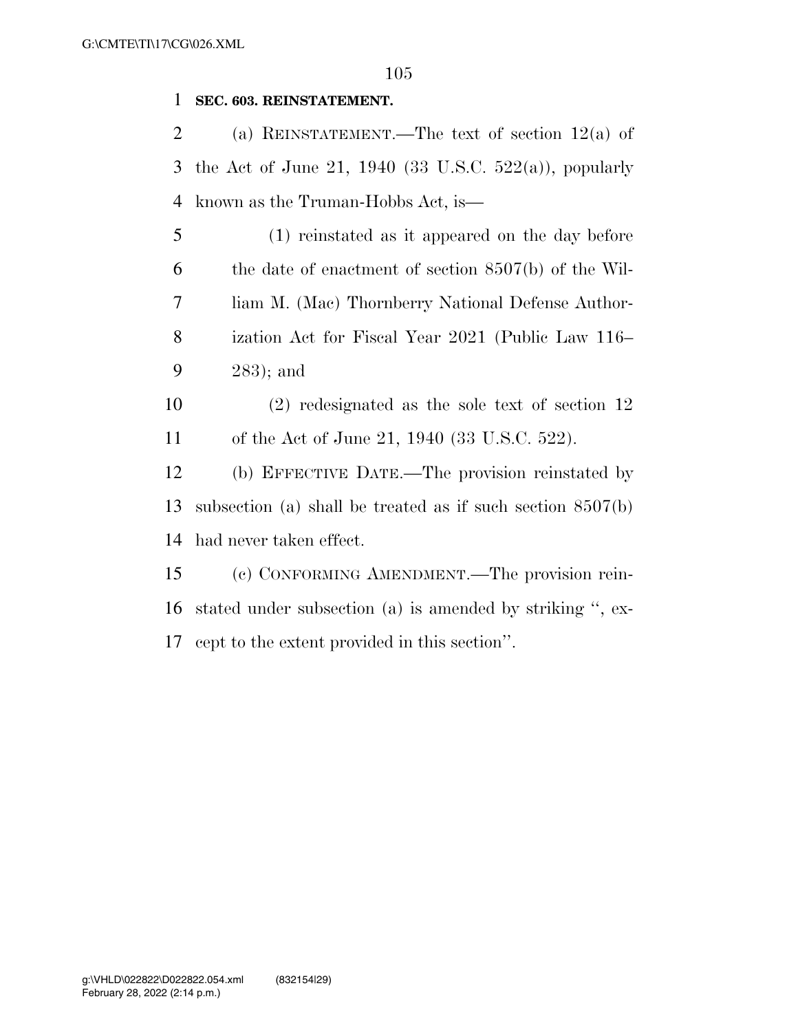**SEC. 603. REINSTATEMENT.**

(a) REINSTATEMENT.—The text of section 12(a) of the Act of June 21, 1940 (33 U.S.C. 522(a)), popularly known as the Truman-Hobbs Act, is—

(1) reinstated as it appeared on the day before the date of enactment of section 8507(b) of the William M. (Mac) Thornberry National Defense Authorization Act for Fiscal Year 2021 (Public Law 116–283); and

(2) redesignated as the sole text of section 12 of the Act of June 21, 1940 (33 U.S.C. 522).

(b) EFFECTIVE DATE.—The provision reinstated by subsection (a) shall be treated as if such section 8507(b) had never taken effect.

(c) CONFORMING AMENDMENT.—The provision reinstated under subsection (a) is amended by striking '', except to the extent provided in this section''.